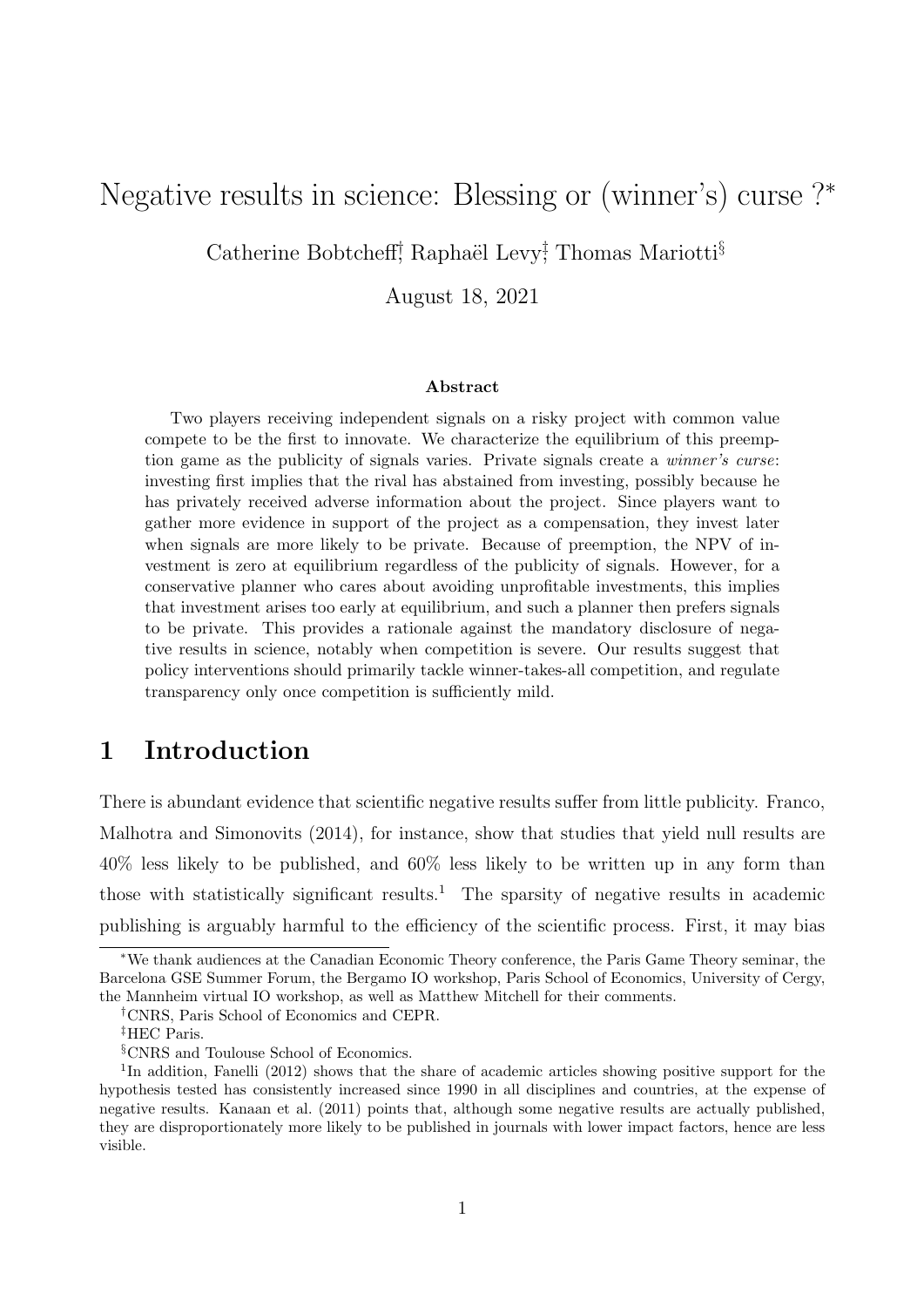# Negative results in science: Blessing or (winner's) curse ?[*]

Catherine Bobtcheff[†], Raphaël Levy[‡], Thomas Mariotti[§]

August 18, 2021

### Abstract

Two players receiving independent signals on a risky project with common value compete to be the first to innovate. We characterize the equilibrium of this preemption game as the publicity of signals varies. Private signals create a *winner's curse*: investing first implies that the rival has abstained from investing, possibly because he has privately received adverse information about the project. Since players want to gather more evidence in support of the project as a compensation, they invest later when signals are more likely to be private. Because of preemption, the NPV of investment is zero at equilibrium regardless of the publicity of signals. However, for a conservative planner who cares about avoiding unprofitable investments, this implies that investment arises too early at equilibrium, and such a planner then prefers signals to be private. This provides a rationale against the mandatory disclosure of negative results in science, notably when competition is severe. Our results suggest that policy interventions should primarily tackle winner-takes-all competition, and regulate transparency only once competition is sufficiently mild.

## 1 Introduction

There is abundant evidence that scientific negative results suffer from little publicity. Franco, Malhotra and Simonovits (2014), for instance, show that studies that yield null results are 40% less likely to be published, and 60% less likely to be written up in any form than those with statistically significant results.[1] The sparsity of negative results in academic publishing is arguably harmful to the efficiency of the scientific process. First, it may bias

---

[*] We thank audiences at the Canadian Economic Theory conference, the Paris Game Theory seminar, the Barcelona GSE Summer Forum, the Bergamo IO workshop, Paris School of Economics, University of Cergy, the Mannheim virtual IO workshop, as well as Matthew Mitchell for their comments.

[†] CNRS, Paris School of Economics and CEPR.

[‡] HEC Paris.

[§] CNRS and Toulouse School of Economics.

[1] In addition, Fanelli (2012) shows that the share of academic articles showing positive support for the hypothesis tested has consistently increased since 1990 in all disciplines and countries, at the expense of negative results. Kanaan et al. (2011) points that, although some negative results are actually published, they are disproportionately more likely to be published in journals with lower impact factors, hence are less visible.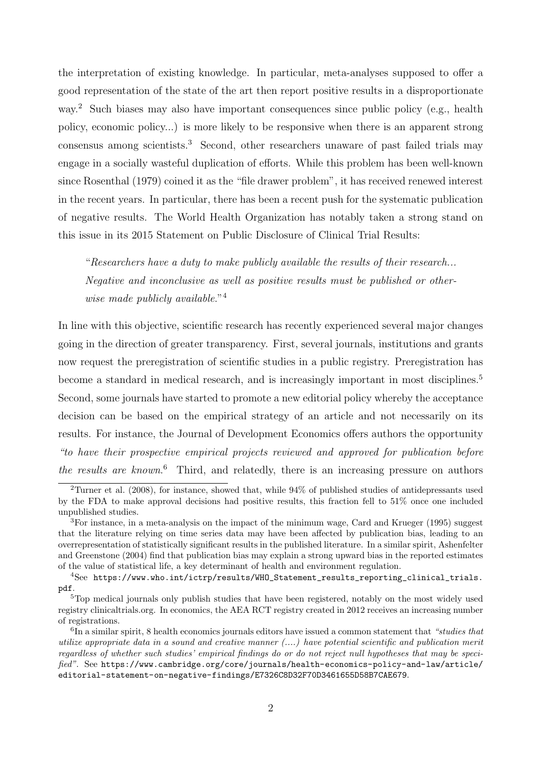the interpretation of existing knowledge. In particular, meta-analyses supposed to offer a good representation of the state of the art then report positive results in a disproportionate way.[2] Such biases may also have important consequences since public policy (e.g., health policy, economic policy...) is more likely to be responsive when there is an apparent strong consensus among scientists.[3] Second, other researchers unaware of past failed trials may engage in a socially wasteful duplication of efforts. While this problem has been well-known since Rosenthal (1979) coined it as the "file drawer problem", it has received renewed interest in the recent years. In particular, there has been a recent push for the systematic publication of negative results. The World Health Organization has notably taken a strong stand on this issue in its 2015 Statement on Public Disclosure of Clinical Trial Results:

> "*Researchers have a duty to make publicly available the results of their research... Negative and inconclusive as well as positive results must be published or otherwise made publicly available.*"[4]

In line with this objective, scientific research has recently experienced several major changes going in the direction of greater transparency. First, several journals, institutions and grants now request the preregistration of scientific studies in a public registry. Preregistration has become a standard in medical research, and is increasingly important in most disciplines.[5] Second, some journals have started to promote a new editorial policy whereby the acceptance decision can be based on the empirical strategy of an article and not necessarily on its results. For instance, the Journal of Development Economics offers authors the opportunity *"to have their prospective empirical projects reviewed and approved for publication before the results are known*.[6] Third, and relatedly, there is an increasing pressure on authors

---

[2]Turner et al. (2008), for instance, showed that, while 94% of published studies of antidepressants used by the FDA to make approval decisions had positive results, this fraction fell to 51% once one included unpublished studies.

[3]For instance, in a meta-analysis on the impact of the minimum wage, Card and Krueger (1995) suggest that the literature relying on time series data may have been affected by publication bias, leading to an overrepresentation of statistically significant results in the published literature. In a similar spirit, Ashenfelter and Greenstone (2004) find that publication bias may explain a strong upward bias in the reported estimates of the value of statistical life, a key determinant of health and environment regulation.

[4]See `https://www.who.int/ictrp/results/WHO_Statement_results_reporting_clinical_trials.pdf`.

[5]Top medical journals only publish studies that have been registered, notably on the most widely used registry clinicaltrials.org. In economics, the AEA RCT registry created in 2012 receives an increasing number of registrations.

[6]In a similar spirit, 8 health economics journals editors have issued a common statement that *"studies that utilize appropriate data in a sound and creative manner (....) have potential scientific and publication merit regardless of whether such studies' empirical findings do or do not reject null hypotheses that may be specified"*. See `https://www.cambridge.org/core/journals/health-economics-policy-and-law/article/editorial-statement-on-negative-findings/E7326C8D32F70D3461655D58B7CAE679`.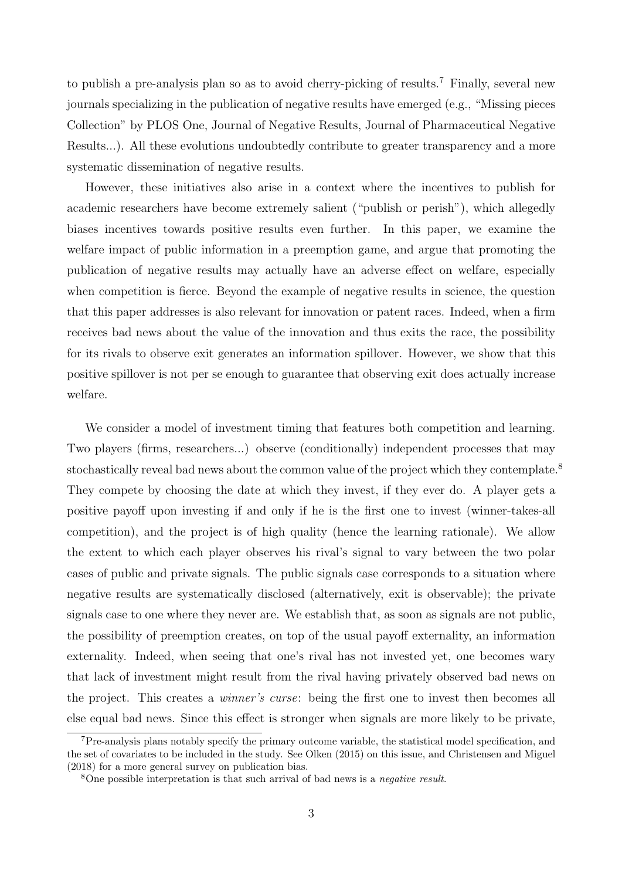to publish a pre-analysis plan so as to avoid cherry-picking of results.[7] Finally, several new journals specializing in the publication of negative results have emerged (e.g., "Missing pieces Collection" by PLOS One, Journal of Negative Results, Journal of Pharmaceutical Negative Results...). All these evolutions undoubtedly contribute to greater transparency and a more systematic dissemination of negative results.

However, these initiatives also arise in a context where the incentives to publish for academic researchers have become extremely salient ("publish or perish"), which allegedly biases incentives towards positive results even further. In this paper, we examine the welfare impact of public information in a preemption game, and argue that promoting the publication of negative results may actually have an adverse effect on welfare, especially when competition is fierce. Beyond the example of negative results in science, the question that this paper addresses is also relevant for innovation or patent races. Indeed, when a firm receives bad news about the value of the innovation and thus exits the race, the possibility for its rivals to observe exit generates an information spillover. However, we show that this positive spillover is not per se enough to guarantee that observing exit does actually increase welfare.

We consider a model of investment timing that features both competition and learning. Two players (firms, researchers...) observe (conditionally) independent processes that may stochastically reveal bad news about the common value of the project which they contemplate.[8] They compete by choosing the date at which they invest, if they ever do. A player gets a positive payoff upon investing if and only if he is the first one to invest (winner-takes-all competition), and the project is of high quality (hence the learning rationale). We allow the extent to which each player observes his rival's signal to vary between the two polar cases of public and private signals. The public signals case corresponds to a situation where negative results are systematically disclosed (alternatively, exit is observable); the private signals case to one where they never are. We establish that, as soon as signals are not public, the possibility of preemption creates, on top of the usual payoff externality, an information externality. Indeed, when seeing that one's rival has not invested yet, one becomes wary that lack of investment might result from the rival having privately observed bad news on the project. This creates a *winner's curse*: being the first one to invest then becomes all else equal bad news. Since this effect is stronger when signals are more likely to be private,

[7] Pre-analysis plans notably specify the primary outcome variable, the statistical model specification, and the set of covariates to be included in the study. See Olken (2015) on this issue, and Christensen and Miguel (2018) for a more general survey on publication bias.

[8] One possible interpretation is that such arrival of bad news is a *negative result*.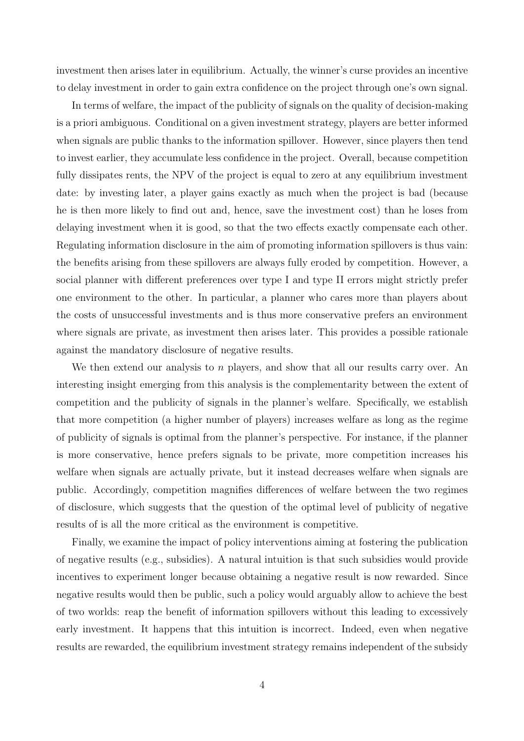investment then arises later in equilibrium. Actually, the winner's curse provides an incentive to delay investment in order to gain extra confidence on the project through one's own signal.

In terms of welfare, the impact of the publicity of signals on the quality of decision-making is a priori ambiguous. Conditional on a given investment strategy, players are better informed when signals are public thanks to the information spillover. However, since players then tend to invest earlier, they accumulate less confidence in the project. Overall, because competition fully dissipates rents, the NPV of the project is equal to zero at any equilibrium investment date: by investing later, a player gains exactly as much when the project is bad (because he is then more likely to find out and, hence, save the investment cost) than he loses from delaying investment when it is good, so that the two effects exactly compensate each other. Regulating information disclosure in the aim of promoting information spillovers is thus vain: the benefits arising from these spillovers are always fully eroded by competition. However, a social planner with different preferences over type I and type II errors might strictly prefer one environment to the other. In particular, a planner who cares more than players about the costs of unsuccessful investments and is thus more conservative prefers an environment where signals are private, as investment then arises later. This provides a possible rationale against the mandatory disclosure of negative results.

We then extend our analysis to $n$ players, and show that all our results carry over. An interesting insight emerging from this analysis is the complementarity between the extent of competition and the publicity of signals in the planner's welfare. Specifically, we establish that more competition (a higher number of players) increases welfare as long as the regime of publicity of signals is optimal from the planner's perspective. For instance, if the planner is more conservative, hence prefers signals to be private, more competition increases his welfare when signals are actually private, but it instead decreases welfare when signals are public. Accordingly, competition magnifies differences of welfare between the two regimes of disclosure, which suggests that the question of the optimal level of publicity of negative results of is all the more critical as the environment is competitive.

Finally, we examine the impact of policy interventions aiming at fostering the publication of negative results (e.g., subsidies). A natural intuition is that such subsidies would provide incentives to experiment longer because obtaining a negative result is now rewarded. Since negative results would then be public, such a policy would arguably allow to achieve the best of two worlds: reap the benefit of information spillovers without this leading to excessively early investment. It happens that this intuition is incorrect. Indeed, even when negative results are rewarded, the equilibrium investment strategy remains independent of the subsidy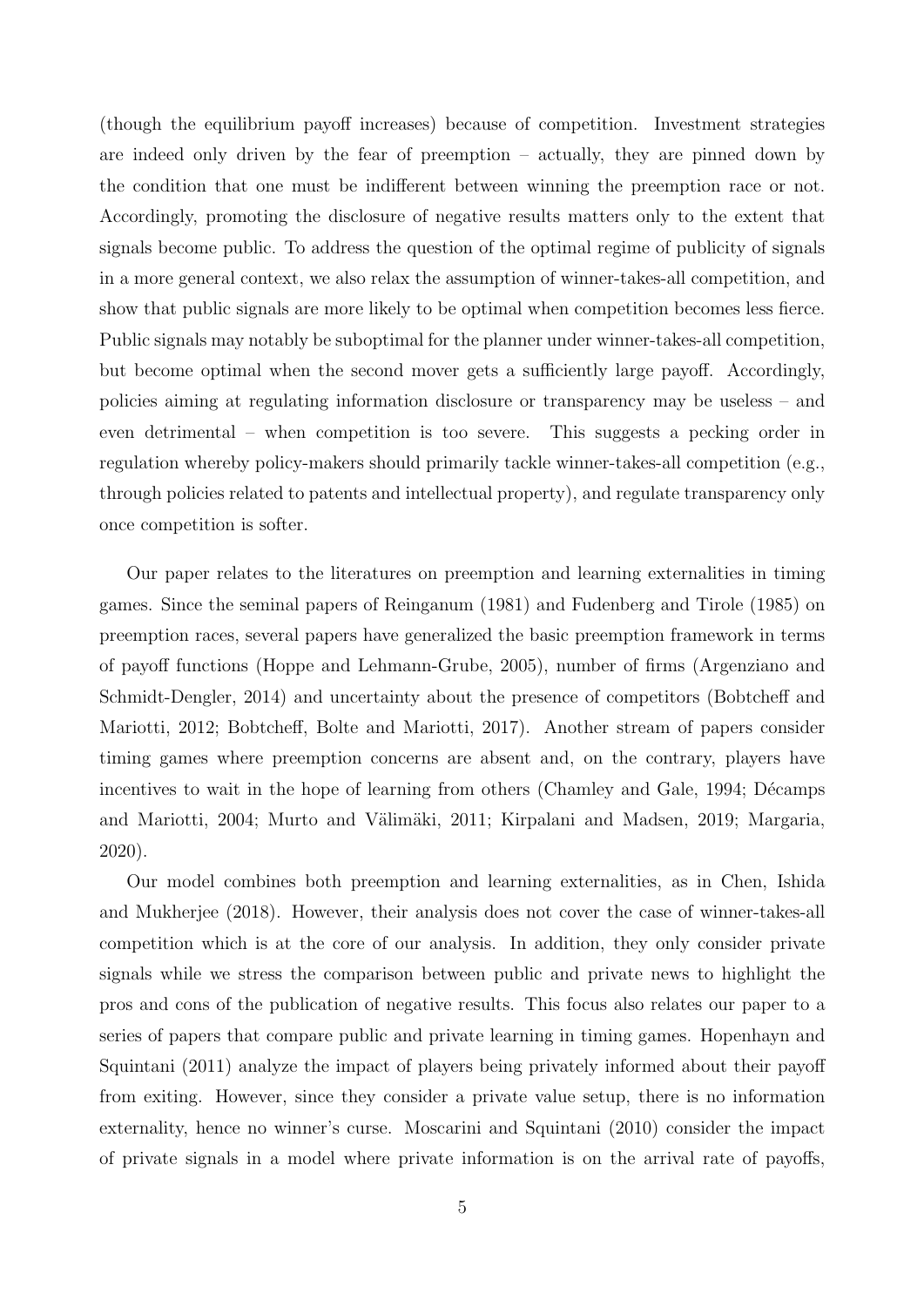(though the equilibrium payoff increases) because of competition. Investment strategies are indeed only driven by the fear of preemption – actually, they are pinned down by the condition that one must be indifferent between winning the preemption race or not. Accordingly, promoting the disclosure of negative results matters only to the extent that signals become public. To address the question of the optimal regime of publicity of signals in a more general context, we also relax the assumption of winner-takes-all competition, and show that public signals are more likely to be optimal when competition becomes less fierce. Public signals may notably be suboptimal for the planner under winner-takes-all competition, but become optimal when the second mover gets a sufficiently large payoff. Accordingly, policies aiming at regulating information disclosure or transparency may be useless – and even detrimental – when competition is too severe. This suggests a pecking order in regulation whereby policy-makers should primarily tackle winner-takes-all competition (e.g., through policies related to patents and intellectual property), and regulate transparency only once competition is softer.

Our paper relates to the literatures on preemption and learning externalities in timing games. Since the seminal papers of Reinganum (1981) and Fudenberg and Tirole (1985) on preemption races, several papers have generalized the basic preemption framework in terms of payoff functions (Hoppe and Lehmann-Grube, 2005), number of firms (Argenziano and Schmidt-Dengler, 2014) and uncertainty about the presence of competitors (Bobtcheff and Mariotti, 2012; Bobtcheff, Bolte and Mariotti, 2017). Another stream of papers consider timing games where preemption concerns are absent and, on the contrary, players have incentives to wait in the hope of learning from others (Chamley and Gale, 1994; Décamps and Mariotti, 2004; Murto and Välimäki, 2011; Kirpalani and Madsen, 2019; Margaria, 2020).

Our model combines both preemption and learning externalities, as in Chen, Ishida and Mukherjee (2018). However, their analysis does not cover the case of winner-takes-all competition which is at the core of our analysis. In addition, they only consider private signals while we stress the comparison between public and private news to highlight the pros and cons of the publication of negative results. This focus also relates our paper to a series of papers that compare public and private learning in timing games. Hopenhayn and Squintani (2011) analyze the impact of players being privately informed about their payoff from exiting. However, since they consider a private value setup, there is no information externality, hence no winner's curse. Moscarini and Squintani (2010) consider the impact of private signals in a model where private information is on the arrival rate of payoffs,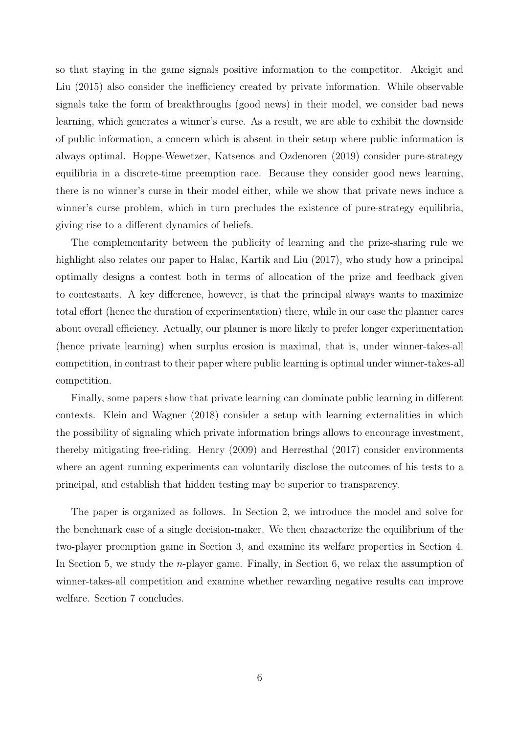so that staying in the game signals positive information to the competitor. Akcigit and Liu (2015) also consider the inefficiency created by private information. While observable signals take the form of breakthroughs (good news) in their model, we consider bad news learning, which generates a winner's curse. As a result, we are able to exhibit the downside of public information, a concern which is absent in their setup where public information is always optimal. Hoppe-Wewetzer, Katsenos and Ozdenoren (2019) consider pure-strategy equilibria in a discrete-time preemption race. Because they consider good news learning, there is no winner's curse in their model either, while we show that private news induce a winner's curse problem, which in turn precludes the existence of pure-strategy equilibria, giving rise to a different dynamics of beliefs.

The complementarity between the publicity of learning and the prize-sharing rule we highlight also relates our paper to Halac, Kartik and Liu (2017), who study how a principal optimally designs a contest both in terms of allocation of the prize and feedback given to contestants. A key difference, however, is that the principal always wants to maximize total effort (hence the duration of experimentation) there, while in our case the planner cares about overall efficiency. Actually, our planner is more likely to prefer longer experimentation (hence private learning) when surplus erosion is maximal, that is, under winner-takes-all competition, in contrast to their paper where public learning is optimal under winner-takes-all competition.

Finally, some papers show that private learning can dominate public learning in different contexts. Klein and Wagner (2018) consider a setup with learning externalities in which the possibility of signaling which private information brings allows to encourage investment, thereby mitigating free-riding. Henry (2009) and Herresthal (2017) consider environments where an agent running experiments can voluntarily disclose the outcomes of his tests to a principal, and establish that hidden testing may be superior to transparency.

The paper is organized as follows. In Section 2, we introduce the model and solve for the benchmark case of a single decision-maker. We then characterize the equilibrium of the two-player preemption game in Section 3, and examine its welfare properties in Section 4. In Section 5, we study the $n$-player game. Finally, in Section 6, we relax the assumption of winner-takes-all competition and examine whether rewarding negative results can improve welfare. Section 7 concludes.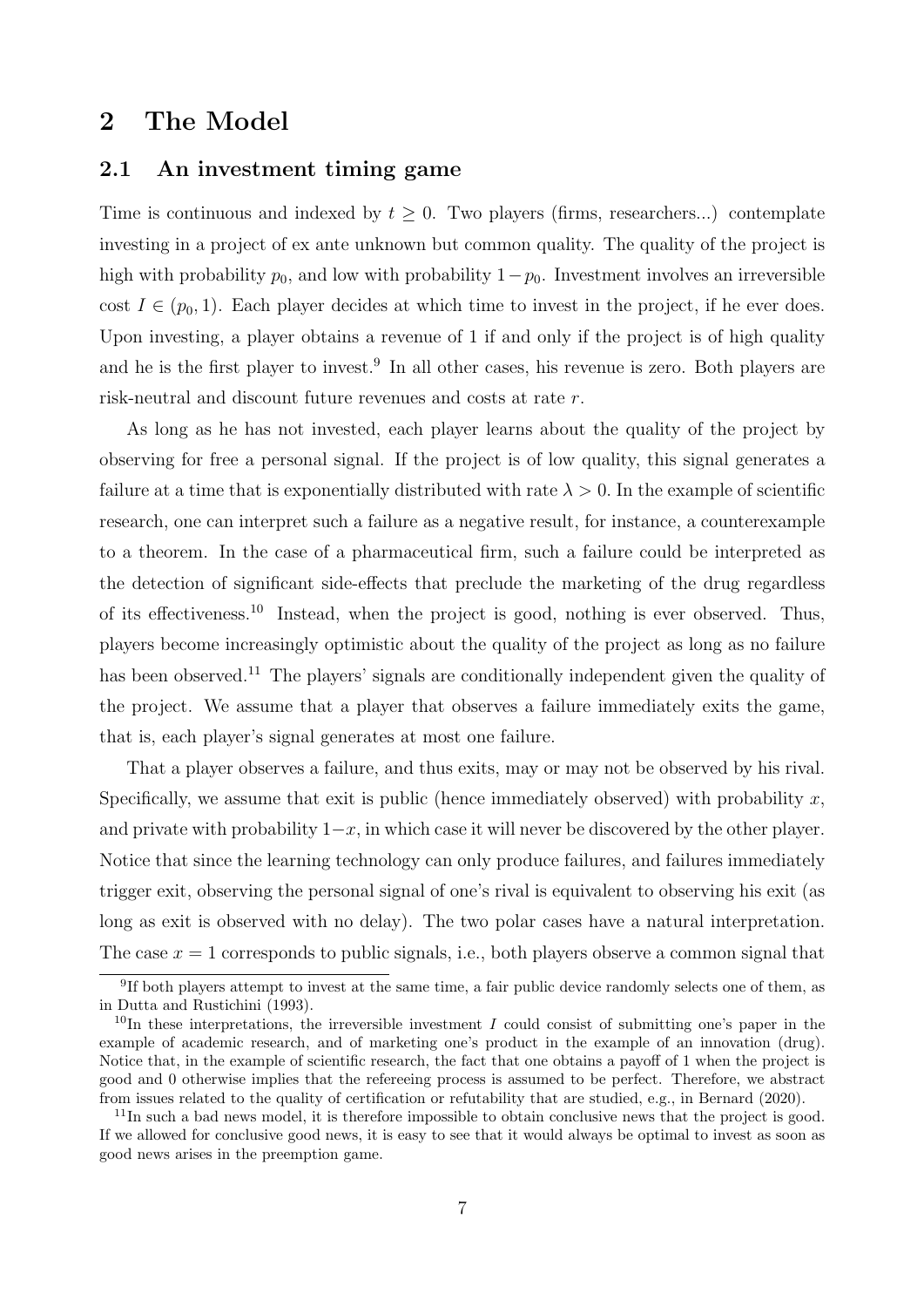# 2 The Model

## 2.1 An investment timing game

Time is continuous and indexed by $t \geq 0$. Two players (firms, researchers...) contemplate investing in a project of ex ante unknown but common quality. The quality of the project is high with probability $p_0$, and low with probability $1 - p_0$. Investment involves an irreversible cost $I \in (p_0, 1)$. Each player decides at which time to invest in the project, if he ever does. Upon investing, a player obtains a revenue of 1 if and only if the project is of high quality and he is the first player to invest.[9] In all other cases, his revenue is zero. Both players are risk-neutral and discount future revenues and costs at rate $r$.

As long as he has not invested, each player learns about the quality of the project by observing for free a personal signal. If the project is of low quality, this signal generates a failure at a time that is exponentially distributed with rate $\lambda > 0$. In the example of scientific research, one can interpret such a failure as a negative result, for instance, a counterexample to a theorem. In the case of a pharmaceutical firm, such a failure could be interpreted as the detection of significant side-effects that preclude the marketing of the drug regardless of its effectiveness.[10] Instead, when the project is good, nothing is ever observed. Thus, players become increasingly optimistic about the quality of the project as long as no failure has been observed.[11] The players' signals are conditionally independent given the quality of the project. We assume that a player that observes a failure immediately exits the game, that is, each player's signal generates at most one failure.

That a player observes a failure, and thus exits, may or may not be observed by his rival. Specifically, we assume that exit is public (hence immediately observed) with probability $x$, and private with probability $1-x$, in which case it will never be discovered by the other player. Notice that since the learning technology can only produce failures, and failures immediately trigger exit, observing the personal signal of one's rival is equivalent to observing his exit (as long as exit is observed with no delay). The two polar cases have a natural interpretation. The case $x = 1$ corresponds to public signals, i.e., both players observe a common signal that

[9] If both players attempt to invest at the same time, a fair public device randomly selects one of them, as in Dutta and Rustichini (1993).

[10] In these interpretations, the irreversible investment $I$ could consist of submitting one's paper in the example of academic research, and of marketing one's product in the example of an innovation (drug). Notice that, in the example of scientific research, the fact that one obtains a payoff of 1 when the project is good and 0 otherwise implies that the refereeing process is assumed to be perfect. Therefore, we abstract from issues related to the quality of certification or refutability that are studied, e.g., in Bernard (2020).

[11] In such a bad news model, it is therefore impossible to obtain conclusive news that the project is good. If we allowed for conclusive good news, it is easy to see that it would always be optimal to invest as soon as good news arises in the preemption game.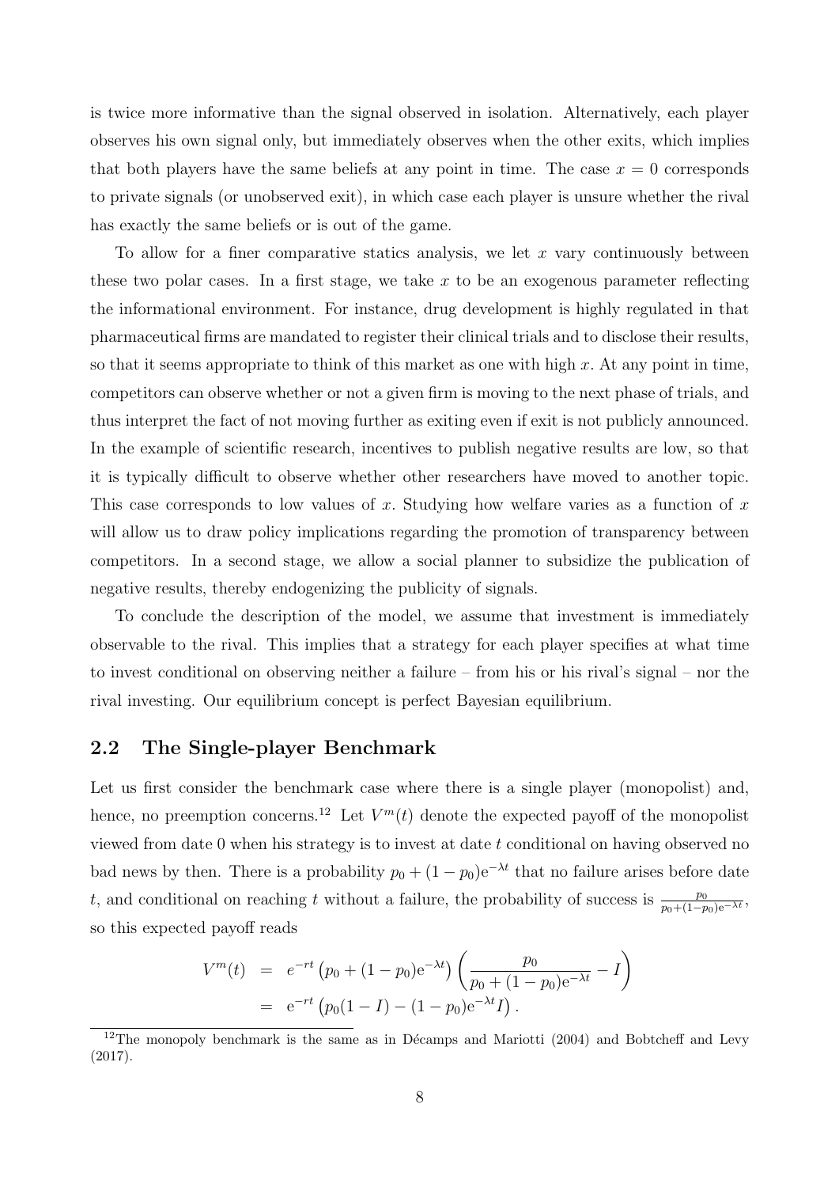is twice more informative than the signal observed in isolation. Alternatively, each player observes his own signal only, but immediately observes when the other exits, which implies that both players have the same beliefs at any point in time. The case $x = 0$ corresponds to private signals (or unobserved exit), in which case each player is unsure whether the rival has exactly the same beliefs or is out of the game.

To allow for a finer comparative statics analysis, we let $x$ vary continuously between these two polar cases. In a first stage, we take $x$ to be an exogenous parameter reflecting the informational environment. For instance, drug development is highly regulated in that pharmaceutical firms are mandated to register their clinical trials and to disclose their results, so that it seems appropriate to think of this market as one with high $x$. At any point in time, competitors can observe whether or not a given firm is moving to the next phase of trials, and thus interpret the fact of not moving further as exiting even if exit is not publicly announced. In the example of scientific research, incentives to publish negative results are low, so that it is typically difficult to observe whether other researchers have moved to another topic. This case corresponds to low values of $x$. Studying how welfare varies as a function of $x$ will allow us to draw policy implications regarding the promotion of transparency between competitors. In a second stage, we allow a social planner to subsidize the publication of negative results, thereby endogenizing the publicity of signals.

To conclude the description of the model, we assume that investment is immediately observable to the rival. This implies that a strategy for each player specifies at what time to invest conditional on observing neither a failure – from his or his rival's signal – nor the rival investing. Our equilibrium concept is perfect Bayesian equilibrium.

## 2.2 The Single-player Benchmark

Let us first consider the benchmark case where there is a single player (monopolist) and, hence, no preemption concerns.[12] Let $V^m(t)$ denote the expected payoff of the monopolist viewed from date 0 when his strategy is to invest at date $t$ conditional on having observed no bad news by then. There is a probability $p_0 + (1-p_0)\mathrm{e}^{-\lambda t}$ that no failure arises before date $t$, and conditional on reaching $t$ without a failure, the probability of success is $\frac{p_0}{p_0+(1-p_0)\mathrm{e}^{-\lambda t}}$, so this expected payoff reads

$$
\begin{aligned}
V^m(t) &= e^{-rt}\left(p_0 + (1-p_0)\mathrm{e}^{-\lambda t}\right)\left(\frac{p_0}{p_0 + (1-p_0)\mathrm{e}^{-\lambda t}} - I\right) \\
&= \mathrm{e}^{-rt}\left(p_0(1-I) - (1-p_0)\mathrm{e}^{-\lambda t} I\right).
\end{aligned}
$$

[12] The monopoly benchmark is the same as in Décamps and Mariotti (2004) and Bobtcheff and Levy (2017).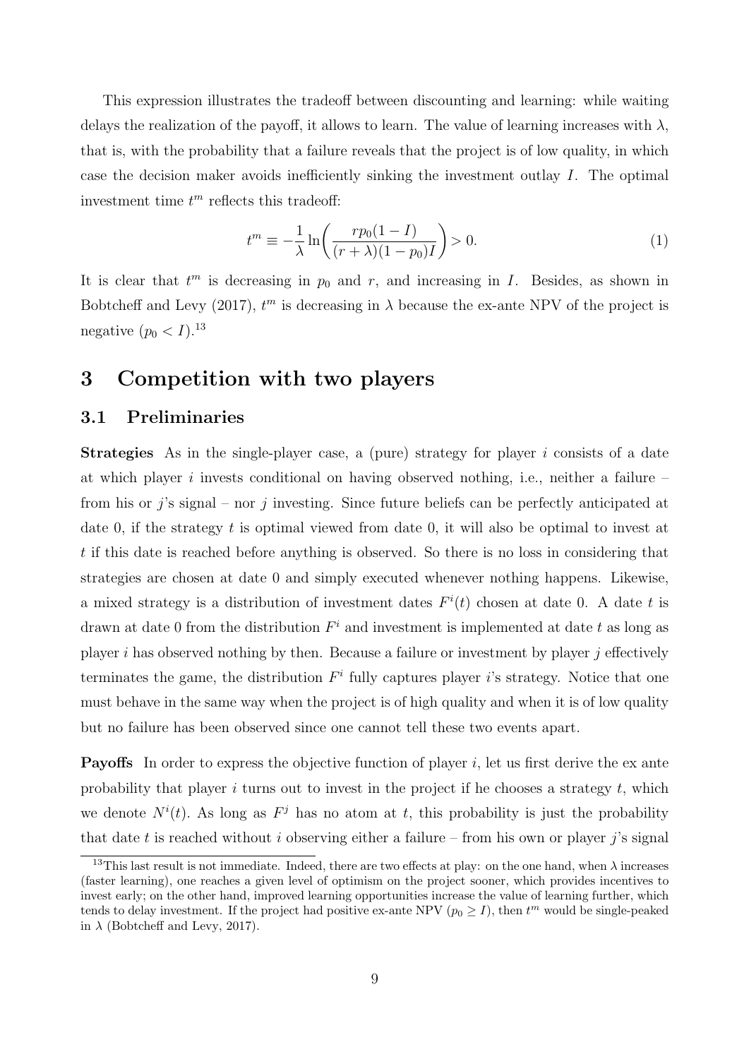This expression illustrates the tradeoff between discounting and learning: while waiting delays the realization of the payoff, it allows to learn. The value of learning increases with $\lambda$, that is, with the probability that a failure reveals that the project is of low quality, in which case the decision maker avoids inefficiently sinking the investment outlay $I$. The optimal investment time $t^m$ reflects this tradeoff:

$$t^m \equiv -\frac{1}{\lambda} \ln\left( \frac{rp_0(1-I)}{(r+\lambda)(1-p_0)I} \right) > 0. \tag{1}$$

It is clear that $t^m$ is decreasing in $p_0$ and $r$, and increasing in $I$. Besides, as shown in Bobtcheff and Levy (2017), $t^m$ is decreasing in $\lambda$ because the ex-ante NPV of the project is negative ($p_0 < I$).[13]

# 3 Competition with two players

## 3.1 Preliminaries

**Strategies** As in the single-player case, a (pure) strategy for player $i$ consists of a date at which player $i$ invests conditional on having observed nothing, i.e., neither a failure – from his or $j$'s signal – nor $j$ investing. Since future beliefs can be perfectly anticipated at date 0, if the strategy $t$ is optimal viewed from date 0, it will also be optimal to invest at $t$ if this date is reached before anything is observed. So there is no loss in considering that strategies are chosen at date 0 and simply executed whenever nothing happens. Likewise, a mixed strategy is a distribution of investment dates $F^i(t)$ chosen at date 0. A date $t$ is drawn at date 0 from the distribution $F^i$ and investment is implemented at date $t$ as long as player $i$ has observed nothing by then. Because a failure or investment by player $j$ effectively terminates the game, the distribution $F^i$ fully captures player $i$'s strategy. Notice that one must behave in the same way when the project is of high quality and when it is of low quality but no failure has been observed since one cannot tell these two events apart.

**Payoffs** In order to express the objective function of player $i$, let us first derive the ex ante probability that player $i$ turns out to invest in the project if he chooses a strategy $t$, which we denote $N^i(t)$. As long as $F^j$ has no atom at $t$, this probability is just the probability that date $t$ is reached without $i$ observing either a failure – from his own or player $j$'s signal

[13] This last result is not immediate. Indeed, there are two effects at play: on the one hand, when $\lambda$ increases (faster learning), one reaches a given level of optimism on the project sooner, which provides incentives to invest early; on the other hand, improved learning opportunities increase the value of learning further, which tends to delay investment. If the project had positive ex-ante NPV ($p_0 \geq I$), then $t^m$ would be single-peaked in $\lambda$ (Bobtcheff and Levy, 2017).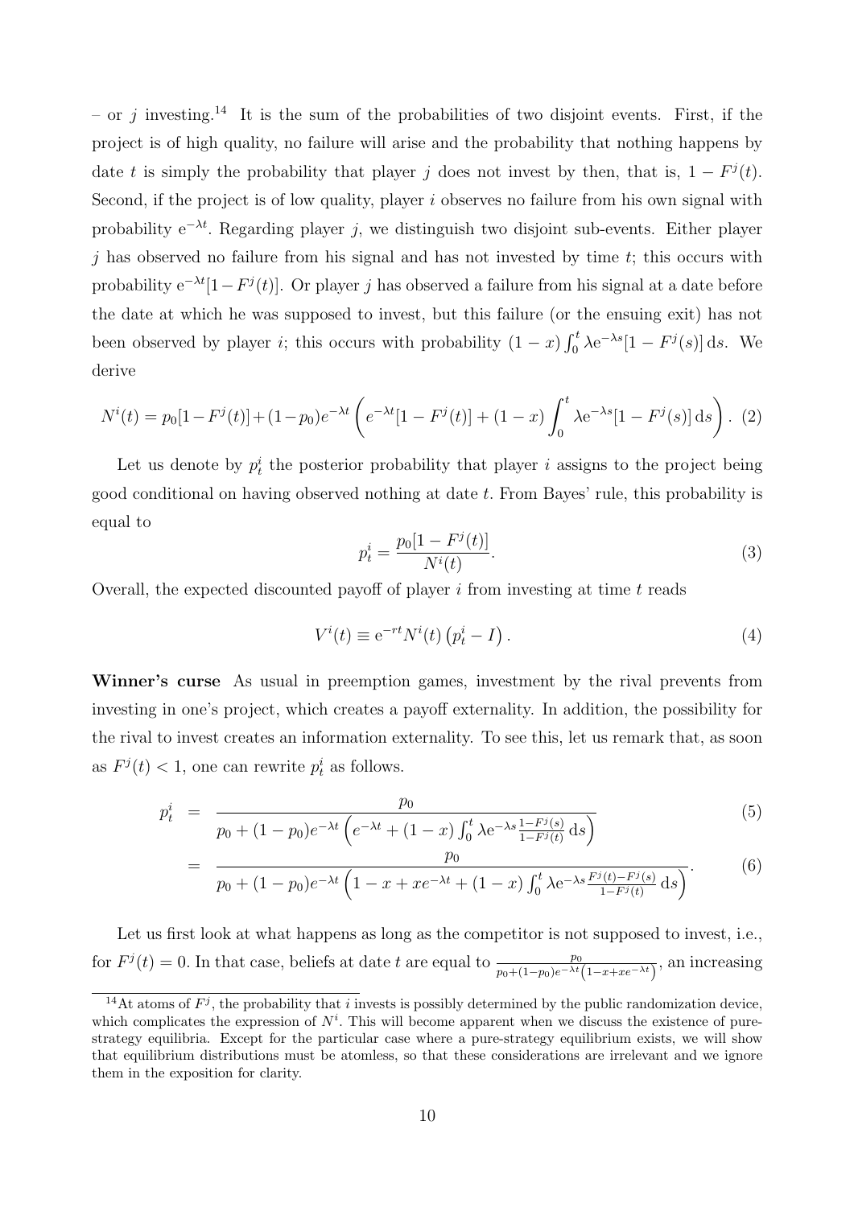– or $j$ investing.[14] It is the sum of the probabilities of two disjoint events. First, if the project is of high quality, no failure will arise and the probability that nothing happens by date $t$ is simply the probability that player $j$ does not invest by then, that is, $1 - F^j(t)$. Second, if the project is of low quality, player $i$ observes no failure from his own signal with probability $e^{-\lambda t}$. Regarding player $j$, we distinguish two disjoint sub-events. Either player $j$ has observed no failure from his signal and has not invested by time $t$; this occurs with probability $e^{-\lambda t}[1-F^j(t)]$. Or player $j$ has observed a failure from his signal at a date before the date at which he was supposed to invest, but this failure (or the ensuing exit) has not been observed by player $i$; this occurs with probability $(1-x)\int_0^t \lambda e^{-\lambda s}[1-F^j(s)]\,ds$. We derive

$$N^i(t) = p_0[1-F^j(t)] + (1-p_0)e^{-\lambda t}\left(e^{-\lambda t}[1-F^j(t)] + (1-x)\int_0^t \lambda e^{-\lambda s}[1-F^j(s)]\,ds\right). \quad (2)$$

Let us denote by $p_t^i$ the posterior probability that player $i$ assigns to the project being good conditional on having observed nothing at date $t$. From Bayes' rule, this probability is equal to

$$p_t^i = \frac{p_0[1-F^j(t)]}{N^i(t)}. \quad (3)$$

Overall, the expected discounted payoff of player $i$ from investing at time $t$ reads

$$V^i(t) \equiv e^{-rt} N^i(t)\left(p_t^i - I\right). \quad (4)$$

**Winner's curse** As usual in preemption games, investment by the rival prevents from investing in one's project, which creates a payoff externality. In addition, the possibility for the rival to invest creates an information externality. To see this, let us remark that, as soon as $F^j(t) < 1$, one can rewrite $p_t^i$ as follows.

$$\begin{aligned} p_t^i &= \frac{p_0}{p_0 + (1-p_0)e^{-\lambda t}\left(e^{-\lambda t} + (1-x)\int_0^t \lambda e^{-\lambda s}\frac{1-F^j(s)}{1-F^j(t)}\,ds\right)} & (5) \\ &= \frac{p_0}{p_0 + (1-p_0)e^{-\lambda t}\left(1-x+xe^{-\lambda t} + (1-x)\int_0^t \lambda e^{-\lambda s}\frac{F^j(t)-F^j(s)}{1-F^j(t)}\,ds\right)}. & (6) \end{aligned}$$

Let us first look at what happens as long as the competitor is not supposed to invest, i.e., for $F^j(t) = 0$. In that case, beliefs at date $t$ are equal to $\frac{p_0}{p_0+(1-p_0)e^{-\lambda t}\left(1-x+xe^{-\lambda t}\right)}$, an increasing

[14] At atoms of $F^j$, the probability that $i$ invests is possibly determined by the public randomization device, which complicates the expression of $N^i$. This will become apparent when we discuss the existence of pure-strategy equilibria. Except for the particular case where a pure-strategy equilibrium exists, we will show that equilibrium distributions must be atomless, so that these considerations are irrelevant and we ignore them in the exposition for clarity.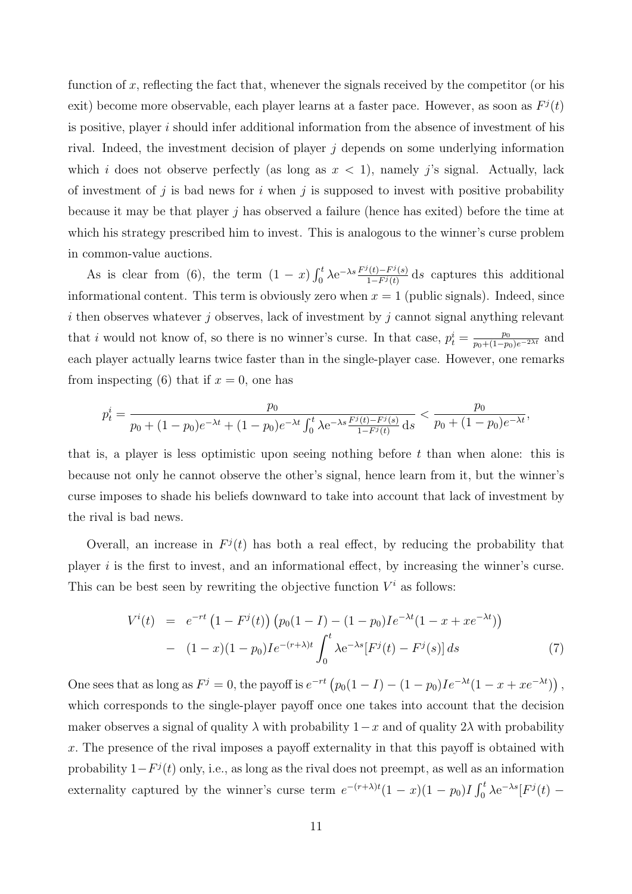function of $x$, reflecting the fact that, whenever the signals received by the competitor (or his exit) become more observable, each player learns at a faster pace. However, as soon as $F^j(t)$ is positive, player $i$ should infer additional information from the absence of investment of his rival. Indeed, the investment decision of player $j$ depends on some underlying information which $i$ does not observe perfectly (as long as $x < 1$), namely $j$'s signal. Actually, lack of investment of $j$ is bad news for $i$ when $j$ is supposed to invest with positive probability because it may be that player $j$ has observed a failure (hence has exited) before the time at which his strategy prescribed him to invest. This is analogous to the winner's curse problem in common-value auctions.

As is clear from (6), the term $(1-x)\int_0^t \lambda e^{-\lambda s}\frac{F^j(t)-F^j(s)}{1-F^j(t)}\,ds$ captures this additional informational content. This term is obviously zero when $x = 1$ (public signals). Indeed, since $i$ then observes whatever $j$ observes, lack of investment by $j$ cannot signal anything relevant that $i$ would not know of, so there is no winner's curse. In that case, $p_t^i = \frac{p_0}{p_0+(1-p_0)e^{-2\lambda t}}$ and each player actually learns twice faster than in the single-player case. However, one remarks from inspecting (6) that if $x = 0$, one has

$$p_t^i = \frac{p_0}{p_0 + (1-p_0)e^{-\lambda t} + (1-p_0)e^{-\lambda t}\int_0^t \lambda e^{-\lambda s}\frac{F^j(t)-F^j(s)}{1-F^j(t)}\,ds} < \frac{p_0}{p_0+(1-p_0)e^{-\lambda t}},$$

that is, a player is less optimistic upon seeing nothing before $t$ than when alone: this is because not only he cannot observe the other's signal, hence learn from it, but the winner's curse imposes to shade his beliefs downward to take into account that lack of investment by the rival is bad news.

Overall, an increase in $F^j(t)$ has both a real effect, by reducing the probability that player $i$ is the first to invest, and an informational effect, by increasing the winner's curse. This can be best seen by rewriting the objective function $V^i$ as follows:

$$\begin{aligned} V^i(t) &= e^{-rt}\left(1-F^j(t)\right)\left(p_0(1-I) - (1-p_0)Ie^{-\lambda t}(1-x+xe^{-\lambda t})\right) \\ &- (1-x)(1-p_0)Ie^{-(r+\lambda)t}\int_0^t \lambda e^{-\lambda s}[F^j(t)-F^j(s)]\,ds \end{aligned} \tag{7}$$

One sees that as long as $F^j = 0$, the payoff is $e^{-rt}\left(p_0(1-I) - (1-p_0)Ie^{-\lambda t}(1-x+xe^{-\lambda t})\right)$, which corresponds to the single-player payoff once one takes into account that the decision maker observes a signal of quality $\lambda$ with probability $1-x$ and of quality $2\lambda$ with probability $x$. The presence of the rival imposes a payoff externality in that this payoff is obtained with probability $1-F^j(t)$ only, i.e., as long as the rival does not preempt, as well as an information externality captured by the winner's curse term $e^{-(r+\lambda)t}(1-x)(1-p_0)I\int_0^t \lambda e^{-\lambda s}[F^j(t) -$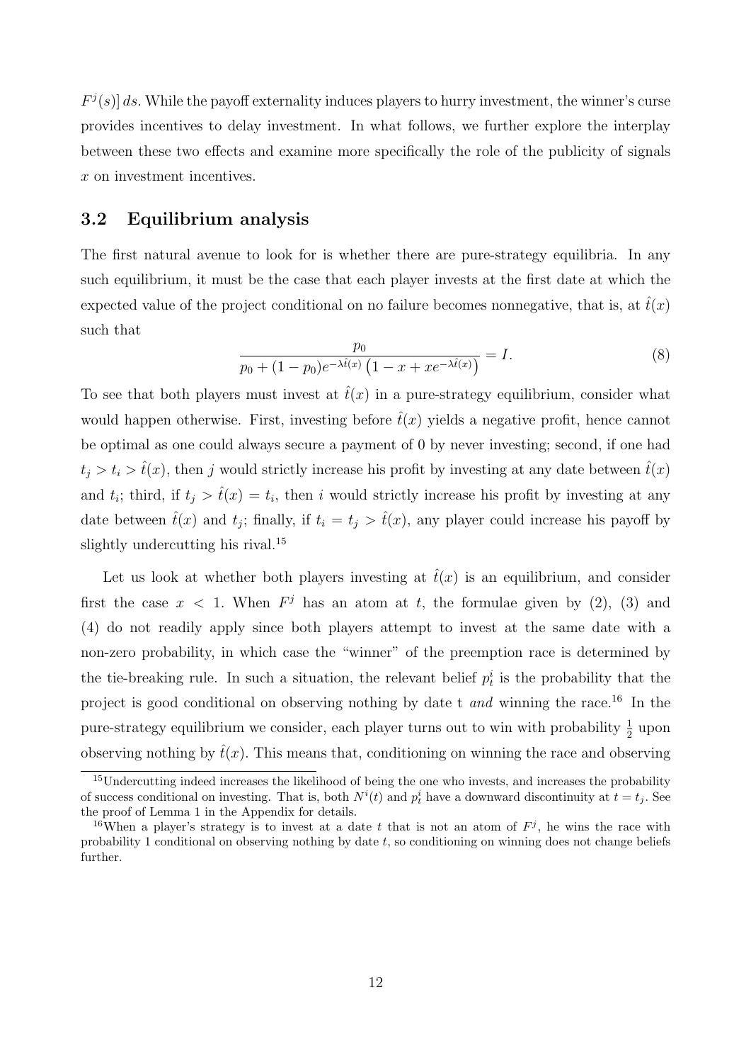$F^j(s)]\, ds$. While the payoff externality induces players to hurry investment, the winner's curse provides incentives to delay investment. In what follows, we further explore the interplay between these two effects and examine more specifically the role of the publicity of signals $x$ on investment incentives.

### 3.2 Equilibrium analysis

The first natural avenue to look for is whether there are pure-strategy equilibria. In any such equilibrium, it must be the case that each player invests at the first date at which the expected value of the project conditional on no failure becomes nonnegative, that is, at $\hat{t}(x)$ such that

$$\frac{p_0}{p_0 + (1-p_0)e^{-\lambda \hat{t}(x)}\left(1 - x + xe^{-\lambda \hat{t}(x)}\right)} = I. \tag{8}$$

To see that both players must invest at $\hat{t}(x)$ in a pure-strategy equilibrium, consider what would happen otherwise. First, investing before $\hat{t}(x)$ yields a negative profit, hence cannot be optimal as one could always secure a payment of 0 by never investing; second, if one had $t_j > t_i > \hat{t}(x)$, then $j$ would strictly increase his profit by investing at any date between $\hat{t}(x)$ and $t_i$; third, if $t_j > \hat{t}(x) = t_i$, then $i$ would strictly increase his profit by investing at any date between $\hat{t}(x)$ and $t_j$; finally, if $t_i = t_j > \hat{t}(x)$, any player could increase his payoff by slightly undercutting his rival.[15]

Let us look at whether both players investing at $\hat{t}(x)$ is an equilibrium, and consider first the case $x < 1$. When $F^j$ has an atom at $t$, the formulae given by (2), (3) and (4) do not readily apply since both players attempt to invest at the same date with a non-zero probability, in which case the "winner" of the preemption race is determined by the tie-breaking rule. In such a situation, the relevant belief $p^i_t$ is the probability that the project is good conditional on observing nothing by date t *and* winning the race.[16] In the pure-strategy equilibrium we consider, each player turns out to win with probability $\frac{1}{2}$ upon observing nothing by $\hat{t}(x)$. This means that, conditioning on winning the race and observing

[15] Undercutting indeed increases the likelihood of being the one who invests, and increases the probability of success conditional on investing. That is, both $N^i(t)$ and $p^i_t$ have a downward discontinuity at $t = t_j$. See the proof of Lemma 1 in the Appendix for details.

[16] When a player's strategy is to invest at a date $t$ that is not an atom of $F^j$, he wins the race with probability 1 conditional on observing nothing by date $t$, so conditioning on winning does not change beliefs further.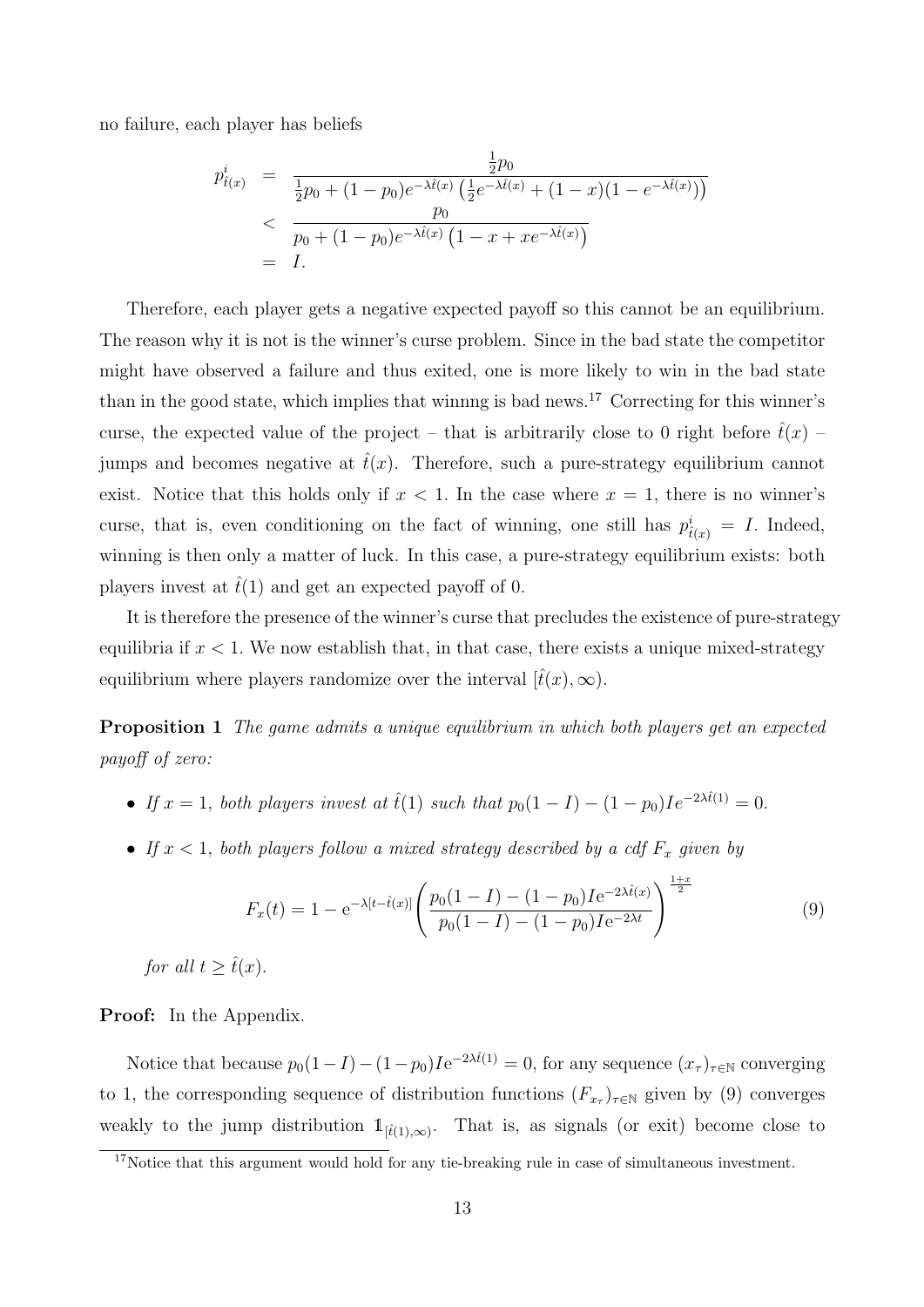no failure, each player has beliefs

$$
\begin{aligned}
p^i_{\hat{t}(x)} &= \frac{\frac{1}{2}p_0}{\frac{1}{2}p_0 + (1-p_0)e^{-\lambda \hat{t}(x)}\left(\frac{1}{2}e^{-\lambda \hat{t}(x)} + (1-x)(1-e^{-\lambda \hat{t}(x)})\right)} \\
&< \frac{p_0}{p_0 + (1-p_0)e^{-\lambda \hat{t}(x)}\left(1 - x + xe^{-\lambda \hat{t}(x)}\right)} \\
&= I.
\end{aligned}
$$

Therefore, each player gets a negative expected payoff so this cannot be an equilibrium. The reason why it is not is the winner's curse problem. Since in the bad state the competitor might have observed a failure and thus exited, one is more likely to win in the bad state than in the good state, which implies that winnng is bad news.[17] Correcting for this winner's curse, the expected value of the project – that is arbitrarily close to 0 right before $\hat{t}(x)$ – jumps and becomes negative at $\hat{t}(x)$. Therefore, such a pure-strategy equilibrium cannot exist. Notice that this holds only if $x < 1$. In the case where $x = 1$, there is no winner's curse, that is, even conditioning on the fact of winning, one still has $p^i_{\hat{t}(x)} = I$. Indeed, winning is then only a matter of luck. In this case, a pure-strategy equilibrium exists: both players invest at $\hat{t}(1)$ and get an expected payoff of 0.

It is therefore the presence of the winner's curse that precludes the existence of pure-strategy equilibria if $x < 1$. We now establish that, in that case, there exists a unique mixed-strategy equilibrium where players randomize over the interval $[\hat{t}(x), \infty)$.

**Proposition 1** *The game admits a unique equilibrium in which both players get an expected payoff of zero:*

- *If $x = 1$, both players invest at $\hat{t}(1)$ such that $p_0(1-I) - (1-p_0)Ie^{-2\lambda \hat{t}(1)} = 0$.*
- *If $x < 1$, both players follow a mixed strategy described by a cdf $F_x$ given by*

$$
F_x(t) = 1 - \mathrm{e}^{-\lambda[t - \hat{t}(x)]}\left(\frac{p_0(1-I) - (1-p_0)I\mathrm{e}^{-2\lambda \hat{t}(x)}}{p_0(1-I) - (1-p_0)I\mathrm{e}^{-2\lambda t}}\right)^{\frac{1+x}{2}} \tag{9}
$$

*for all $t \geq \hat{t}(x)$.*

**Proof:** In the Appendix.

Notice that because $p_0(1-I) - (1-p_0)I\mathrm{e}^{-2\lambda \hat{t}(1)} = 0$, for any sequence $(x_\tau)_{\tau \in \mathbb{N}}$ converging to 1, the corresponding sequence of distribution functions $(F_{x_\tau})_{\tau \in \mathbb{N}}$ given by (9) converges weakly to the jump distribution $\mathbb{1}_{[\hat{t}(1),\infty)}$. That is, as signals (or exit) become close to

[17] Notice that this argument would hold for any tie-breaking rule in case of simultaneous investment.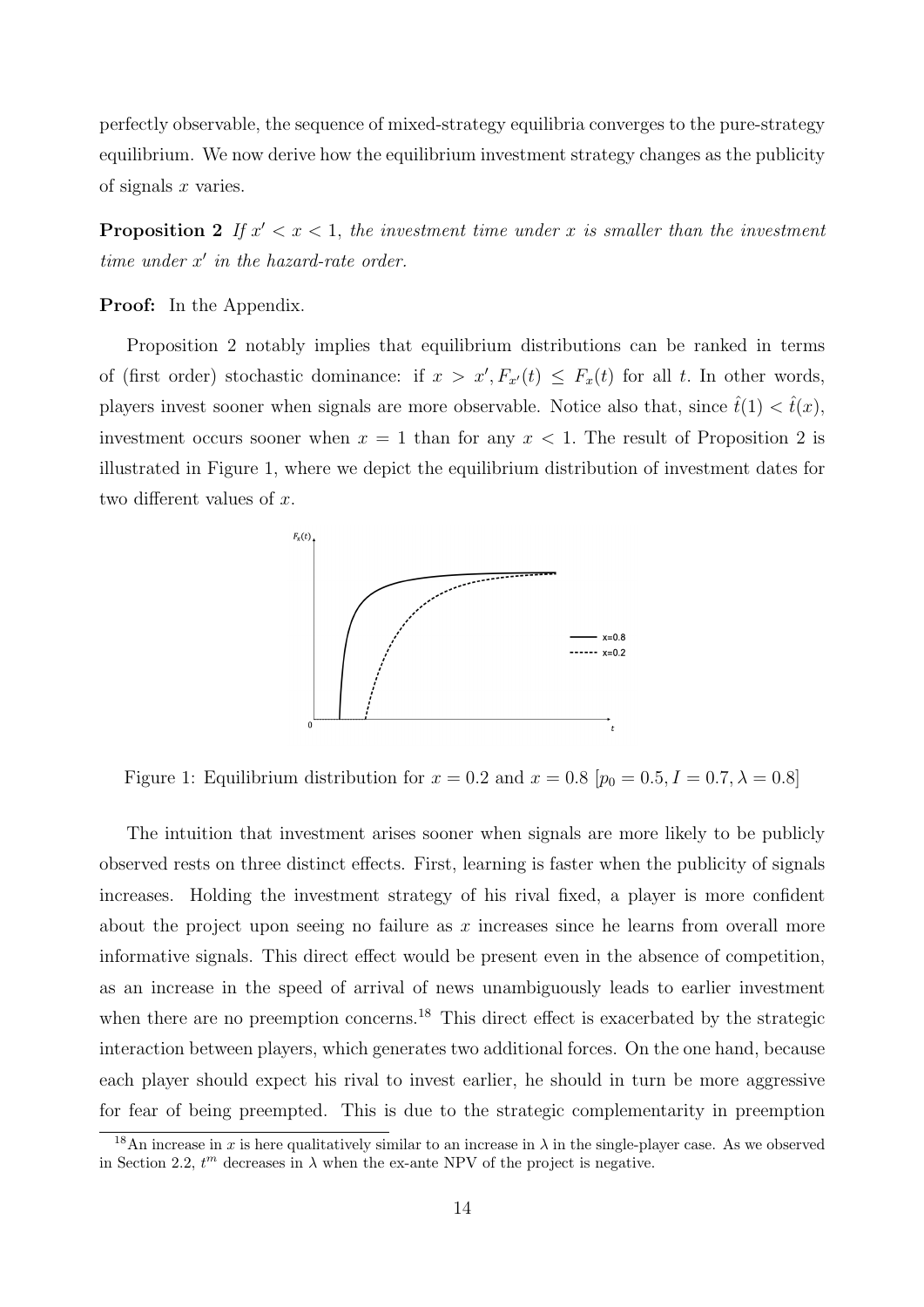perfectly observable, the sequence of mixed-strategy equilibria converges to the pure-strategy equilibrium. We now derive how the equilibrium investment strategy changes as the publicity of signals $x$ varies.

**Proposition 2** *If $x' < x < 1$, the investment time under $x$ is smaller than the investment time under $x'$ in the hazard-rate order.*

**Proof:** In the Appendix.

Proposition 2 notably implies that equilibrium distributions can be ranked in terms of (first order) stochastic dominance: if $x > x', F_{x'}(t) \leq F_x(t)$ for all $t$. In other words, players invest sooner when signals are more observable. Notice also that, since $\hat{t}(1) < \hat{t}(x)$, investment occurs sooner when $x = 1$ than for any $x < 1$. The result of Proposition 2 is illustrated in Figure 1, where we depict the equilibrium distribution of investment dates for two different values of $x$.

Figure 1: Equilibrium distribution for $x = 0.2$ and $x = 0.8$ $[p_0 = 0.5, I = 0.7, \lambda = 0.8]$

The intuition that investment arises sooner when signals are more likely to be publicly observed rests on three distinct effects. First, learning is faster when the publicity of signals increases. Holding the investment strategy of his rival fixed, a player is more confident about the project upon seeing no failure as $x$ increases since he learns from overall more informative signals. This direct effect would be present even in the absence of competition, as an increase in the speed of arrival of news unambiguously leads to earlier investment when there are no preemption concerns.[18] This direct effect is exacerbated by the strategic interaction between players, which generates two additional forces. On the one hand, because each player should expect his rival to invest earlier, he should in turn be more aggressive for fear of being preempted. This is due to the strategic complementarity in preemption

[18] An increase in $x$ is here qualitatively similar to an increase in $\lambda$ in the single-player case. As we observed in Section 2.2, $t^m$ decreases in $\lambda$ when the ex-ante NPV of the project is negative.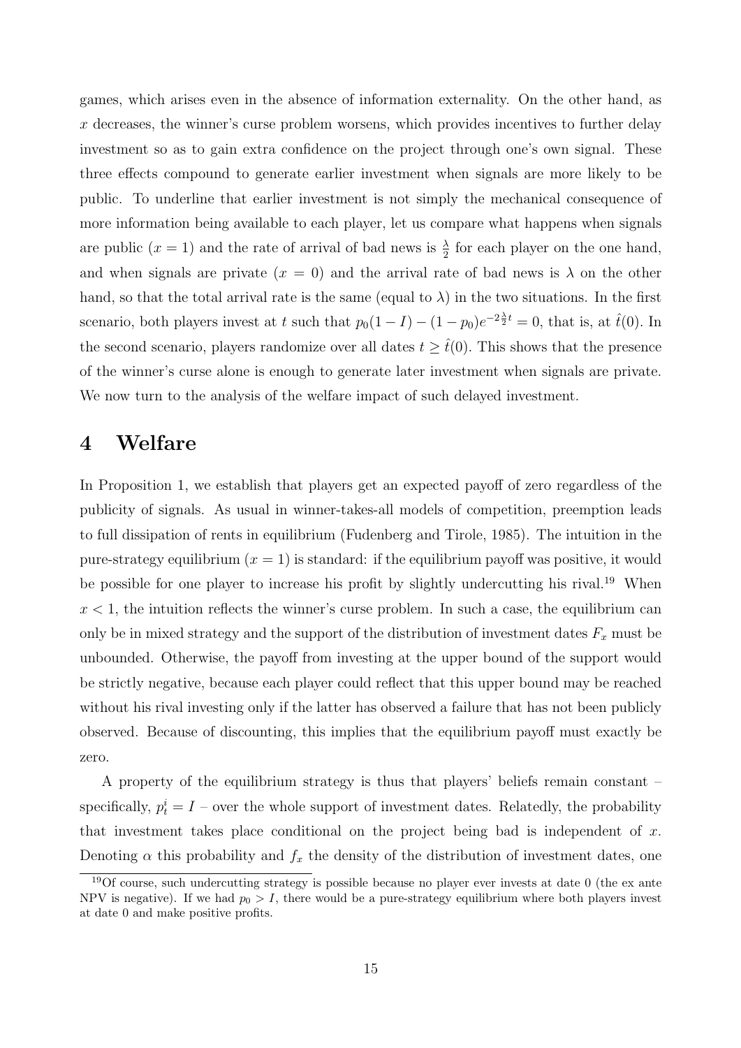games, which arises even in the absence of information externality. On the other hand, as $x$ decreases, the winner's curse problem worsens, which provides incentives to further delay investment so as to gain extra confidence on the project through one's own signal. These three effects compound to generate earlier investment when signals are more likely to be public. To underline that earlier investment is not simply the mechanical consequence of more information being available to each player, let us compare what happens when signals are public ($x = 1$) and the rate of arrival of bad news is $\frac{\lambda}{2}$ for each player on the one hand, and when signals are private ($x = 0$) and the arrival rate of bad news is $\lambda$ on the other hand, so that the total arrival rate is the same (equal to $\lambda$) in the two situations. In the first scenario, both players invest at $t$ such that $p_0(1 - I) - (1 - p_0)e^{-2\frac{\lambda}{2}t} = 0$, that is, at $\hat{t}(0)$. In the second scenario, players randomize over all dates $t \geq \hat{t}(0)$. This shows that the presence of the winner's curse alone is enough to generate later investment when signals are private. We now turn to the analysis of the welfare impact of such delayed investment.

# 4 Welfare

In Proposition 1, we establish that players get an expected payoff of zero regardless of the publicity of signals. As usual in winner-takes-all models of competition, preemption leads to full dissipation of rents in equilibrium (Fudenberg and Tirole, 1985). The intuition in the pure-strategy equilibrium ($x = 1$) is standard: if the equilibrium payoff was positive, it would be possible for one player to increase his profit by slightly undercutting his rival.[19] When $x < 1$, the intuition reflects the winner's curse problem. In such a case, the equilibrium can only be in mixed strategy and the support of the distribution of investment dates $F_x$ must be unbounded. Otherwise, the payoff from investing at the upper bound of the support would be strictly negative, because each player could reflect that this upper bound may be reached without his rival investing only if the latter has observed a failure that has not been publicly observed. Because of discounting, this implies that the equilibrium payoff must exactly be zero.

A property of the equilibrium strategy is thus that players' beliefs remain constant – specifically, $p_t^i = I$ – over the whole support of investment dates. Relatedly, the probability that investment takes place conditional on the project being bad is independent of $x$. Denoting $\alpha$ this probability and $f_x$ the density of the distribution of investment dates, one

[19] Of course, such undercutting strategy is possible because no player ever invests at date 0 (the ex ante NPV is negative). If we had $p_0 > I$, there would be a pure-strategy equilibrium where both players invest at date 0 and make positive profits.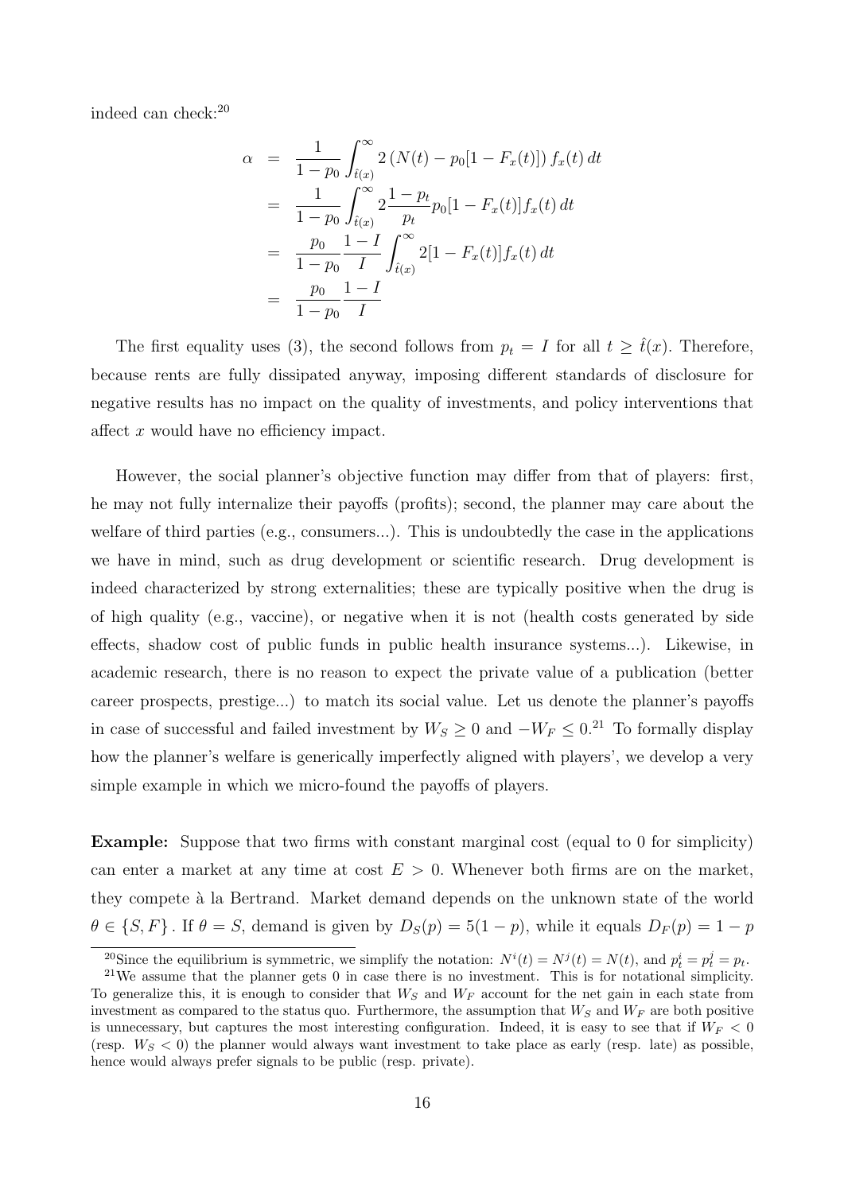indeed can check:[20]

$$
\begin{aligned}
\alpha &= \frac{1}{1-p_0}\int_{\hat{t}(x)}^{\infty} 2\left(N(t) - p_0[1-F_x(t)]\right) f_x(t)\, dt \\
&= \frac{1}{1-p_0}\int_{\hat{t}(x)}^{\infty} 2\frac{1-p_t}{p_t} p_0[1-F_x(t)] f_x(t)\, dt \\
&= \frac{p_0}{1-p_0}\frac{1-I}{I}\int_{\hat{t}(x)}^{\infty} 2[1-F_x(t)] f_x(t)\, dt \\
&= \frac{p_0}{1-p_0}\frac{1-I}{I}
\end{aligned}
$$

The first equality uses (3), the second follows from $p_t = I$ for all $t \geq \hat{t}(x)$. Therefore, because rents are fully dissipated anyway, imposing different standards of disclosure for negative results has no impact on the quality of investments, and policy interventions that affect $x$ would have no efficiency impact.

However, the social planner's objective function may differ from that of players: first, he may not fully internalize their payoffs (profits); second, the planner may care about the welfare of third parties (e.g., consumers...). This is undoubtedly the case in the applications we have in mind, such as drug development or scientific research. Drug development is indeed characterized by strong externalities; these are typically positive when the drug is of high quality (e.g., vaccine), or negative when it is not (health costs generated by side effects, shadow cost of public funds in public health insurance systems...). Likewise, in academic research, there is no reason to expect the private value of a publication (better career prospects, prestige...) to match its social value. Let us denote the planner's payoffs in case of successful and failed investment by $W_S \geq 0$ and $-W_F \leq 0$.[21] To formally display how the planner's welfare is generically imperfectly aligned with players', we develop a very simple example in which we micro-found the payoffs of players.

**Example:** Suppose that two firms with constant marginal cost (equal to 0 for simplicity) can enter a market at any time at cost $E > 0$. Whenever both firms are on the market, they compete à la Bertrand. Market demand depends on the unknown state of the world $\theta \in \{S, F\}$. If $\theta = S$, demand is given by $D_S(p) = 5(1-p)$, while it equals $D_F(p) = 1-p$

[20] Since the equilibrium is symmetric, we simplify the notation: $N^i(t) = N^j(t) = N(t)$, and $p_t^i = p_t^j = p_t$.

[21] We assume that the planner gets 0 in case there is no investment. This is for notational simplicity. To generalize this, it is enough to consider that $W_S$ and $W_F$ account for the net gain in each state from investment as compared to the status quo. Furthermore, the assumption that $W_S$ and $W_F$ are both positive is unnecessary, but captures the most interesting configuration. Indeed, it is easy to see that if $W_F < 0$ (resp. $W_S < 0$) the planner would always want investment to take place as early (resp. late) as possible, hence would always prefer signals to be public (resp. private).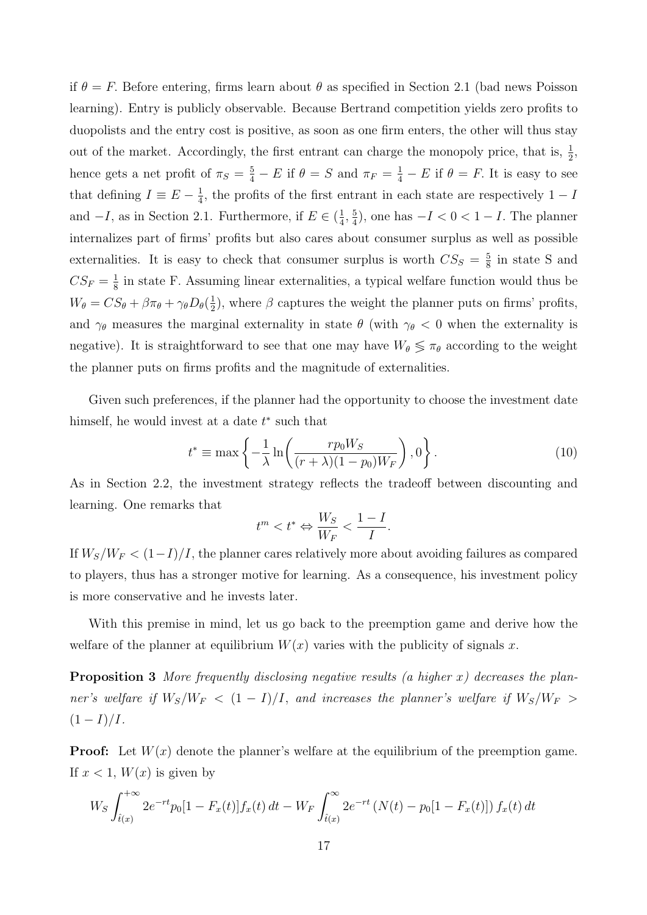if $\theta = F$. Before entering, firms learn about $\theta$ as specified in Section 2.1 (bad news Poisson learning). Entry is publicly observable. Because Bertrand competition yields zero profits to duopolists and the entry cost is positive, as soon as one firm enters, the other will thus stay out of the market. Accordingly, the first entrant can charge the monopoly price, that is, $\frac{1}{2}$, hence gets a net profit of $\pi_S = \frac{5}{4} - E$ if $\theta = S$ and $\pi_F = \frac{1}{4} - E$ if $\theta = F$. It is easy to see that defining $I \equiv E - \frac{1}{4}$, the profits of the first entrant in each state are respectively $1 - I$ and $-I$, as in Section 2.1. Furthermore, if $E \in (\frac{1}{4}, \frac{5}{4})$, one has $-I < 0 < 1 - I$. The planner internalizes part of firms' profits but also cares about consumer surplus as well as possible externalities. It is easy to check that consumer surplus is worth $CS_S = \frac{5}{8}$ in state S and $CS_F = \frac{1}{8}$ in state F. Assuming linear externalities, a typical welfare function would thus be $W_\theta = CS_\theta + \beta\pi_\theta + \gamma_\theta D_\theta(\frac{1}{2})$, where $\beta$ captures the weight the planner puts on firms' profits, and $\gamma_\theta$ measures the marginal externality in state $\theta$ (with $\gamma_\theta < 0$ when the externality is negative). It is straightforward to see that one may have $W_\theta \lesseqgtr \pi_\theta$ according to the weight the planner puts on firms profits and the magnitude of externalities.

Given such preferences, if the planner had the opportunity to choose the investment date himself, he would invest at a date $t^*$ such that

$$t^* \equiv \max\left\{-\frac{1}{\lambda}\ln\left(\frac{rp_0 W_S}{(r+\lambda)(1-p_0)W_F}\right), 0\right\}. \tag{10}$$

As in Section 2.2, the investment strategy reflects the tradeoff between discounting and learning. One remarks that

$$t^m < t^* \Leftrightarrow \frac{W_S}{W_F} < \frac{1-I}{I}.$$

If $W_S/W_F < (1-I)/I$, the planner cares relatively more about avoiding failures as compared to players, thus has a stronger motive for learning. As a consequence, his investment policy is more conservative and he invests later.

With this premise in mind, let us go back to the preemption game and derive how the welfare of the planner at equilibrium $W(x)$ varies with the publicity of signals $x$.

**Proposition 3** *More frequently disclosing negative results (a higher $x$) decreases the planner's welfare if $W_S/W_F < (1-I)/I$, and increases the planner's welfare if $W_S/W_F > (1-I)/I$.*

**Proof:** Let $W(x)$ denote the planner's welfare at the equilibrium of the preemption game. If $x < 1$, $W(x)$ is given by

$$W_S \int_{\hat{t}(x)}^{+\infty} 2e^{-rt} p_0[1 - F_x(t)] f_x(t)\, dt - W_F \int_{\hat{t}(x)}^{\infty} 2e^{-rt} \left(N(t) - p_0[1 - F_x(t)]\right) f_x(t)\, dt$$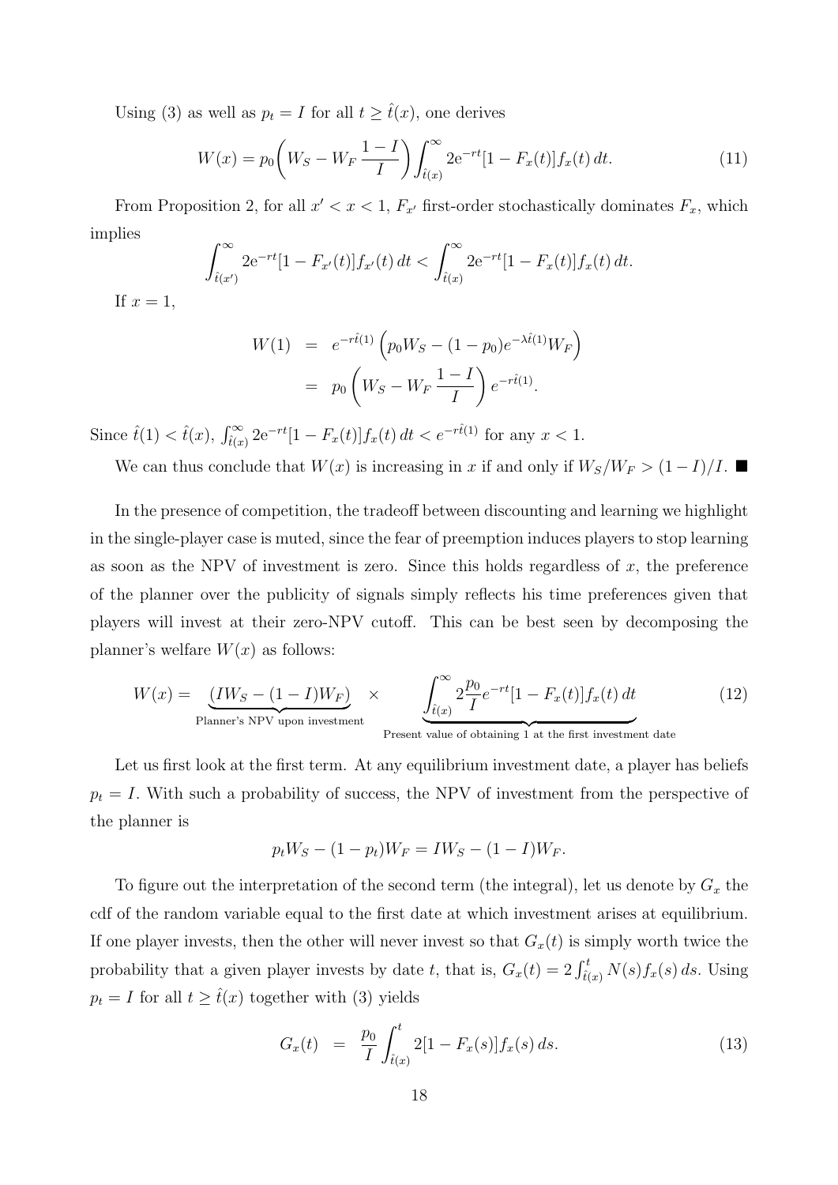Using (3) as well as $p_t = I$ for all $t \geq \hat{t}(x)$, one derives

$$W(x) = p_0 \left( W_S - W_F \, \frac{1-I}{I} \right) \int_{\hat{t}(x)}^{\infty} 2\mathrm{e}^{-rt} [1 - F_x(t)] f_x(t) \, dt. \tag{11}$$

From Proposition 2, for all $x' < x < 1$, $F_{x'}$ first-order stochastically dominates $F_x$, which implies

$$\int_{\hat{t}(x')}^{\infty} 2\mathrm{e}^{-rt} [1 - F_{x'}(t)] f_{x'}(t) \, dt < \int_{\hat{t}(x)}^{\infty} 2\mathrm{e}^{-rt} [1 - F_x(t)] f_x(t) \, dt.$$

If $x = 1$,

$$\begin{aligned} W(1) &= e^{-r\hat{t}(1)} \left( p_0 W_S - (1-p_0) e^{-\lambda \hat{t}(1)} W_F \right) \\ &= p_0 \left( W_S - W_F \, \frac{1-I}{I} \right) e^{-r\hat{t}(1)}. \end{aligned}$$

Since $\hat{t}(1) < \hat{t}(x)$, $\int_{\hat{t}(x)}^{\infty} 2\mathrm{e}^{-rt} [1 - F_x(t)] f_x(t) \, dt < e^{-r\hat{t}(1)}$ for any $x < 1$.

We can thus conclude that $W(x)$ is increasing in $x$ if and only if $W_S / W_F > (1-I)/I$. ■

In the presence of competition, the tradeoff between discounting and learning we highlight in the single-player case is muted, since the fear of preemption induces players to stop learning as soon as the NPV of investment is zero. Since this holds regardless of $x$, the preference of the planner over the publicity of signals simply reflects his time preferences given that players will invest at their zero-NPV cutoff. This can be best seen by decomposing the planner's welfare $W(x)$ as follows:

$$W(x) = \underbrace{(IW_S - (1-I)W_F)}_{\text{Planner's NPV upon investment}} \times \underbrace{\int_{\hat{t}(x)}^{\infty} 2 \frac{p_0}{I} e^{-rt} [1 - F_x(t)] f_x(t) \, dt}_{\text{Present value of obtaining 1 at the first investment date}} \tag{12}$$

Let us first look at the first term. At any equilibrium investment date, a player has beliefs $p_t = I$. With such a probability of success, the NPV of investment from the perspective of the planner is

$$p_t W_S - (1 - p_t) W_F = I W_S - (1 - I) W_F.$$

To figure out the interpretation of the second term (the integral), let us denote by $G_x$ the cdf of the random variable equal to the first date at which investment arises at equilibrium. If one player invests, then the other will never invest so that $G_x(t)$ is simply worth twice the probability that a given player invests by date $t$, that is, $G_x(t) = 2 \int_{\hat{t}(x)}^{t} N(s) f_x(s) \, ds$. Using $p_t = I$ for all $t \geq \hat{t}(x)$ together with (3) yields

$$G_x(t) = \frac{p_0}{I} \int_{\hat{t}(x)}^{t} 2[1 - F_x(s)] f_x(s) \, ds. \tag{13}$$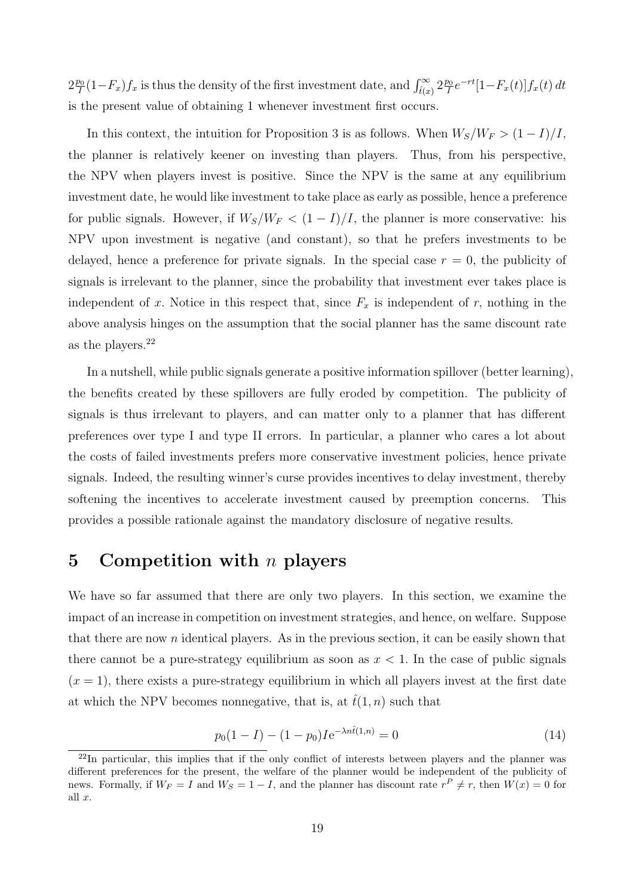$2\frac{p_0}{I}(1-F_x)f_x$ is thus the density of the first investment date, and $\int_{\hat{t}(x)}^{\infty} 2\frac{p_0}{I}e^{-rt}[1-F_x(t)]f_x(t)\,dt$ is the present value of obtaining 1 whenever investment first occurs.

In this context, the intuition for Proposition 3 is as follows. When $W_S/W_F > (1-I)/I$, the planner is relatively keener on investing than players. Thus, from his perspective, the NPV when players invest is positive. Since the NPV is the same at any equilibrium investment date, he would like investment to take place as early as possible, hence a preference for public signals. However, if $W_S/W_F < (1-I)/I$, the planner is more conservative: his NPV upon investment is negative (and constant), so that he prefers investments to be delayed, hence a preference for private signals. In the special case $r = 0$, the publicity of signals is irrelevant to the planner, since the probability that investment ever takes place is independent of $x$. Notice in this respect that, since $F_x$ is independent of $r$, nothing in the above analysis hinges on the assumption that the social planner has the same discount rate as the players.[22]

In a nutshell, while public signals generate a positive information spillover (better learning), the benefits created by these spillovers are fully eroded by competition. The publicity of signals is thus irrelevant to players, and can matter only to a planner that has different preferences over type I and type II errors. In particular, a planner who cares a lot about the costs of failed investments prefers more conservative investment policies, hence private signals. Indeed, the resulting winner's curse provides incentives to delay investment, thereby softening the incentives to accelerate investment caused by preemption concerns. This provides a possible rationale against the mandatory disclosure of negative results.

# 5 Competition with $n$ players

We have so far assumed that there are only two players. In this section, we examine the impact of an increase in competition on investment strategies, and hence, on welfare. Suppose that there are now $n$ identical players. As in the previous section, it can be easily shown that there cannot be a pure-strategy equilibrium as soon as $x < 1$. In the case of public signals ($x = 1$), there exists a pure-strategy equilibrium in which all players invest at the first date at which the NPV becomes nonnegative, that is, at $\hat{t}(1,n)$ such that

$$p_0(1-I) - (1-p_0)Ie^{-\lambda n\hat{t}(1,n)} = 0 \tag{14}$$

[22] In particular, this implies that if the only conflict of interests between players and the planner was different preferences for the present, the welfare of the planner would be independent of the publicity of news. Formally, if $W_F = I$ and $W_S = 1-I$, and the planner has discount rate $r^P \neq r$, then $W(x) = 0$ for all $x$.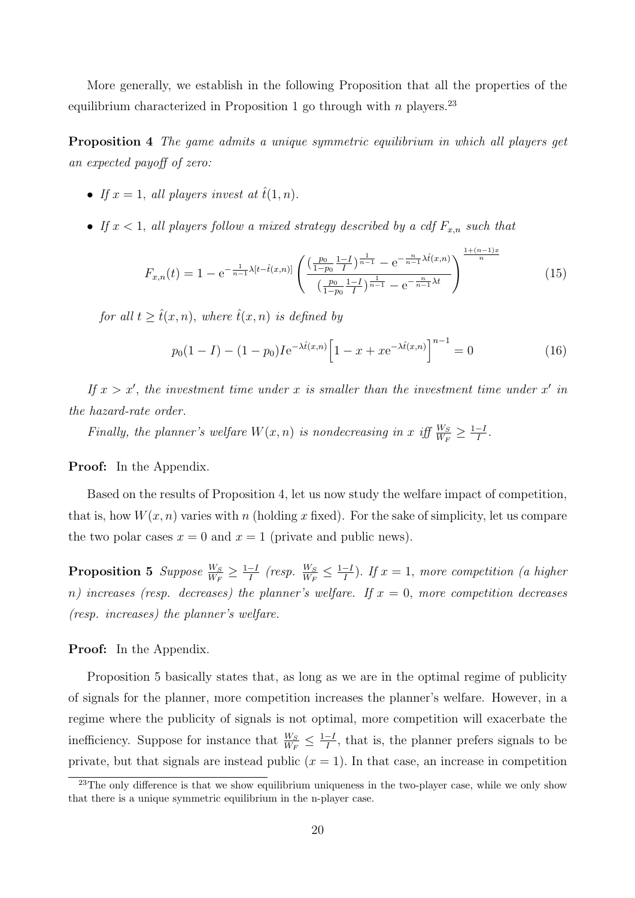More generally, we establish in the following Proposition that all the properties of the equilibrium characterized in Proposition 1 go through with $n$ players.[23]

**Proposition 4** *The game admits a unique symmetric equilibrium in which all players get an expected payoff of zero:*

- *If $x = 1$, all players invest at $\hat{t}(1, n)$.*
- *If $x < 1$, all players follow a mixed strategy described by a cdf $F_{x,n}$ such that*

$$F_{x,n}(t) = 1 - \mathrm{e}^{-\frac{1}{n-1}\lambda[t-\hat{t}(x,n)]} \left( \frac{\left(\frac{p_0}{1-p_0}\frac{1-I}{I}\right)^{\frac{1}{n-1}} - \mathrm{e}^{-\frac{n}{n-1}\lambda\hat{t}(x,n)}}{\left(\frac{p_0}{1-p_0}\frac{1-I}{I}\right)^{\frac{1}{n-1}} - \mathrm{e}^{-\frac{n}{n-1}\lambda t}} \right)^{\frac{1+(n-1)x}{n}} \tag{15}$$

*for all $t \geq \hat{t}(x, n)$, where $\hat{t}(x, n)$ is defined by*

$$p_0(1-I) - (1-p_0)I\mathrm{e}^{-\lambda\hat{t}(x,n)}\left[1 - x + x\mathrm{e}^{-\lambda\hat{t}(x,n)}\right]^{n-1} = 0 \tag{16}$$

*If $x > x'$, the investment time under $x$ is smaller than the investment time under $x'$ in the hazard-rate order.*

*Finally, the planner's welfare $W(x, n)$ is nondecreasing in $x$ iff $\frac{W_S}{W_F} \geq \frac{1-I}{I}$.*

**Proof:** In the Appendix.

Based on the results of Proposition 4, let us now study the welfare impact of competition, that is, how $W(x, n)$ varies with $n$ (holding $x$ fixed). For the sake of simplicity, let us compare the two polar cases $x = 0$ and $x = 1$ (private and public news).

**Proposition 5** *Suppose $\frac{W_S}{W_F} \geq \frac{1-I}{I}$ (resp. $\frac{W_S}{W_F} \leq \frac{1-I}{I}$). If $x = 1$, more competition (a higher $n$) increases (resp. decreases) the planner's welfare. If $x = 0$, more competition decreases (resp. increases) the planner's welfare.*

**Proof:** In the Appendix.

Proposition 5 basically states that, as long as we are in the optimal regime of publicity of signals for the planner, more competition increases the planner's welfare. However, in a regime where the publicity of signals is not optimal, more competition will exacerbate the inefficiency. Suppose for instance that $\frac{W_S}{W_F} \leq \frac{1-I}{I}$, that is, the planner prefers signals to be private, but that signals are instead public ($x = 1$). In that case, an increase in competition

[23] The only difference is that we show equilibrium uniqueness in the two-player case, while we only show that there is a unique symmetric equilibrium in the n-player case.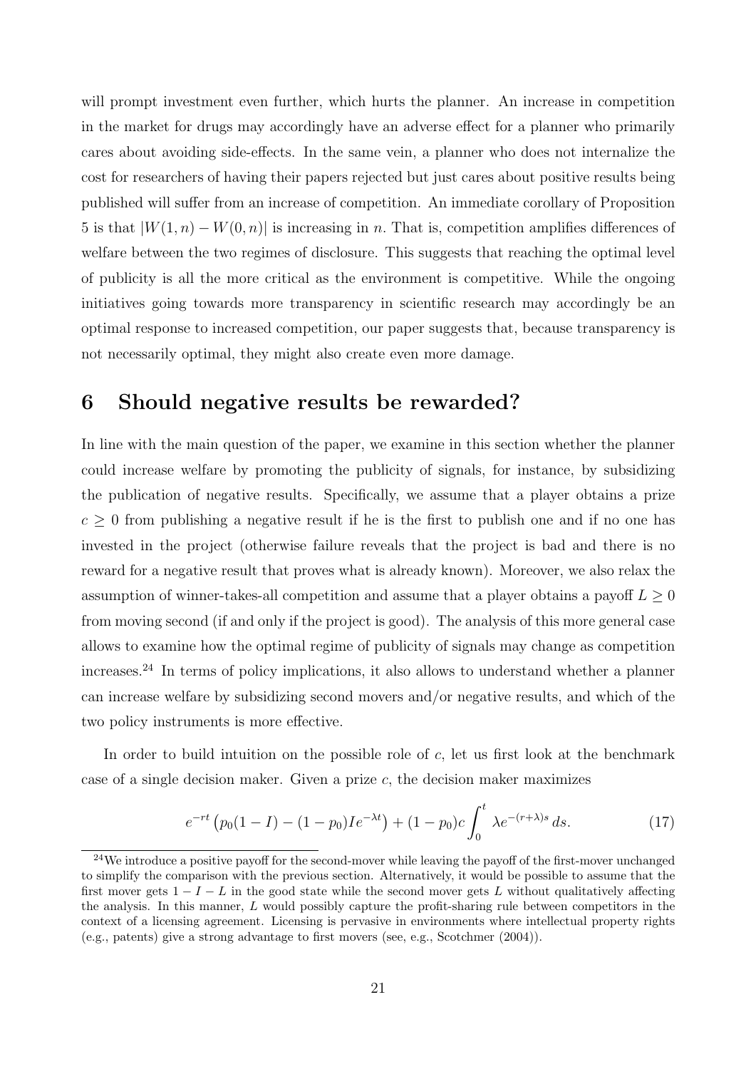will prompt investment even further, which hurts the planner. An increase in competition in the market for drugs may accordingly have an adverse effect for a planner who primarily cares about avoiding side-effects. In the same vein, a planner who does not internalize the cost for researchers of having their papers rejected but just cares about positive results being published will suffer from an increase of competition. An immediate corollary of Proposition 5 is that $|W(1,n) - W(0,n)|$ is increasing in $n$. That is, competition amplifies differences of welfare between the two regimes of disclosure. This suggests that reaching the optimal level of publicity is all the more critical as the environment is competitive. While the ongoing initiatives going towards more transparency in scientific research may accordingly be an optimal response to increased competition, our paper suggests that, because transparency is not necessarily optimal, they might also create even more damage.

# 6 Should negative results be rewarded?

In line with the main question of the paper, we examine in this section whether the planner could increase welfare by promoting the publicity of signals, for instance, by subsidizing the publication of negative results. Specifically, we assume that a player obtains a prize $c \geq 0$ from publishing a negative result if he is the first to publish one and if no one has invested in the project (otherwise failure reveals that the project is bad and there is no reward for a negative result that proves what is already known). Moreover, we also relax the assumption of winner-takes-all competition and assume that a player obtains a payoff $L \geq 0$ from moving second (if and only if the project is good). The analysis of this more general case allows to examine how the optimal regime of publicity of signals may change as competition increases.[24] In terms of policy implications, it also allows to understand whether a planner can increase welfare by subsidizing second movers and/or negative results, and which of the two policy instruments is more effective.

In order to build intuition on the possible role of $c$, let us first look at the benchmark case of a single decision maker. Given a prize $c$, the decision maker maximizes

$$e^{-rt}\left(p_0(1-I) - (1-p_0)Ie^{-\lambda t}\right) + (1-p_0)c\int_0^t \lambda e^{-(r+\lambda)s}\,ds. \tag{17}$$

[24] We introduce a positive payoff for the second-mover while leaving the payoff of the first-mover unchanged to simplify the comparison with the previous section. Alternatively, it would be possible to assume that the first mover gets $1 - I - L$ in the good state while the second mover gets $L$ without qualitatively affecting the analysis. In this manner, $L$ would possibly capture the profit-sharing rule between competitors in the context of a licensing agreement. Licensing is pervasive in environments where intellectual property rights (e.g., patents) give a strong advantage to first movers (see, e.g., Scotchmer (2004)).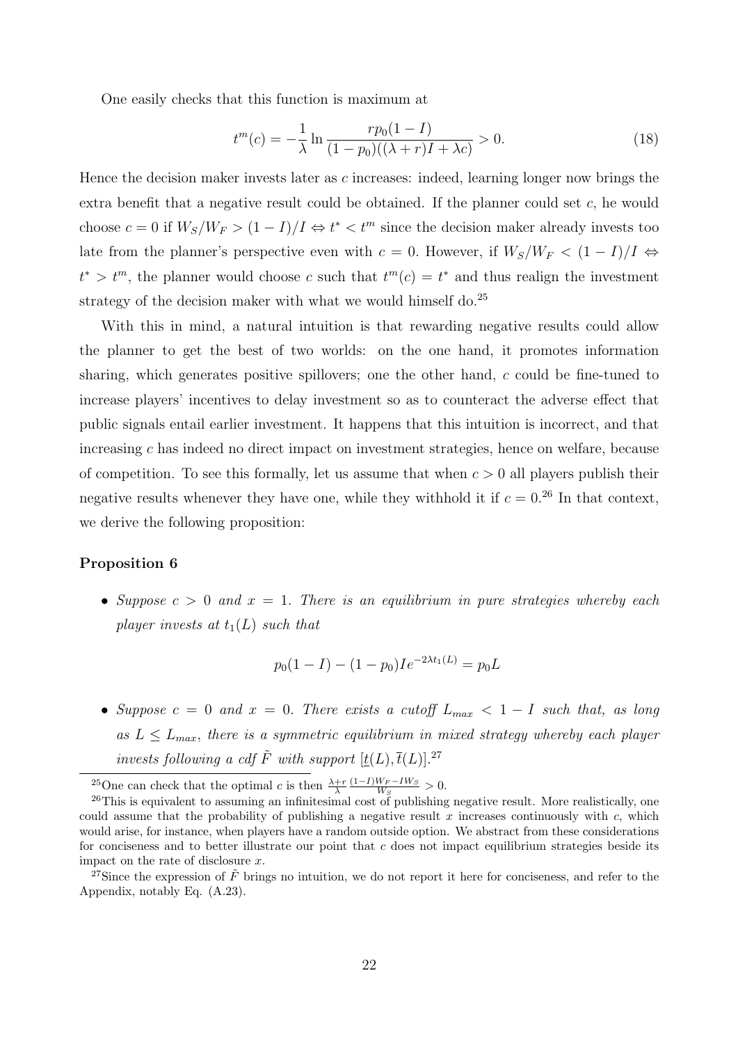One easily checks that this function is maximum at

$$t^m(c) = -\frac{1}{\lambda}\ln\frac{rp_0(1-I)}{(1-p_0)((\lambda+r)I+\lambda c)} > 0. \tag{18}$$

Hence the decision maker invests later as $c$ increases: indeed, learning longer now brings the extra benefit that a negative result could be obtained. If the planner could set $c$, he would choose $c = 0$ if $W_S/W_F > (1-I)/I \Leftrightarrow t^* < t^m$ since the decision maker already invests too late from the planner's perspective even with $c = 0$. However, if $W_S/W_F < (1-I)/I \Leftrightarrow t^* > t^m$, the planner would choose $c$ such that $t^m(c) = t^*$ and thus realign the investment strategy of the decision maker with what we would himself do.[25]

With this in mind, a natural intuition is that rewarding negative results could allow the planner to get the best of two worlds: on the one hand, it promotes information sharing, which generates positive spillovers; one the other hand, $c$ could be fine-tuned to increase players' incentives to delay investment so as to counteract the adverse effect that public signals entail earlier investment. It happens that this intuition is incorrect, and that increasing $c$ has indeed no direct impact on investment strategies, hence on welfare, because of competition. To see this formally, let us assume that when $c > 0$ all players publish their negative results whenever they have one, while they withhold it if $c = 0$.[26] In that context, we derive the following proposition:

**Proposition 6**

- *Suppose $c > 0$ and $x = 1$. There is an equilibrium in pure strategies whereby each player invests at $t_1(L)$ such that*

$$p_0(1-I) - (1-p_0)Ie^{-2\lambda t_1(L)} = p_0 L$$

- *Suppose $c = 0$ and $x = 0$. There exists a cutoff $L_{max} < 1 - I$ such that, as long as $L \leq L_{max}$, there is a symmetric equilibrium in mixed strategy whereby each player invests following a cdf $\tilde{F}$ with support $[\underline{t}(L), \overline{t}(L)]$.*[27]

[25] One can check that the optimal $c$ is then $\frac{\lambda+r}{\lambda}\frac{(1-I)W_F - IW_S}{W_S} > 0$.

[26] This is equivalent to assuming an infinitesimal cost of publishing negative result. More realistically, one could assume that the probability of publishing a negative result $x$ increases continuously with $c$, which would arise, for instance, when players have a random outside option. We abstract from these considerations for conciseness and to better illustrate our point that $c$ does not impact equilibrium strategies beside its impact on the rate of disclosure $x$.

[27] Since the expression of $\tilde{F}$ brings no intuition, we do not report it here for conciseness, and refer to the Appendix, notably Eq. (A.23).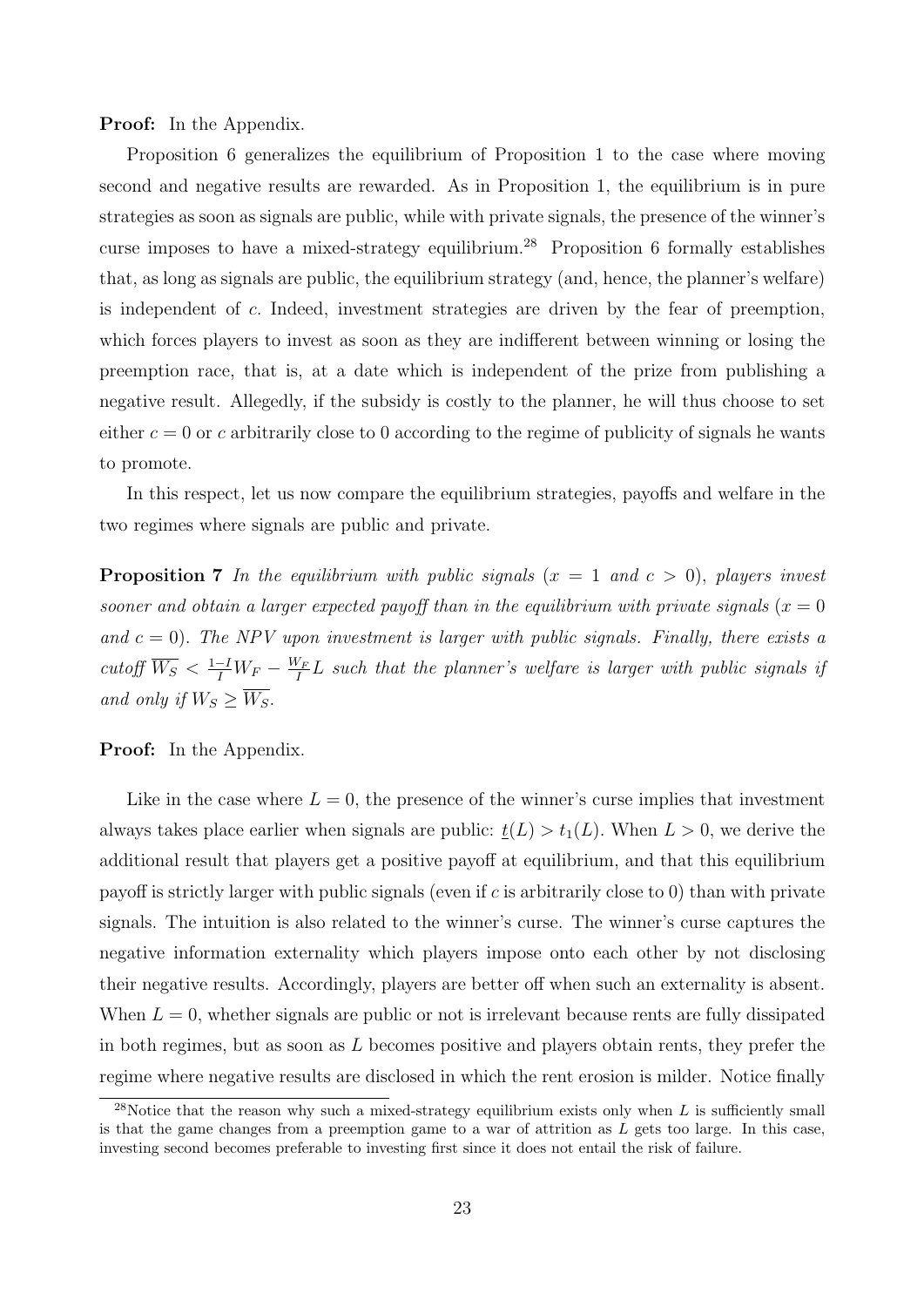**Proof:** In the Appendix.

Proposition 6 generalizes the equilibrium of Proposition 1 to the case where moving second and negative results are rewarded. As in Proposition 1, the equilibrium is in pure strategies as soon as signals are public, while with private signals, the presence of the winner's curse imposes to have a mixed-strategy equilibrium.[28] Proposition 6 formally establishes that, as long as signals are public, the equilibrium strategy (and, hence, the planner's welfare) is independent of $c$. Indeed, investment strategies are driven by the fear of preemption, which forces players to invest as soon as they are indifferent between winning or losing the preemption race, that is, at a date which is independent of the prize from publishing a negative result. Allegedly, if the subsidy is costly to the planner, he will thus choose to set either $c = 0$ or $c$ arbitrarily close to 0 according to the regime of publicity of signals he wants to promote.

In this respect, let us now compare the equilibrium strategies, payoffs and welfare in the two regimes where signals are public and private.

**Proposition 7** *In the equilibrium with public signals ($x = 1$ and $c > 0$), players invest sooner and obtain a larger expected payoff than in the equilibrium with private signals ($x = 0$ and $c = 0$). The NPV upon investment is larger with public signals. Finally, there exists a cutoff $\overline{W_S} < \frac{1-I}{I}W_F - \frac{W_F}{I}L$ such that the planner's welfare is larger with public signals if and only if $W_S \geq \overline{W_S}$.*

**Proof:** In the Appendix.

Like in the case where $L = 0$, the presence of the winner's curse implies that investment always takes place earlier when signals are public: $\underline{t}(L) > t_1(L)$. When $L > 0$, we derive the additional result that players get a positive payoff at equilibrium, and that this equilibrium payoff is strictly larger with public signals (even if $c$ is arbitrarily close to 0) than with private signals. The intuition is also related to the winner's curse. The winner's curse captures the negative information externality which players impose onto each other by not disclosing their negative results. Accordingly, players are better off when such an externality is absent. When $L = 0$, whether signals are public or not is irrelevant because rents are fully dissipated in both regimes, but as soon as $L$ becomes positive and players obtain rents, they prefer the regime where negative results are disclosed in which the rent erosion is milder. Notice finally

[28] Notice that the reason why such a mixed-strategy equilibrium exists only when $L$ is sufficiently small is that the game changes from a preemption game to a war of attrition as $L$ gets too large. In this case, investing second becomes preferable to investing first since it does not entail the risk of failure.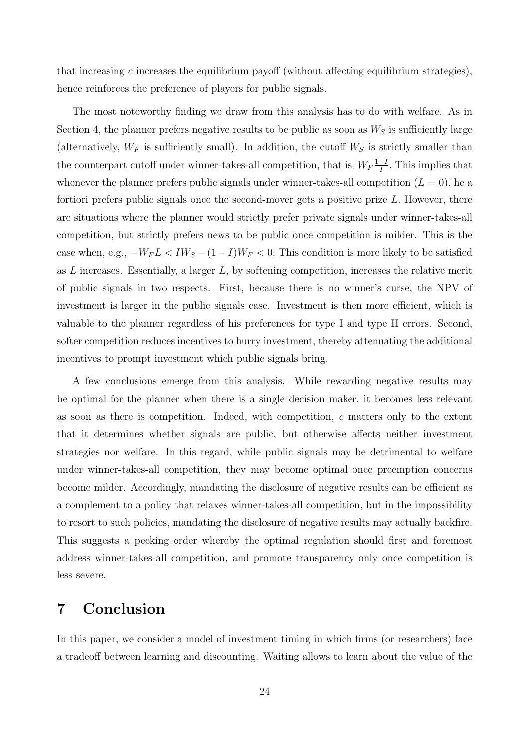that increasing $c$ increases the equilibrium payoff (without affecting equilibrium strategies), hence reinforces the preference of players for public signals.

The most noteworthy finding we draw from this analysis has to do with welfare. As in Section 4, the planner prefers negative results to be public as soon as $W_S$ is sufficiently large (alternatively, $W_F$ is sufficiently small). In addition, the cutoff $\overline{W_S}$ is strictly smaller than the counterpart cutoff under winner-takes-all competition, that is, $W_F \frac{1-I}{I}$. This implies that whenever the planner prefers public signals under winner-takes-all competition ($L = 0$), he a fortiori prefers public signals once the second-mover gets a positive prize $L$. However, there are situations where the planner would strictly prefer private signals under winner-takes-all competition, but strictly prefers news to be public once competition is milder. This is the case when, e.g., $-W_F L < IW_S - (1-I)W_F < 0$. This condition is more likely to be satisfied as $L$ increases. Essentially, a larger $L$, by softening competition, increases the relative merit of public signals in two respects. First, because there is no winner's curse, the NPV of investment is larger in the public signals case. Investment is then more efficient, which is valuable to the planner regardless of his preferences for type I and type II errors. Second, softer competition reduces incentives to hurry investment, thereby attenuating the additional incentives to prompt investment which public signals bring.

A few conclusions emerge from this analysis. While rewarding negative results may be optimal for the planner when there is a single decision maker, it becomes less relevant as soon as there is competition. Indeed, with competition, $c$ matters only to the extent that it determines whether signals are public, but otherwise affects neither investment strategies nor welfare. In this regard, while public signals may be detrimental to welfare under winner-takes-all competition, they may become optimal once preemption concerns become milder. Accordingly, mandating the disclosure of negative results can be efficient as a complement to a policy that relaxes winner-takes-all competition, but in the impossibility to resort to such policies, mandating the disclosure of negative results may actually backfire. This suggests a pecking order whereby the optimal regulation should first and foremost address winner-takes-all competition, and promote transparency only once competition is less severe.

# 7 Conclusion

In this paper, we consider a model of investment timing in which firms (or researchers) face a tradeoff between learning and discounting. Waiting allows to learn about the value of the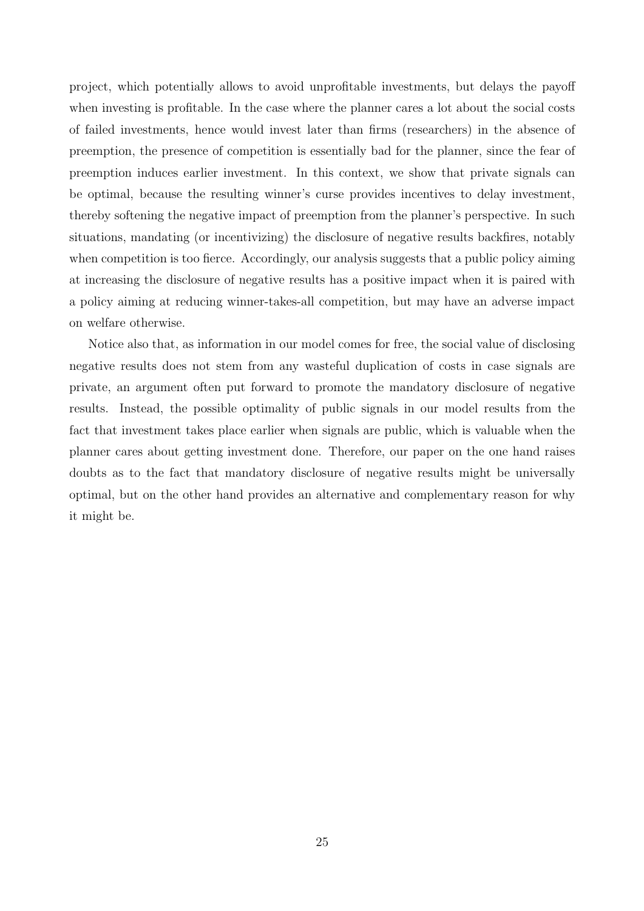project, which potentially allows to avoid unprofitable investments, but delays the payoff when investing is profitable. In the case where the planner cares a lot about the social costs of failed investments, hence would invest later than firms (researchers) in the absence of preemption, the presence of competition is essentially bad for the planner, since the fear of preemption induces earlier investment. In this context, we show that private signals can be optimal, because the resulting winner's curse provides incentives to delay investment, thereby softening the negative impact of preemption from the planner's perspective. In such situations, mandating (or incentivizing) the disclosure of negative results backfires, notably when competition is too fierce. Accordingly, our analysis suggests that a public policy aiming at increasing the disclosure of negative results has a positive impact when it is paired with a policy aiming at reducing winner-takes-all competition, but may have an adverse impact on welfare otherwise.

Notice also that, as information in our model comes for free, the social value of disclosing negative results does not stem from any wasteful duplication of costs in case signals are private, an argument often put forward to promote the mandatory disclosure of negative results. Instead, the possible optimality of public signals in our model results from the fact that investment takes place earlier when signals are public, which is valuable when the planner cares about getting investment done. Therefore, our paper on the one hand raises doubts as to the fact that mandatory disclosure of negative results might be universally optimal, but on the other hand provides an alternative and complementary reason for why it might be.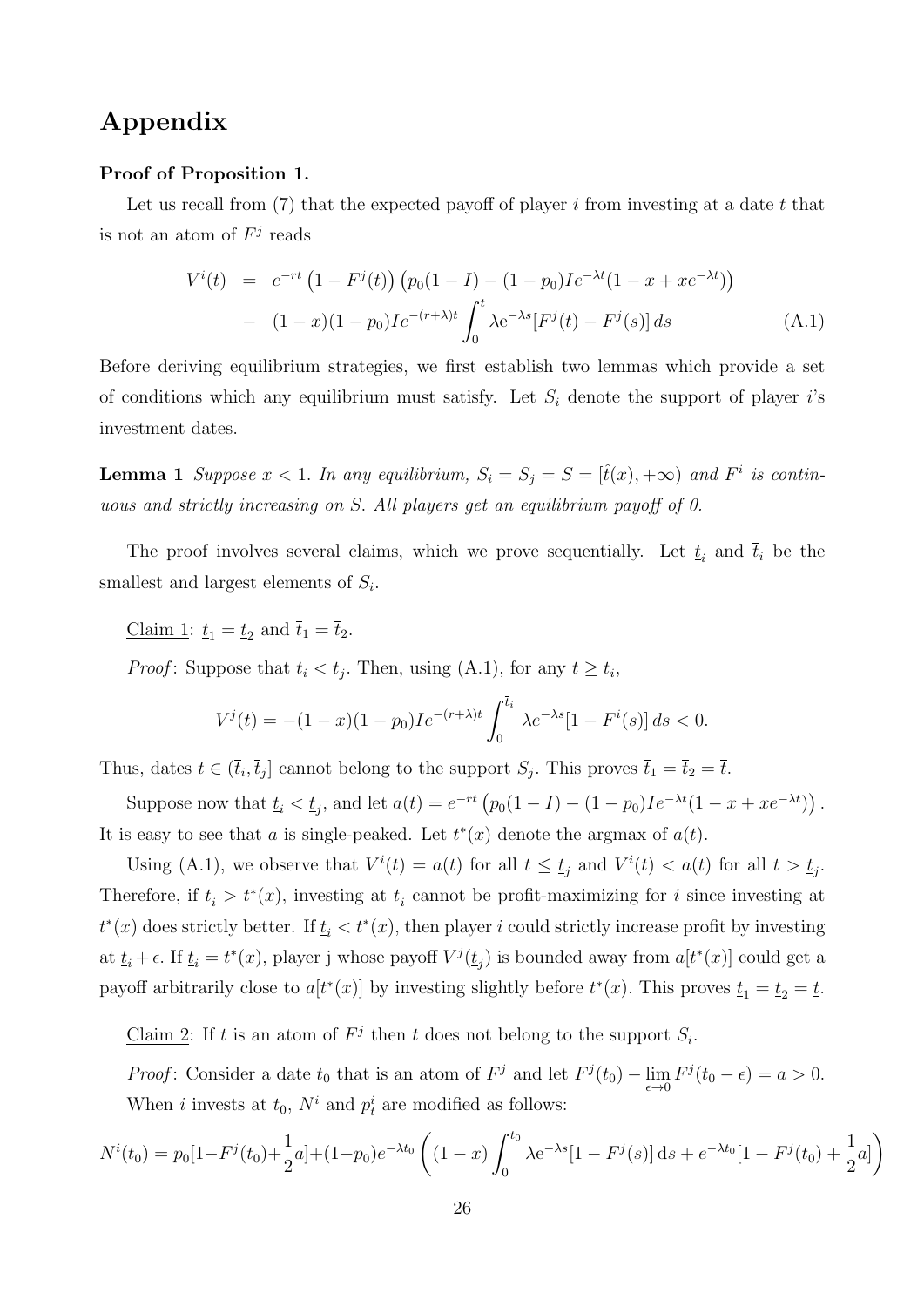# Appendix

**Proof of Proposition 1.**

Let us recall from (7) that the expected payoff of player $i$ from investing at a date $t$ that is not an atom of $F^j$ reads

$$
\begin{aligned}
V^i(t) &= e^{-rt}\left(1 - F^j(t)\right)\left(p_0(1-I) - (1-p_0)Ie^{-\lambda t}(1 - x + xe^{-\lambda t})\right) \\
&- (1-x)(1-p_0)Ie^{-(r+\lambda)t}\int_0^t \lambda e^{-\lambda s}[F^j(t) - F^j(s)]\,ds \qquad \text{(A.1)}
\end{aligned}
$$

Before deriving equilibrium strategies, we first establish two lemmas which provide a set of conditions which any equilibrium must satisfy. Let $S_i$ denote the support of player $i$'s investment dates.

**Lemma 1** *Suppose $x < 1$. In any equilibrium, $S_i = S_j = S = [\hat{t}(x), +\infty)$ and $F^i$ is continuous and strictly increasing on $S$. All players get an equilibrium payoff of 0.*

The proof involves several claims, which we prove sequentially. Let $\underline{t}_i$ and $\overline{t}_i$ be the smallest and largest elements of $S_i$.

Claim 1: $\underline{t}_1 = \underline{t}_2$ and $\overline{t}_1 = \overline{t}_2$.

*Proof*: Suppose that $\overline{t}_i < \overline{t}_j$. Then, using (A.1), for any $t \geq \overline{t}_i$,

$$
V^j(t) = -(1-x)(1-p_0)Ie^{-(r+\lambda)t}\int_0^{\overline{t}_i} \lambda e^{-\lambda s}[1 - F^i(s)]\,ds < 0.
$$

Thus, dates $t \in (\overline{t}_i, \overline{t}_j]$ cannot belong to the support $S_j$. This proves $\overline{t}_1 = \overline{t}_2 = \overline{t}$.

Suppose now that $\underline{t}_i < \underline{t}_j$, and let $a(t) = e^{-rt}\left(p_0(1-I) - (1-p_0)Ie^{-\lambda t}(1 - x + xe^{-\lambda t})\right)$. It is easy to see that $a$ is single-peaked. Let $t^*(x)$ denote the argmax of $a(t)$.

Using (A.1), we observe that $V^i(t) = a(t)$ for all $t \leq \underline{t}_j$ and $V^i(t) < a(t)$ for all $t > \underline{t}_j$. Therefore, if $\underline{t}_i > t^*(x)$, investing at $\underline{t}_i$ cannot be profit-maximizing for $i$ since investing at $t^*(x)$ does strictly better. If $\underline{t}_i < t^*(x)$, then player $i$ could strictly increase profit by investing at $\underline{t}_i + \epsilon$. If $\underline{t}_i = t^*(x)$, player j whose payoff $V^j(\underline{t}_j)$ is bounded away from $a[t^*(x)]$ could get a payoff arbitrarily close to $a[t^*(x)]$ by investing slightly before $t^*(x)$. This proves $\underline{t}_1 = \underline{t}_2 = \underline{t}$.

Claim 2: If $t$ is an atom of $F^j$ then $t$ does not belong to the support $S_i$.

*Proof*: Consider a date $t_0$ that is an atom of $F^j$ and let $F^j(t_0) - \lim_{\epsilon \to 0} F^j(t_0 - \epsilon) = a > 0$. When $i$ invests at $t_0$, $N^i$ and $p^i_t$ are modified as follows:

$$
N^i(t_0) = p_0[1 - F^j(t_0) + \frac{1}{2}a] + (1-p_0)e^{-\lambda t_0}\left((1-x)\int_0^{t_0} \lambda e^{-\lambda s}[1 - F^j(s)]\,ds + e^{-\lambda t_0}[1 - F^j(t_0) + \frac{1}{2}a]\right)
$$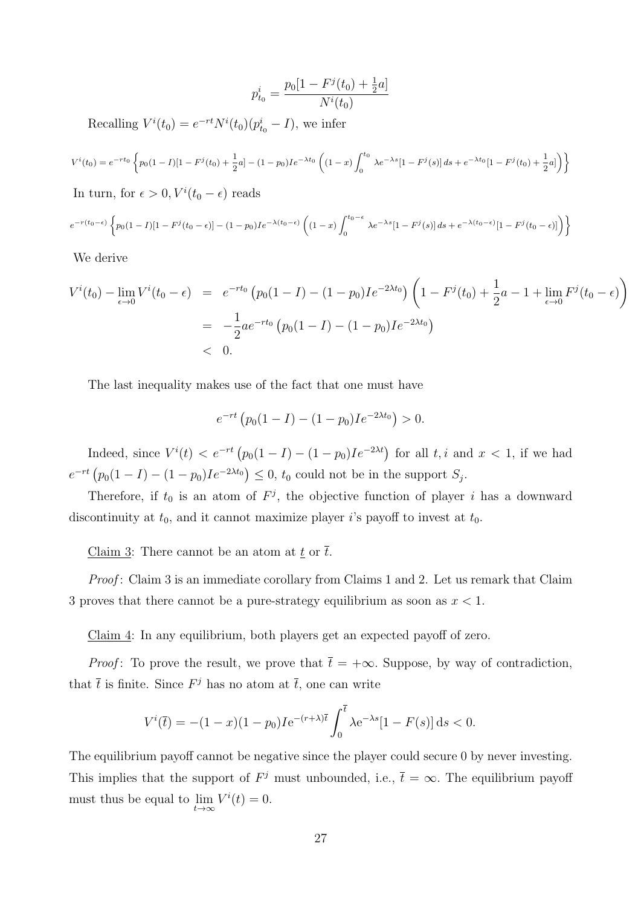$$p^i_{t_0} = \frac{p_0[1 - F^j(t_0) + \frac{1}{2}a]}{N^i(t_0)}$$

Recalling $V^i(t_0) = e^{-rt}N^i(t_0)(p^i_{t_0} - I)$, we infer

$$V^i(t_0) = e^{-rt_0}\left\{p_0(1-I)[1-F^j(t_0)+\frac{1}{2}a] - (1-p_0)Ie^{-\lambda t_0}\left((1-x)\int_0^{t_0}\lambda e^{-\lambda s}[1-F^j(s)]\,ds + e^{-\lambda t_0}[1-F^j(t_0)+\frac{1}{2}a]\right)\right\}$$

In turn, for $\epsilon > 0, V^i(t_0 - \epsilon)$ reads

$$e^{-r(t_0-\epsilon)}\left\{p_0(1-I)[1-F^j(t_0-\epsilon)] - (1-p_0)Ie^{-\lambda(t_0-\epsilon)}\left((1-x)\int_0^{t_0-\epsilon}\lambda e^{-\lambda s}[1-F^j(s)]\,ds + e^{-\lambda(t_0-\epsilon)}[1-F^j(t_0-\epsilon)]\right)\right\}$$

We derive

$$\begin{aligned}
V^i(t_0) - \lim_{\epsilon\to 0} V^i(t_0-\epsilon) &= e^{-rt_0}\left(p_0(1-I) - (1-p_0)Ie^{-2\lambda t_0}\right)\left(1 - F^j(t_0) + \frac{1}{2}a - 1 + \lim_{\epsilon\to 0}F^j(t_0-\epsilon)\right) \\
&= -\frac{1}{2}ae^{-rt_0}\left(p_0(1-I) - (1-p_0)Ie^{-2\lambda t_0}\right) \\
&< 0.
\end{aligned}$$

The last inequality makes use of the fact that one must have

$$e^{-rt}\left(p_0(1-I) - (1-p_0)Ie^{-2\lambda t_0}\right) > 0.$$

Indeed, since $V^i(t) < e^{-rt}\left(p_0(1-I) - (1-p_0)Ie^{-2\lambda t}\right)$ for all $t, i$ and $x < 1$, if we had $e^{-rt}\left(p_0(1-I) - (1-p_0)Ie^{-2\lambda t_0}\right) \leq 0$, $t_0$ could not be in the support $S_j$.

Therefore, if $t_0$ is an atom of $F^j$, the objective function of player $i$ has a downward discontinuity at $t_0$, and it cannot maximize player $i$'s payoff to invest at $t_0$.

<u>Claim 3</u>: There cannot be an atom at $\underline{t}$ or $\overline{t}$.

*Proof*: Claim 3 is an immediate corollary from Claims 1 and 2. Let us remark that Claim 3 proves that there cannot be a pure-strategy equilibrium as soon as $x < 1$.

<u>Claim 4</u>: In any equilibrium, both players get an expected payoff of zero.

*Proof*: To prove the result, we prove that $\overline{t} = +\infty$. Suppose, by way of contradiction, that $\overline{t}$ is finite. Since $F^j$ has no atom at $\overline{t}$, one can write

$$V^i(\overline{t}) = -(1-x)(1-p_0)I\mathrm{e}^{-(r+\lambda)\overline{t}}\int_0^{\overline{t}}\lambda\mathrm{e}^{-\lambda s}[1-F(s)]\,\mathrm{d}s < 0.$$

The equilibrium payoff cannot be negative since the player could secure 0 by never investing. This implies that the support of $F^j$ must unbounded, i.e., $\overline{t} = \infty$. The equilibrium payoff must thus be equal to $\lim_{t\to\infty} V^i(t) = 0$.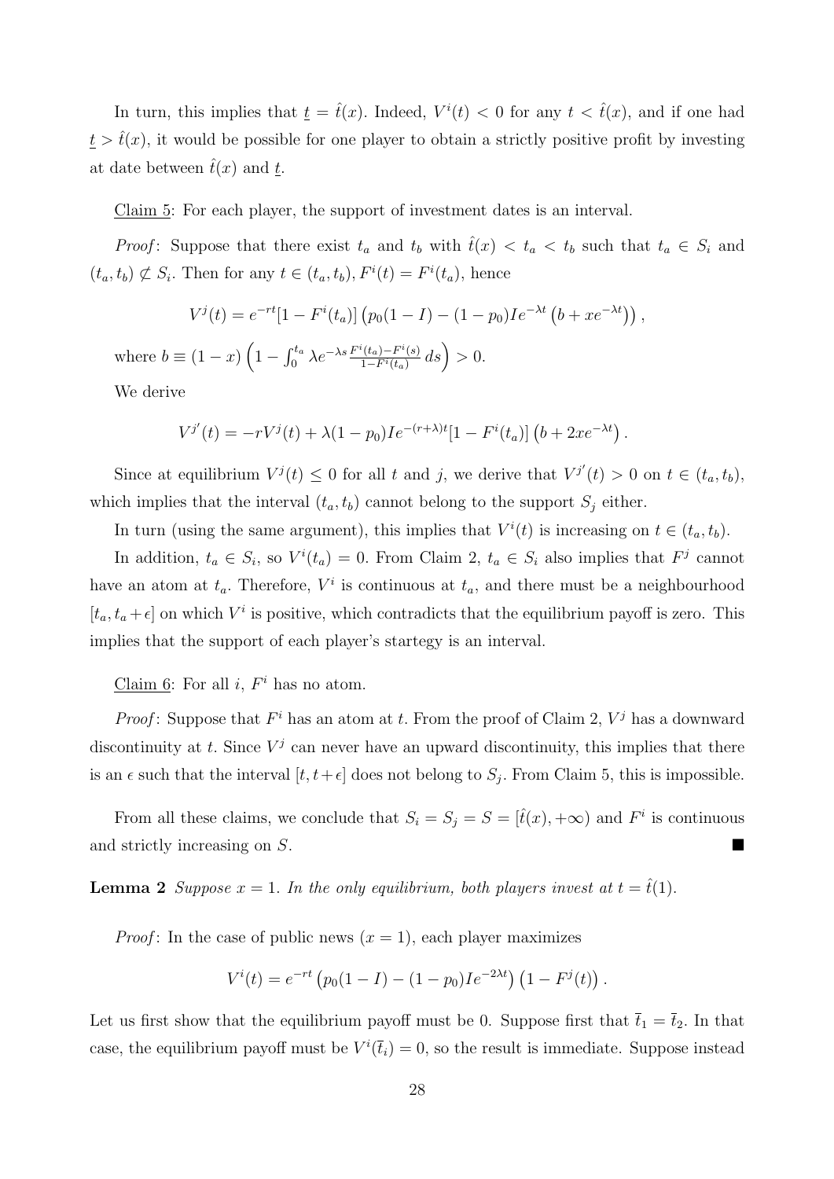In turn, this implies that $\underline{t} = \hat{t}(x)$. Indeed, $V^i(t) < 0$ for any $t < \hat{t}(x)$, and if one had $\underline{t} > \hat{t}(x)$, it would be possible for one player to obtain a strictly positive profit by investing at date between $\hat{t}(x)$ and $\underline{t}$.

Claim 5: For each player, the support of investment dates is an interval.

*Proof*: Suppose that there exist $t_a$ and $t_b$ with $\hat{t}(x) < t_a < t_b$ such that $t_a \in S_i$ and $(t_a, t_b) \not\subset S_i$. Then for any $t \in (t_a, t_b)$, $F^i(t) = F^i(t_a)$, hence

$$V^j(t) = e^{-rt}[1 - F^i(t_a)]\left(p_0(1-I) - (1-p_0)Ie^{-\lambda t}\left(b + xe^{-\lambda t}\right)\right),$$

where $b \equiv (1-x)\left(1 - \int_0^{t_a} \lambda e^{-\lambda s}\frac{F^i(t_a)-F^i(s)}{1-F^i(t_a)}\,ds\right) > 0$.

We derive

$$V^{j'}(t) = -rV^j(t) + \lambda(1-p_0)Ie^{-(r+\lambda)t}[1-F^i(t_a)]\left(b + 2xe^{-\lambda t}\right).$$

Since at equilibrium $V^j(t) \leq 0$ for all $t$ and $j$, we derive that $V^{j'}(t) > 0$ on $t \in (t_a, t_b)$, which implies that the interval $(t_a, t_b)$ cannot belong to the support $S_j$ either.

In turn (using the same argument), this implies that $V^i(t)$ is increasing on $t \in (t_a, t_b)$.

In addition, $t_a \in S_i$, so $V^i(t_a) = 0$. From Claim 2, $t_a \in S_i$ also implies that $F^j$ cannot have an atom at $t_a$. Therefore, $V^i$ is continuous at $t_a$, and there must be a neighbourhood $[t_a, t_a + \epsilon]$ on which $V^i$ is positive, which contradicts that the equilibrium payoff is zero. This implies that the support of each player's startegy is an interval.

Claim 6: For all $i$, $F^i$ has no atom.

*Proof*: Suppose that $F^i$ has an atom at $t$. From the proof of Claim 2, $V^j$ has a downward discontinuity at $t$. Since $V^j$ can never have an upward discontinuity, this implies that there is an $\epsilon$ such that the interval $[t, t+\epsilon]$ does not belong to $S_j$. From Claim 5, this is impossible.

From all these claims, we conclude that $S_i = S_j = S = [\hat{t}(x), +\infty)$ and $F^i$ is continuous and strictly increasing on $S$. ■

**Lemma 2** *Suppose $x = 1$. In the only equilibrium, both players invest at $t = \hat{t}(1)$.*

*Proof*: In the case of public news ($x = 1$), each player maximizes

$$V^i(t) = e^{-rt}\left(p_0(1-I) - (1-p_0)Ie^{-2\lambda t}\right)\left(1 - F^j(t)\right).$$

Let us first show that the equilibrium payoff must be 0. Suppose first that $\bar{t}_1 = \bar{t}_2$. In that case, the equilibrium payoff must be $V^i(\bar{t}_i) = 0$, so the result is immediate. Suppose instead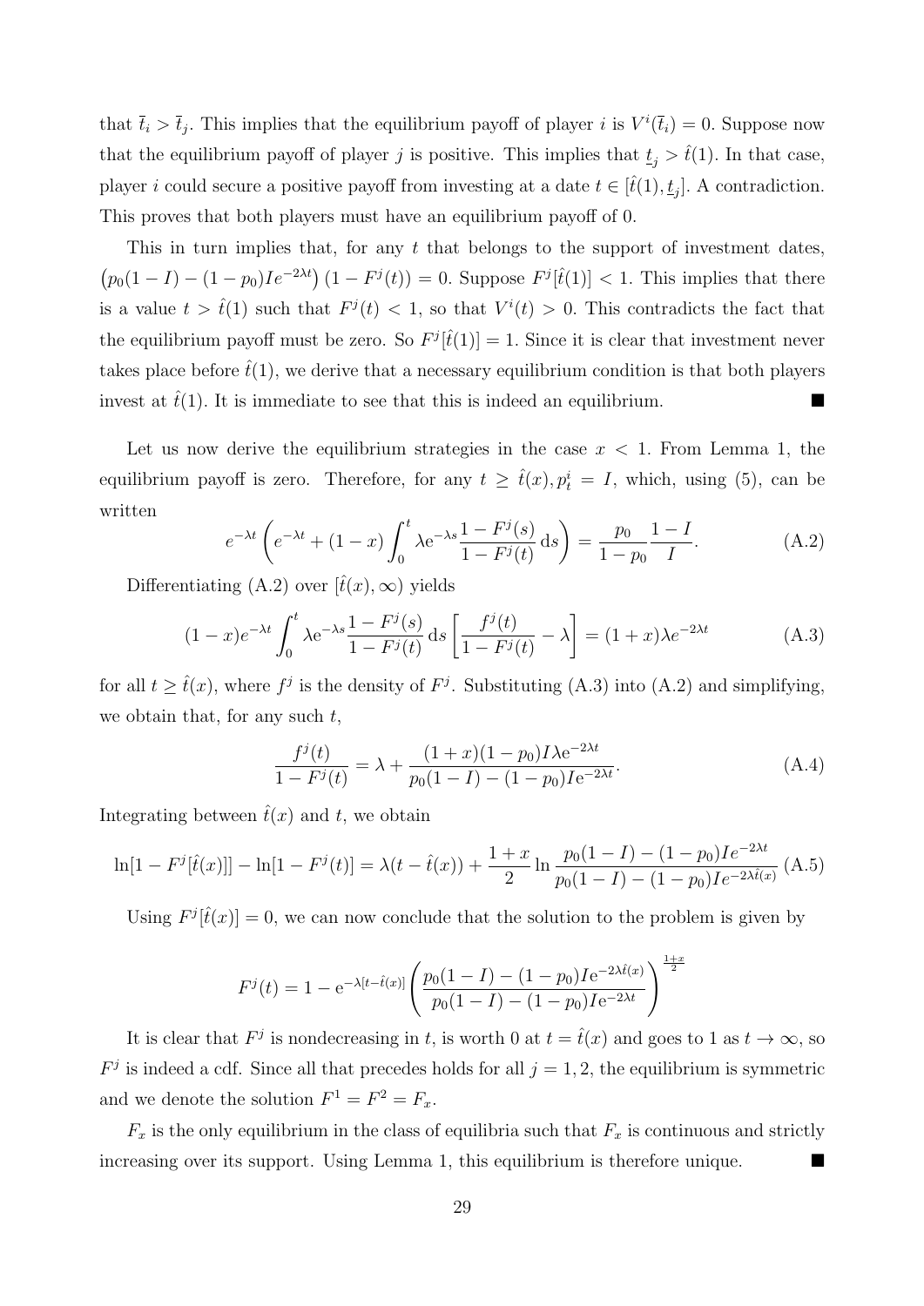that $\bar{t}_i > \bar{t}_j$. This implies that the equilibrium payoff of player $i$ is $V^i(\bar{t}_i) = 0$. Suppose now that the equilibrium payoff of player $j$ is positive. This implies that $\underline{t}_j > \hat{t}(1)$. In that case, player $i$ could secure a positive payoff from investing at a date $t \in [\hat{t}(1), \underline{t}_j]$. A contradiction. This proves that both players must have an equilibrium payoff of 0.

This in turn implies that, for any $t$ that belongs to the support of investment dates, $\left(p_0(1-I) - (1-p_0)Ie^{-2\lambda t}\right)(1 - F^j(t)) = 0$. Suppose $F^j[\hat{t}(1)] < 1$. This implies that there is a value $t > \hat{t}(1)$ such that $F^j(t) < 1$, so that $V^i(t) > 0$. This contradicts the fact that the equilibrium payoff must be zero. So $F^j[\hat{t}(1)] = 1$. Since it is clear that investment never takes place before $\hat{t}(1)$, we derive that a necessary equilibrium condition is that both players invest at $\hat{t}(1)$. It is immediate to see that this is indeed an equilibrium. ■

Let us now derive the equilibrium strategies in the case $x < 1$. From Lemma 1, the equilibrium payoff is zero. Therefore, for any $t \geq \hat{t}(x), p_t^i = I$, which, using (5), can be written

$$e^{-\lambda t}\left(e^{-\lambda t} + (1-x)\int_0^t \lambda e^{-\lambda s}\frac{1-F^j(s)}{1-F^j(t)}\,ds\right) = \frac{p_0}{1-p_0}\frac{1-I}{I}. \tag{A.2}$$

Differentiating (A.2) over $[\hat{t}(x), \infty)$ yields

$$(1-x)e^{-\lambda t}\int_0^t \lambda e^{-\lambda s}\frac{1-F^j(s)}{1-F^j(t)}\,ds\left[\frac{f^j(t)}{1-F^j(t)} - \lambda\right] = (1+x)\lambda e^{-2\lambda t} \tag{A.3}$$

for all $t \geq \hat{t}(x)$, where $f^j$ is the density of $F^j$. Substituting (A.3) into (A.2) and simplifying, we obtain that, for any such $t$,

$$\frac{f^j(t)}{1-F^j(t)} = \lambda + \frac{(1+x)(1-p_0)I\lambda e^{-2\lambda t}}{p_0(1-I) - (1-p_0)Ie^{-2\lambda t}}. \tag{A.4}$$

Integrating between $\hat{t}(x)$ and $t$, we obtain

$$\ln[1 - F^j[\hat{t}(x)]] - \ln[1 - F^j(t)] = \lambda(t - \hat{t}(x)) + \frac{1+x}{2}\ln\frac{p_0(1-I) - (1-p_0)Ie^{-2\lambda t}}{p_0(1-I) - (1-p_0)Ie^{-2\lambda \hat{t}(x)}} \tag{A.5}$$

Using $F^j[\hat{t}(x)] = 0$, we can now conclude that the solution to the problem is given by

$$F^j(t) = 1 - e^{-\lambda[t - \hat{t}(x)]}\left(\frac{p_0(1-I) - (1-p_0)Ie^{-2\lambda \hat{t}(x)}}{p_0(1-I) - (1-p_0)Ie^{-2\lambda t}}\right)^{\frac{1+x}{2}}$$

It is clear that $F^j$ is nondecreasing in $t$, is worth 0 at $t = \hat{t}(x)$ and goes to 1 as $t \to \infty$, so $F^j$ is indeed a cdf. Since all that precedes holds for all $j = 1, 2$, the equilibrium is symmetric and we denote the solution $F^1 = F^2 = F_x$.

$F_x$ is the only equilibrium in the class of equilibria such that $F_x$ is continuous and strictly increasing over its support. Using Lemma 1, this equilibrium is therefore unique. ■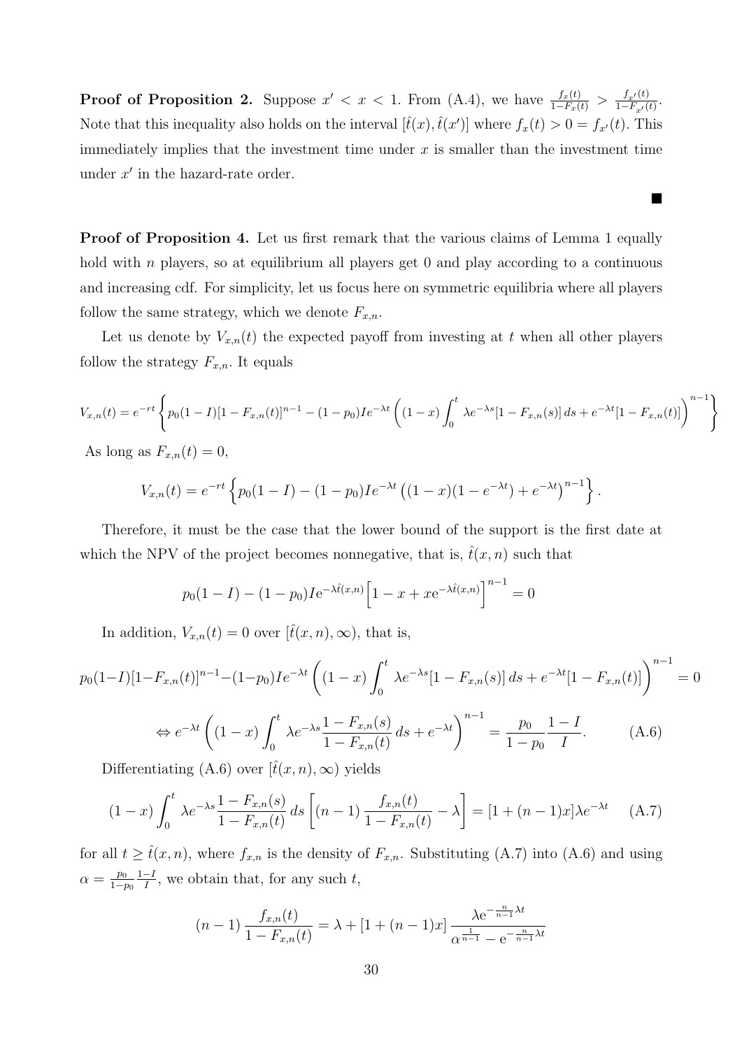**Proof of Proposition 2.** Suppose $x' < x < 1$. From (A.4), we have $\frac{f_x(t)}{1-F_x(t)} > \frac{f_{x'}(t)}{1-F_{x'}(t)}$. Note that this inequality also holds on the interval $[\hat{t}(x), \hat{t}(x')]$ where $f_x(t) > 0 = f_{x'}(t)$. This immediately implies that the investment time under $x$ is smaller than the investment time under $x'$ in the hazard-rate order.

■

**Proof of Proposition 4.** Let us first remark that the various claims of Lemma 1 equally hold with $n$ players, so at equilibrium all players get 0 and play according to a continuous and increasing cdf. For simplicity, let us focus here on symmetric equilibria where all players follow the same strategy, which we denote $F_{x,n}$.

Let us denote by $V_{x,n}(t)$ the expected payoff from investing at $t$ when all other players follow the strategy $F_{x,n}$. It equals

$$V_{x,n}(t) = e^{-rt}\left\{p_0(1-I)[1-F_{x,n}(t)]^{n-1} - (1-p_0)Ie^{-\lambda t}\left((1-x)\int_0^t \lambda e^{-\lambda s}[1-F_{x,n}(s)]\,ds + e^{-\lambda t}[1-F_{x,n}(t)]\right)^{n-1}\right\}$$

As long as $F_{x,n}(t) = 0$,

$$V_{x,n}(t) = e^{-rt}\left\{p_0(1-I) - (1-p_0)Ie^{-\lambda t}\left((1-x)(1-e^{-\lambda t}) + e^{-\lambda t}\right)^{n-1}\right\}.$$

Therefore, it must be the case that the lower bound of the support is the first date at which the NPV of the project becomes nonnegative, that is, $\hat{t}(x,n)$ such that

$$p_0(1-I) - (1-p_0)I\mathrm{e}^{-\lambda \hat{t}(x,n)}\left[1 - x + x\mathrm{e}^{-\lambda \hat{t}(x,n)}\right]^{n-1} = 0$$

In addition, $V_{x,n}(t) = 0$ over $[\hat{t}(x,n), \infty)$, that is,

$$p_0(1-I)[1-F_{x,n}(t)]^{n-1} - (1-p_0)Ie^{-\lambda t}\left((1-x)\int_0^t \lambda e^{-\lambda s}[1-F_{x,n}(s)]\,ds + e^{-\lambda t}[1-F_{x,n}(t)]\right)^{n-1} = 0$$

$$\Leftrightarrow e^{-\lambda t}\left((1-x)\int_0^t \lambda e^{-\lambda s}\frac{1-F_{x,n}(s)}{1-F_{x,n}(t)}\,ds + e^{-\lambda t}\right)^{n-1} = \frac{p_0}{1-p_0}\frac{1-I}{I}. \qquad \text{(A.6)}$$

Differentiating (A.6) over $[\hat{t}(x,n), \infty)$ yields

$$(1-x)\int_0^t \lambda e^{-\lambda s}\frac{1-F_{x,n}(s)}{1-F_{x,n}(t)}\,ds\left[(n-1)\frac{f_{x,n}(t)}{1-F_{x,n}(t)} - \lambda\right] = [1+(n-1)x]\lambda e^{-\lambda t} \qquad \text{(A.7)}$$

for all $t \geq \hat{t}(x,n)$, where $f_{x,n}$ is the density of $F_{x,n}$. Substituting (A.7) into (A.6) and using $\alpha = \frac{p_0}{1-p_0}\frac{1-I}{I}$, we obtain that, for any such $t$,

$$(n-1)\frac{f_{x,n}(t)}{1-F_{x,n}(t)} = \lambda + [1+(n-1)x]\frac{\lambda \mathrm{e}^{-\frac{n}{n-1}\lambda t}}{\alpha^{\frac{1}{n-1}} - \mathrm{e}^{-\frac{n}{n-1}\lambda t}}$$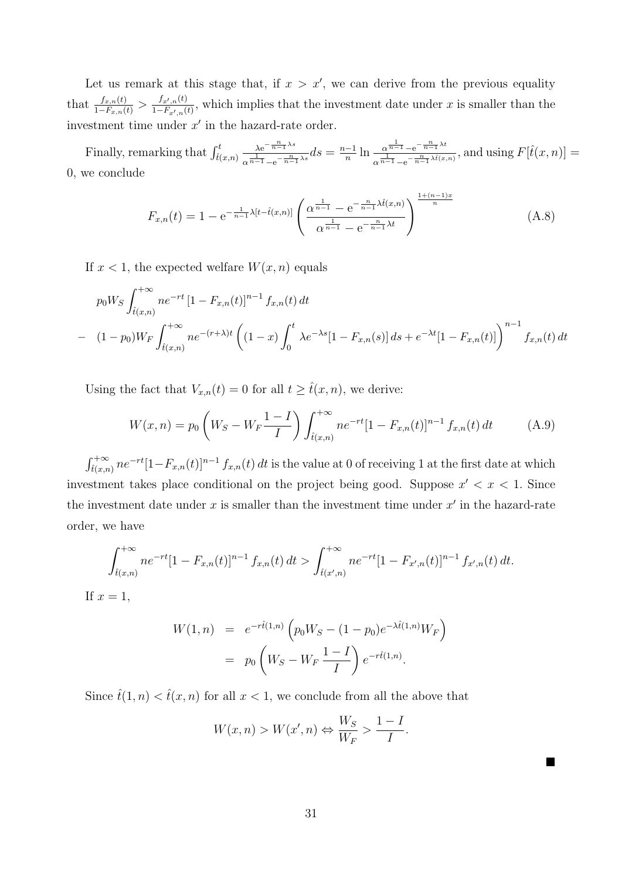Let us remark at this stage that, if $x > x'$, we can derive from the previous equality that $\frac{f_{x,n}(t)}{1-F_{x,n}(t)} > \frac{f_{x',n}(t)}{1-F_{x',n}(t)}$, which implies that the investment date under $x$ is smaller than the investment time under $x'$ in the hazard-rate order.

Finally, remarking that $\int_{\hat{t}(x,n)}^{t} \frac{\lambda \mathrm{e}^{-\frac{n}{n-1}\lambda s}}{\alpha^{\frac{1}{n-1}} - \mathrm{e}^{-\frac{n}{n-1}\lambda s}} ds = \frac{n-1}{n} \ln \frac{\alpha^{\frac{1}{n-1}} - \mathrm{e}^{-\frac{n}{n-1}\lambda t}}{\alpha^{\frac{1}{n-1}} - \mathrm{e}^{-\frac{n}{n-1}\lambda \hat{t}(x,n)}}$, and using $F[\hat{t}(x,n)] = 0$, we conclude

$$F_{x,n}(t) = 1 - \mathrm{e}^{-\frac{1}{n-1}\lambda[t-\hat{t}(x,n)]} \left( \frac{\alpha^{\frac{1}{n-1}} - \mathrm{e}^{-\frac{n}{n-1}\lambda \hat{t}(x,n)}}{\alpha^{\frac{1}{n-1}} - \mathrm{e}^{-\frac{n}{n-1}\lambda t}} \right)^{\frac{1+(n-1)x}{n}} \tag{A.8}$$

If $x < 1$, the expected welfare $W(x,n)$ equals

$$\begin{aligned} & p_0 W_S \int_{\hat{t}(x,n)}^{+\infty} n e^{-rt} \left[1 - F_{x,n}(t)\right]^{n-1} f_{x,n}(t)\, dt \\ - \quad & (1-p_0) W_F \int_{\hat{t}(x,n)}^{+\infty} n e^{-(r+\lambda)t} \left( (1-x) \int_0^t \lambda e^{-\lambda s} [1 - F_{x,n}(s)]\, ds + e^{-\lambda t} [1 - F_{x,n}(t)] \right)^{n-1} f_{x,n}(t)\, dt \end{aligned}$$

Using the fact that $V_{x,n}(t) = 0$ for all $t \geq \hat{t}(x,n)$, we derive:

$$W(x,n) = p_0 \left( W_S - W_F \frac{1-I}{I} \right) \int_{\hat{t}(x,n)}^{+\infty} n e^{-rt} [1 - F_{x,n}(t)]^{n-1} f_{x,n}(t)\, dt \tag{A.9}$$

$\int_{\hat{t}(x,n)}^{+\infty} n e^{-rt} [1 - F_{x,n}(t)]^{n-1} f_{x,n}(t)\, dt$ is the value at 0 of receiving 1 at the first date at which investment takes place conditional on the project being good. Suppose $x' < x < 1$. Since the investment date under $x$ is smaller than the investment time under $x'$ in the hazard-rate order, we have

$$\int_{\hat{t}(x,n)}^{+\infty} n e^{-rt} [1 - F_{x,n}(t)]^{n-1} f_{x,n}(t)\, dt > \int_{\hat{t}(x',n)}^{+\infty} n e^{-rt} [1 - F_{x',n}(t)]^{n-1} f_{x',n}(t)\, dt.$$

If $x = 1$,

$$\begin{aligned} W(1,n) &= e^{-r\hat{t}(1,n)} \left( p_0 W_S - (1-p_0) e^{-\lambda \hat{t}(1,n)} W_F \right) \\ &= p_0 \left( W_S - W_F \frac{1-I}{I} \right) e^{-r\hat{t}(1,n)}. \end{aligned}$$

Since $\hat{t}(1,n) < \hat{t}(x,n)$ for all $x < 1$, we conclude from all the above that

$$W(x,n) > W(x',n) \Leftrightarrow \frac{W_S}{W_F} > \frac{1-I}{I}.$$

■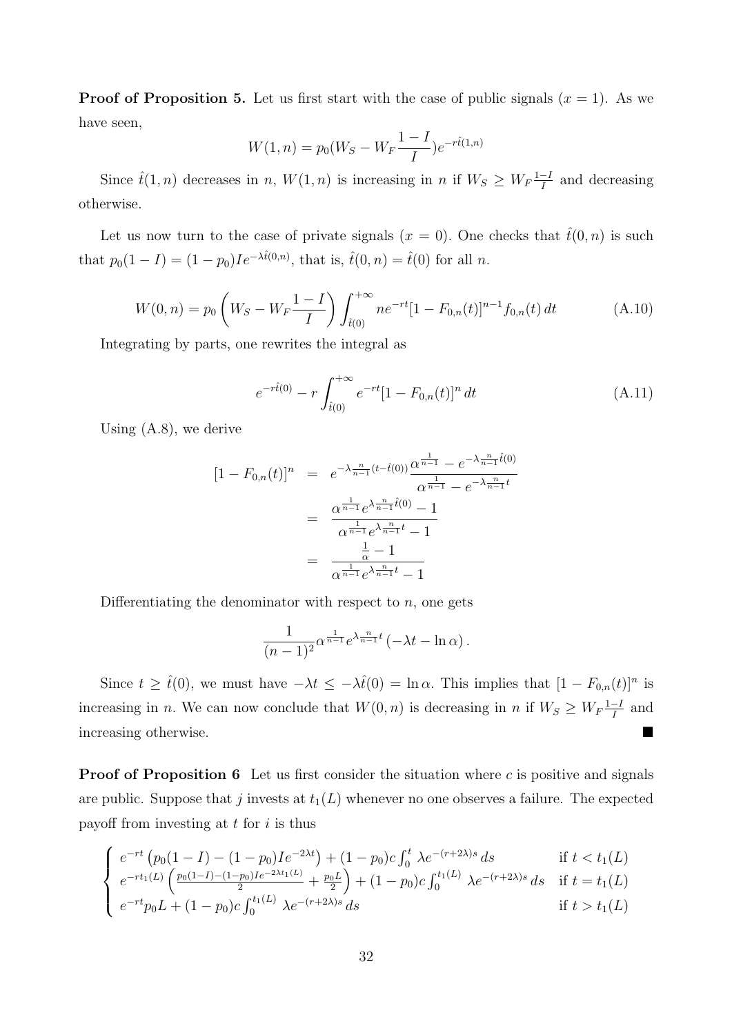**Proof of Proposition 5.** Let us first start with the case of public signals ($x = 1$). As we have seen,

$$W(1,n) = p_0(W_S - W_F\frac{1-I}{I})e^{-r\hat{t}(1,n)}$$

Since $\hat{t}(1,n)$ decreases in $n$, $W(1,n)$ is increasing in $n$ if $W_S \geq W_F\frac{1-I}{I}$ and decreasing otherwise.

Let us now turn to the case of private signals ($x = 0$). One checks that $\hat{t}(0,n)$ is such that $p_0(1-I) = (1-p_0)Ie^{-\lambda\hat{t}(0,n)}$, that is, $\hat{t}(0,n) = \hat{t}(0)$ for all $n$.

$$W(0,n) = p_0\left(W_S - W_F\frac{1-I}{I}\right)\int_{\hat{t}(0)}^{+\infty} ne^{-rt}[1-F_{0,n}(t)]^{n-1}f_{0,n}(t)\,dt \tag{A.10}$$

Integrating by parts, one rewrites the integral as

$$e^{-r\hat{t}(0)} - r\int_{\hat{t}(0)}^{+\infty} e^{-rt}[1-F_{0,n}(t)]^n\,dt \tag{A.11}$$

Using (A.8), we derive

$$\begin{aligned}
[1-F_{0,n}(t)]^n &= e^{-\lambda\frac{n}{n-1}(t-\hat{t}(0))}\frac{\alpha^{\frac{1}{n-1}} - e^{-\lambda\frac{n}{n-1}\hat{t}(0)}}{\alpha^{\frac{1}{n-1}} - e^{-\lambda\frac{n}{n-1}t}} \\
&= \frac{\alpha^{\frac{1}{n-1}}e^{\lambda\frac{n}{n-1}\hat{t}(0)} - 1}{\alpha^{\frac{1}{n-1}}e^{\lambda\frac{n}{n-1}t} - 1} \\
&= \frac{\frac{1}{\alpha} - 1}{\alpha^{\frac{1}{n-1}}e^{\lambda\frac{n}{n-1}t} - 1}
\end{aligned}$$

Differentiating the denominator with respect to $n$, one gets

$$\frac{1}{(n-1)^2}\alpha^{\frac{1}{n-1}}e^{\lambda\frac{n}{n-1}t}\left(-\lambda t - \ln\alpha\right).$$

Since $t \geq \hat{t}(0)$, we must have $-\lambda t \leq -\lambda\hat{t}(0) = \ln\alpha$. This implies that $[1-F_{0,n}(t)]^n$ is increasing in $n$. We can now conclude that $W(0,n)$ is decreasing in $n$ if $W_S \geq W_F\frac{1-I}{I}$ and increasing otherwise. ■

**Proof of Proposition 6** Let us first consider the situation where $c$ is positive and signals are public. Suppose that $j$ invests at $t_1(L)$ whenever no one observes a failure. The expected payoff from investing at $t$ for $i$ is thus

$$\begin{cases}
e^{-rt}\left(p_0(1-I) - (1-p_0)Ie^{-2\lambda t}\right) + (1-p_0)c\int_0^t \lambda e^{-(r+2\lambda)s}\,ds & \text{if } t < t_1(L) \\
e^{-rt_1(L)}\left(\frac{p_0(1-I)-(1-p_0)Ie^{-2\lambda t_1(L)}}{2} + \frac{p_0 L}{2}\right) + (1-p_0)c\int_0^{t_1(L)} \lambda e^{-(r+2\lambda)s}\,ds & \text{if } t = t_1(L) \\
e^{-rt}p_0 L + (1-p_0)c\int_0^{t_1(L)} \lambda e^{-(r+2\lambda)s}\,ds & \text{if } t > t_1(L)
\end{cases}$$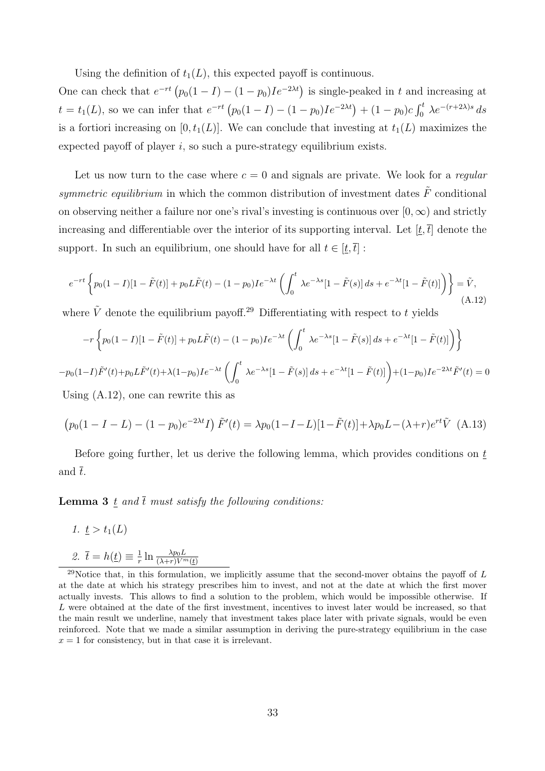Using the definition of $t_1(L)$, this expected payoff is continuous.

One can check that $e^{-rt}\left(p_0(1-I)-(1-p_0)Ie^{-2\lambda t}\right)$ is single-peaked in $t$ and increasing at $t = t_1(L)$, so we can infer that $e^{-rt}\left(p_0(1-I)-(1-p_0)Ie^{-2\lambda t}\right) + (1-p_0)c\int_0^t \lambda e^{-(r+2\lambda)s}\,ds$ is a fortiori increasing on $[0, t_1(L)]$. We can conclude that investing at $t_1(L)$ maximizes the expected payoff of player $i$, so such a pure-strategy equilibrium exists.

Let us now turn to the case where $c = 0$ and signals are private. We look for a *regular symmetric equilibrium* in which the common distribution of investment dates $\tilde{F}$ conditional on observing neither a failure nor one's rival's investing is continuous over $[0, \infty)$ and strictly increasing and differentiable over the interior of its supporting interval. Let $[\underline{t}, \overline{t}]$ denote the support. In such an equilibrium, one should have for all $t \in [\underline{t}, \overline{t}]$ :

$$e^{-rt}\left\{p_0(1-I)[1-\tilde{F}(t)] + p_0 L\tilde{F}(t) - (1-p_0)Ie^{-\lambda t}\left(\int_0^t \lambda e^{-\lambda s}[1-\tilde{F}(s)]\,ds + e^{-\lambda t}[1-\tilde{F}(t)]\right)\right\} = \tilde{V}, \tag{A.12}$$

where $\tilde{V}$ denote the equilibrium payoff.[29] Differentiating with respect to $t$ yields

$$-r\left\{p_0(1-I)[1-\tilde{F}(t)] + p_0 L\tilde{F}(t) - (1-p_0)Ie^{-\lambda t}\left(\int_0^t \lambda e^{-\lambda s}[1-\tilde{F}(s)]\,ds + e^{-\lambda t}[1-\tilde{F}(t)]\right)\right\}$$

$$-p_0(1-I)\tilde{F}'(t) + p_0 L\tilde{F}'(t) + \lambda(1-p_0)Ie^{-\lambda t}\left(\int_0^t \lambda e^{-\lambda s}[1-\tilde{F}(s)]\,ds + e^{-\lambda t}[1-\tilde{F}(t)]\right) + (1-p_0)Ie^{-2\lambda t}\tilde{F}'(t) = 0$$

Using (A.12), one can rewrite this as

$$\left(p_0(1-I-L) - (1-p_0)e^{-2\lambda t}I\right)\tilde{F}'(t) = \lambda p_0(1-I-L)[1-\tilde{F}(t)] + \lambda p_0 L - (\lambda + r)e^{rt}\tilde{V} \tag{A.13}$$

Before going further, let us derive the following lemma, which provides conditions on $\underline{t}$ and $\overline{t}$.

**Lemma 3** *$\underline{t}$ and $\overline{t}$ must satisfy the following conditions:*

1. *$\underline{t} > t_1(L)$*
2. *$\overline{t} = h(\underline{t}) \equiv \frac{1}{r}\ln\frac{\lambda p_0 L}{(\lambda+r)V^m(\underline{t})}$*

[29] Notice that, in this formulation, we implicitly assume that the second-mover obtains the payoff of $L$ at the date at which his strategy prescribes him to invest, and not at the date at which the first mover actually invests. This allows to find a solution to the problem, which would be impossible otherwise. If $L$ were obtained at the date of the first investment, incentives to invest later would be increased, so that the main result we underline, namely that investment takes place later with private signals, would be even reinforced. Note that we made a similar assumption in deriving the pure-strategy equilibrium in the case $x = 1$ for consistency, but in that case it is irrelevant.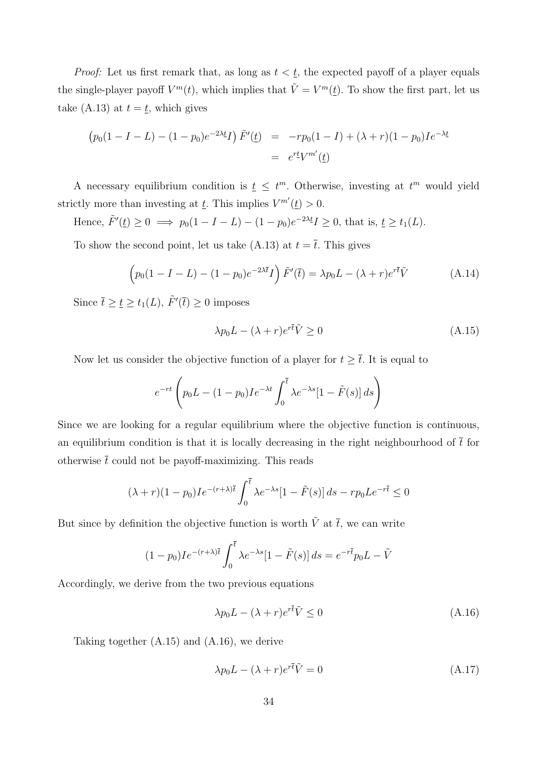*Proof:* Let us first remark that, as long as $t < \underline{t}$, the expected payoff of a player equals the single-player payoff $V^m(t)$, which implies that $\tilde{V} = V^m(\underline{t})$. To show the first part, let us take (A.13) at $t = \underline{t}$, which gives

$$\begin{aligned}
\left(p_0(1-I-L) - (1-p_0)e^{-2\lambda \underline{t}} I\right) \tilde{F}'(\underline{t}) &= -rp_0(1-I) + (\lambda + r)(1-p_0)Ie^{-\lambda \underline{t}} \\
&= e^{r\underline{t}} V^{m'}(\underline{t})
\end{aligned}$$

A necessary equilibrium condition is $\underline{t} \leq t^m$. Otherwise, investing at $t^m$ would yield strictly more than investing at $\underline{t}$. This implies $V^{m'}(\underline{t}) > 0$.

Hence, $\tilde{F}'(\underline{t}) \geq 0 \implies p_0(1-I-L) - (1-p_0)e^{-2\lambda \underline{t}} I \geq 0$, that is, $\underline{t} \geq t_1(L)$.

To show the second point, let us take (A.13) at $t = \overline{t}$. This gives

$$\left(p_0(1-I-L) - (1-p_0)e^{-2\lambda \overline{t}} I\right) \tilde{F}'(\overline{t}) = \lambda p_0 L - (\lambda + r) e^{r\overline{t}} \tilde{V} \tag{A.14}$$

Since $\overline{t} \geq \underline{t} \geq t_1(L)$, $\tilde{F}'(\overline{t}) \geq 0$ imposes

$$\lambda p_0 L - (\lambda + r) e^{r\overline{t}} \tilde{V} \geq 0 \tag{A.15}$$

Now let us consider the objective function of a player for $t \geq \overline{t}$. It is equal to

$$e^{-rt} \left( p_0 L - (1-p_0) I e^{-\lambda t} \int_0^{\overline{t}} \lambda e^{-\lambda s} [1 - \tilde{F}(s)]\, ds \right)$$

Since we are looking for a regular equilibrium where the objective function is continuous, an equilibrium condition is that it is locally decreasing in the right neighbourhood of $\overline{t}$ for otherwise $\overline{t}$ could not be payoff-maximizing. This reads

$$(\lambda + r)(1-p_0) I e^{-(r+\lambda)\overline{t}} \int_0^{\overline{t}} \lambda e^{-\lambda s} [1 - \tilde{F}(s)]\, ds - r p_0 L e^{-r\overline{t}} \leq 0$$

But since by definition the objective function is worth $\tilde{V}$ at $\overline{t}$, we can write

$$(1-p_0) I e^{-(r+\lambda)\overline{t}} \int_0^{\overline{t}} \lambda e^{-\lambda s} [1 - \tilde{F}(s)]\, ds = e^{-r\overline{t}} p_0 L - \tilde{V}$$

Accordingly, we derive from the two previous equations

$$\lambda p_0 L - (\lambda + r) e^{r\overline{t}} \tilde{V} \leq 0 \tag{A.16}$$

Taking together (A.15) and (A.16), we derive

$$\lambda p_0 L - (\lambda + r) e^{r\overline{t}} \tilde{V} = 0 \tag{A.17}$$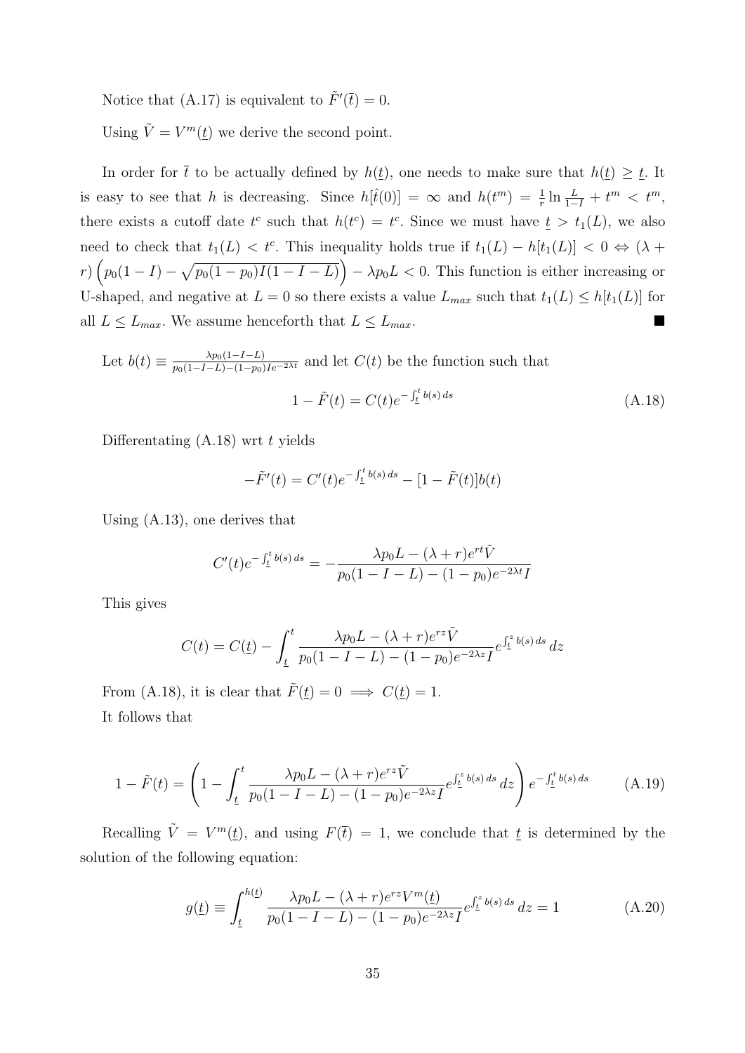Notice that (A.17) is equivalent to $\tilde{F}'(\bar{t}) = 0$.

Using $\tilde{V} = V^m(\underline{t})$ we derive the second point.

In order for $\bar{t}$ to be actually defined by $h(\underline{t})$, one needs to make sure that $h(\underline{t}) \geq \underline{t}$. It is easy to see that $h$ is decreasing. Since $h[\hat{t}(0)] = \infty$ and $h(t^m) = \frac{1}{r}\ln\frac{L}{1-I} + t^m < t^m$, there exists a cutoff date $t^c$ such that $h(t^c) = t^c$. Since we must have $\underline{t} > t_1(L)$, we also need to check that $t_1(L) < t^c$. This inequality holds true if $t_1(L) - h[t_1(L)] < 0 \Leftrightarrow (\lambda + r)\left(p_0(1-I) - \sqrt{p_0(1-p_0)I(1-I-L)}\right) - \lambda p_0 L < 0$. This function is either increasing or U-shaped, and negative at $L = 0$ so there exists a value $L_{max}$ such that $t_1(L) \leq h[t_1(L)]$ for all $L \leq L_{max}$. We assume henceforth that $L \leq L_{max}$. ■

Let $b(t) \equiv \frac{\lambda p_0(1-I-L)}{p_0(1-I-L)-(1-p_0)Ie^{-2\lambda t}}$ and let $C(t)$ be the function such that

$$1 - \tilde{F}(t) = C(t)e^{-\int_{\underline{t}}^{t} b(s)\, ds} \tag{A.18}$$

Differentating (A.18) wrt $t$ yields

$$-\tilde{F}'(t) = C'(t)e^{-\int_{\underline{t}}^{t} b(s)\, ds} - [1 - \tilde{F}(t)]b(t)$$

Using (A.13), one derives that

$$C'(t)e^{-\int_{\underline{t}}^{t} b(s)\, ds} = -\frac{\lambda p_0 L - (\lambda + r)e^{rt}\tilde{V}}{p_0(1-I-L) - (1-p_0)e^{-2\lambda t}I}$$

This gives

$$C(t) = C(\underline{t}) - \int_{\underline{t}}^{t} \frac{\lambda p_0 L - (\lambda + r)e^{rz}\tilde{V}}{p_0(1-I-L) - (1-p_0)e^{-2\lambda z}I} e^{\int_{\underline{t}}^{z} b(s)\, ds}\, dz$$

From (A.18), it is clear that $\tilde{F}(\underline{t}) = 0 \implies C(\underline{t}) = 1$.
It follows that

$$1 - \tilde{F}(t) = \left(1 - \int_{\underline{t}}^{t} \frac{\lambda p_0 L - (\lambda + r)e^{rz}\tilde{V}}{p_0(1-I-L) - (1-p_0)e^{-2\lambda z}I} e^{\int_{\underline{t}}^{z} b(s)\, ds}\, dz\right) e^{-\int_{\underline{t}}^{t} b(s)\, ds} \tag{A.19}$$

Recalling $\tilde{V} = V^m(\underline{t})$, and using $F(\bar{t}) = 1$, we conclude that $\underline{t}$ is determined by the solution of the following equation:

$$g(\underline{t}) \equiv \int_{\underline{t}}^{h(\underline{t})} \frac{\lambda p_0 L - (\lambda + r)e^{rz}V^m(\underline{t})}{p_0(1-I-L) - (1-p_0)e^{-2\lambda z}I} e^{\int_{\underline{t}}^{z} b(s)\, ds}\, dz = 1 \tag{A.20}$$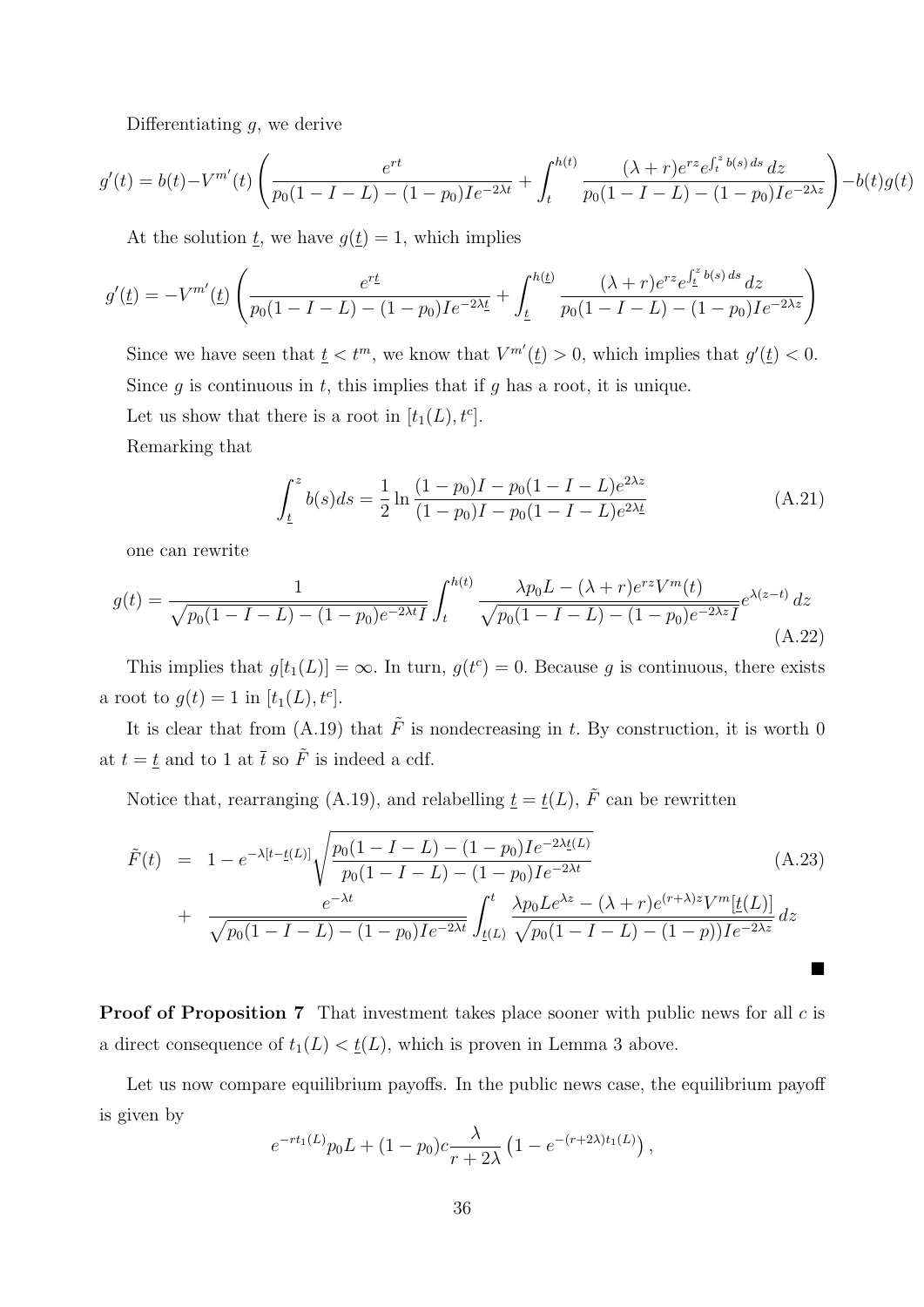Differentiating $g$, we derive

$$g'(t) = b(t) - V^{m'}(t)\left(\frac{e^{rt}}{p_0(1-I-L)-(1-p_0)Ie^{-2\lambda t}} + \int_t^{h(t)} \frac{(\lambda+r)e^{rz}e^{\int_t^z b(s)\,ds}\,dz}{p_0(1-I-L)-(1-p_0)Ie^{-2\lambda z}}\right) - b(t)g(t)$$

At the solution $\underline{t}$, we have $g(\underline{t}) = 1$, which implies

$$g'(\underline{t}) = -V^{m'}(\underline{t})\left(\frac{e^{r\underline{t}}}{p_0(1-I-L)-(1-p_0)Ie^{-2\lambda\underline{t}}} + \int_{\underline{t}}^{h(\underline{t})} \frac{(\lambda+r)e^{rz}e^{\int_{\underline{t}}^z b(s)\,ds}\,dz}{p_0(1-I-L)-(1-p_0)Ie^{-2\lambda z}}\right)$$

Since we have seen that $\underline{t} < t^m$, we know that $V^{m'}(\underline{t}) > 0$, which implies that $g'(\underline{t}) < 0$.

Since $g$ is continuous in $t$, this implies that if $g$ has a root, it is unique.

Let us show that there is a root in $[t_1(L), t^c]$.

Remarking that

$$\int_{\underline{t}}^z b(s)ds = \frac{1}{2}\ln\frac{(1-p_0)I - p_0(1-I-L)e^{2\lambda z}}{(1-p_0)I - p_0(1-I-L)e^{2\lambda\underline{t}}} \tag{A.21}$$

one can rewrite

$$g(t) = \frac{1}{\sqrt{p_0(1-I-L)-(1-p_0)e^{-2\lambda t}I}}\int_t^{h(t)} \frac{\lambda p_0 L - (\lambda+r)e^{rz}V^m(t)}{\sqrt{p_0(1-I-L)-(1-p_0)e^{-2\lambda z}I}}e^{\lambda(z-t)}\,dz \tag{A.22}$$

This implies that $g[t_1(L)] = \infty$. In turn, $g(t^c) = 0$. Because $g$ is continuous, there exists a root to $g(t) = 1$ in $[t_1(L), t^c]$.

It is clear that from (A.19) that $\tilde{F}$ is nondecreasing in $t$. By construction, it is worth 0 at $t = \underline{t}$ and to 1 at $\bar{t}$ so $\tilde{F}$ is indeed a cdf.

Notice that, rearranging (A.19), and relabelling $\underline{t} = \underline{t}(L)$, $\tilde{F}$ can be rewritten

$$\begin{aligned}
\tilde{F}(t) &= 1 - e^{-\lambda[t-\underline{t}(L)]}\sqrt{\frac{p_0(1-I-L)-(1-p_0)Ie^{-2\lambda\underline{t}(L)}}{p_0(1-I-L)-(1-p_0)Ie^{-2\lambda t}}} \\
&+ \frac{e^{-\lambda t}}{\sqrt{p_0(1-I-L)-(1-p_0)Ie^{-2\lambda t}}}\int_{\underline{t}(L)}^t \frac{\lambda p_0 L e^{\lambda z} - (\lambda+r)e^{(r+\lambda)z}V^m[\underline{t}(L)]}{\sqrt{p_0(1-I-L)-(1-p))Ie^{-2\lambda z}}}\,dz
\end{aligned} \tag{A.23}$$

■

**Proof of Proposition 7** That investment takes place sooner with public news for all $c$ is a direct consequence of $t_1(L) < \underline{t}(L)$, which is proven in Lemma 3 above.

Let us now compare equilibrium payoffs. In the public news case, the equilibrium payoff is given by

$$e^{-rt_1(L)}p_0L + (1-p_0)c\frac{\lambda}{r+2\lambda}\left(1-e^{-(r+2\lambda)t_1(L)}\right),$$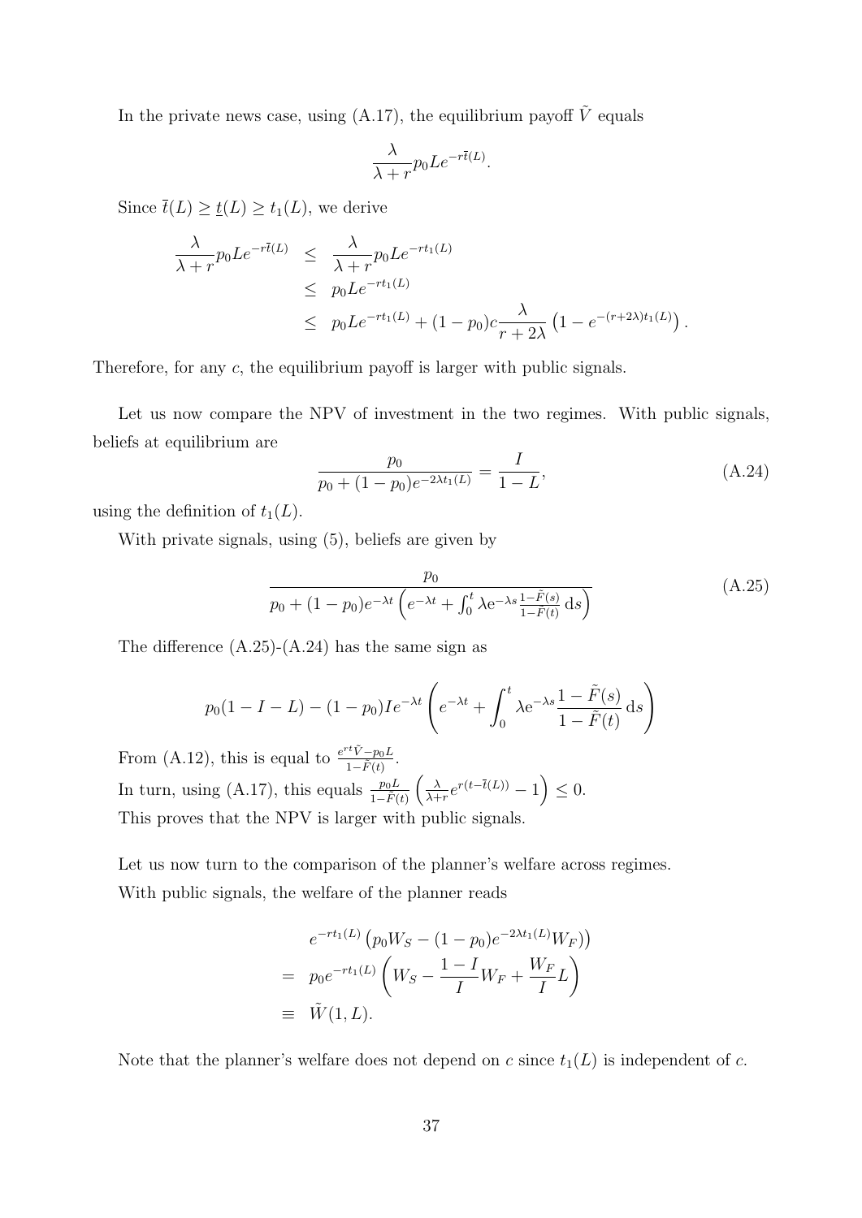In the private news case, using (A.17), the equilibrium payoff $\tilde{V}$ equals

$$\frac{\lambda}{\lambda + r} p_0 L e^{-r\bar{t}(L)}.$$

Since $\bar{t}(L) \geq \underline{t}(L) \geq t_1(L)$, we derive

$$\begin{aligned}
\frac{\lambda}{\lambda + r} p_0 L e^{-r\bar{t}(L)} &\leq \frac{\lambda}{\lambda + r} p_0 L e^{-rt_1(L)} \\
&\leq p_0 L e^{-rt_1(L)} \\
&\leq p_0 L e^{-rt_1(L)} + (1 - p_0) c \frac{\lambda}{r + 2\lambda} \left(1 - e^{-(r+2\lambda)t_1(L)}\right).
\end{aligned}$$

Therefore, for any $c$, the equilibrium payoff is larger with public signals.

Let us now compare the NPV of investment in the two regimes. With public signals, beliefs at equilibrium are

$$\frac{p_0}{p_0 + (1 - p_0)e^{-2\lambda t_1(L)}} = \frac{I}{1 - L}, \tag{A.24}$$

using the definition of $t_1(L)$.

With private signals, using (5), beliefs are given by

$$\frac{p_0}{p_0 + (1 - p_0)e^{-\lambda t}\left(e^{-\lambda t} + \int_0^t \lambda e^{-\lambda s} \frac{1 - \tilde{F}(s)}{1 - \tilde{F}(t)} \, \mathrm{d}s\right)} \tag{A.25}$$

The difference (A.25)-(A.24) has the same sign as

$$p_0(1 - I - L) - (1 - p_0) I e^{-\lambda t} \left(e^{-\lambda t} + \int_0^t \lambda e^{-\lambda s} \frac{1 - \tilde{F}(s)}{1 - \tilde{F}(t)} \, \mathrm{d}s\right)$$

From (A.12), this is equal to $\frac{e^{rt}\tilde{V} - p_0 L}{1 - \tilde{F}(t)}$.

In turn, using (A.17), this equals $\frac{p_0 L}{1 - \tilde{F}(t)} \left(\frac{\lambda}{\lambda + r} e^{r(t - \bar{t}(L))} - 1\right) \leq 0$.

This proves that the NPV is larger with public signals.

Let us now turn to the comparison of the planner's welfare across regimes.

With public signals, the welfare of the planner reads

$$\begin{aligned}
&e^{-rt_1(L)} \left(p_0 W_S - (1 - p_0) e^{-2\lambda t_1(L)} W_F\right) \\
= \;& p_0 e^{-rt_1(L)} \left(W_S - \frac{1 - I}{I} W_F + \frac{W_F}{I} L\right) \\
\equiv \;& \tilde{W}(1, L).
\end{aligned}$$

Note that the planner's welfare does not depend on $c$ since $t_1(L)$ is independent of $c$.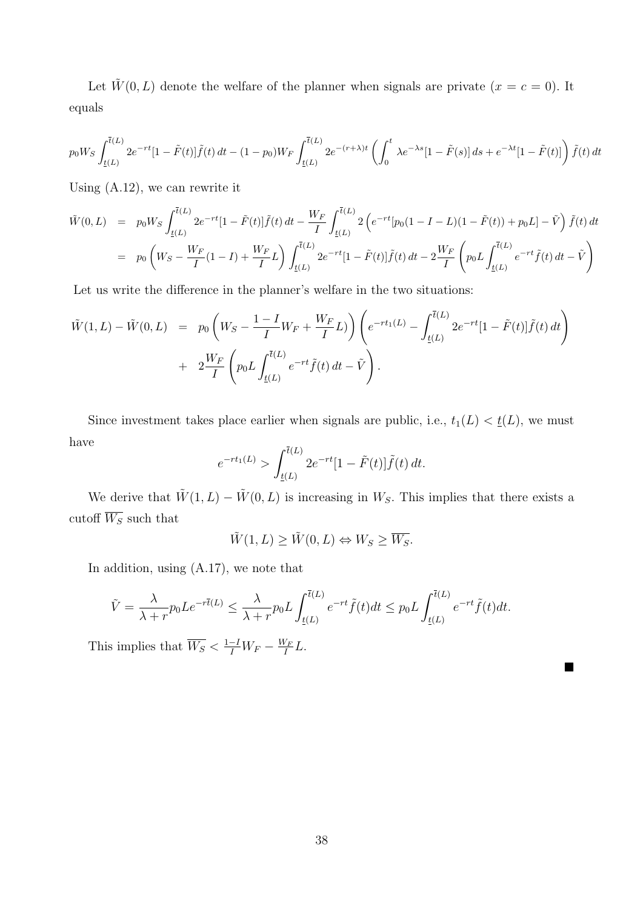Let $\tilde{W}(0, L)$ denote the welfare of the planner when signals are private ($x = c = 0$). It equals

$$p_0 W_S \int_{\underline{t}(L)}^{\overline{t}(L)} 2e^{-rt}[1-\tilde{F}(t)]\tilde{f}(t)\,dt - (1-p_0)W_F \int_{\underline{t}(L)}^{\overline{t}(L)} 2e^{-(r+\lambda)t}\left(\int_0^t \lambda e^{-\lambda s}[1-\tilde{F}(s)]\,ds + e^{-\lambda t}[1-\tilde{F}(t)]\right)\tilde{f}(t)\,dt$$

Using (A.12), we can rewrite it

$$\begin{aligned}
\tilde{W}(0, L) &= p_0 W_S \int_{\underline{t}(L)}^{\overline{t}(L)} 2e^{-rt}[1-\tilde{F}(t)]\tilde{f}(t)\,dt - \frac{W_F}{I}\int_{\underline{t}(L)}^{\overline{t}(L)} 2\left(e^{-rt}[p_0(1-I-L)(1-\tilde{F}(t)) + p_0 L] - \tilde{V}\right)\tilde{f}(t)\,dt \\
&= p_0\left(W_S - \frac{W_F}{I}(1-I) + \frac{W_F}{I}L\right)\int_{\underline{t}(L)}^{\overline{t}(L)} 2e^{-rt}[1-\tilde{F}(t)]\tilde{f}(t)\,dt - 2\frac{W_F}{I}\left(p_0 L \int_{\underline{t}(L)}^{\overline{t}(L)} e^{-rt}\tilde{f}(t)\,dt - \tilde{V}\right)
\end{aligned}$$

Let us write the difference in the planner's welfare in the two situations:

$$\begin{aligned}
\tilde{W}(1, L) - \tilde{W}(0, L) &= p_0\left(W_S - \frac{1-I}{I}W_F + \frac{W_F}{I}L)\right)\left(e^{-rt_1(L)} - \int_{\underline{t}(L)}^{\overline{t}(L)} 2e^{-rt}[1-\tilde{F}(t)]\tilde{f}(t)\,dt\right) \\
&\quad + 2\frac{W_F}{I}\left(p_0 L \int_{\underline{t}(L)}^{\overline{t}(L)} e^{-rt}\tilde{f}(t)\,dt - \tilde{V}\right).
\end{aligned}$$

Since investment takes place earlier when signals are public, i.e., $t_1(L) < \underline{t}(L)$, we must have

$$e^{-rt_1(L)} > \int_{\underline{t}(L)}^{\overline{t}(L)} 2e^{-rt}[1-\tilde{F}(t)]\tilde{f}(t)\,dt.$$

We derive that $\tilde{W}(1, L) - \tilde{W}(0, L)$ is increasing in $W_S$. This implies that there exists a cutoff $\overline{W_S}$ such that

$$\tilde{W}(1, L) \geq \tilde{W}(0, L) \Leftrightarrow W_S \geq \overline{W_S}.$$

In addition, using (A.17), we note that

$$\tilde{V} = \frac{\lambda}{\lambda + r}p_0 L e^{-r\overline{t}(L)} \leq \frac{\lambda}{\lambda + r}p_0 L \int_{\underline{t}(L)}^{\overline{t}(L)} e^{-rt}\tilde{f}(t)dt \leq p_0 L \int_{\underline{t}(L)}^{\overline{t}(L)} e^{-rt}\tilde{f}(t)dt.$$

This implies that $\overline{W_S} < \frac{1-I}{I}W_F - \frac{W_F}{I}L$.

■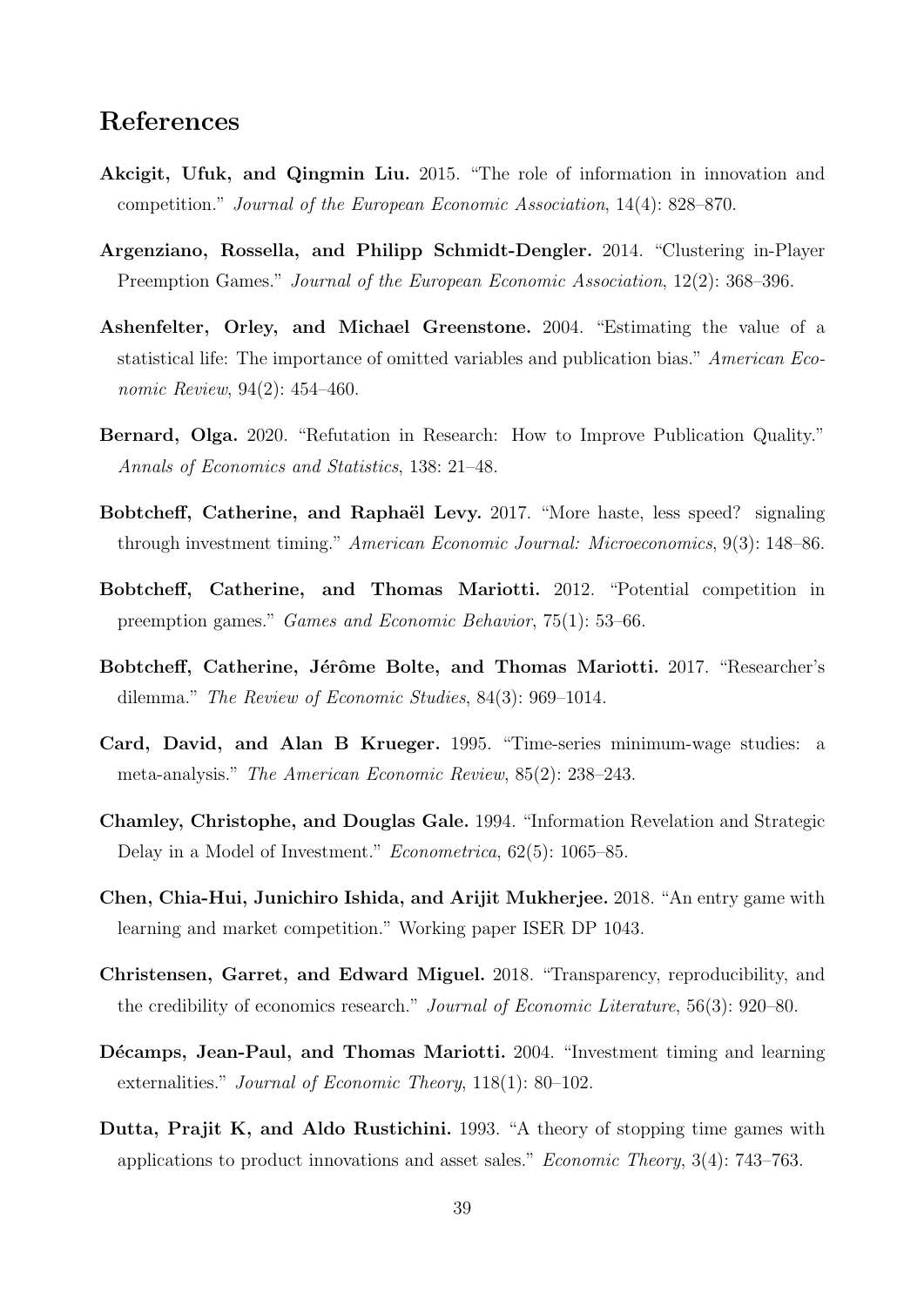## References

**Akcigit, Ufuk, and Qingmin Liu.** 2015. "The role of information in innovation and competition." *Journal of the European Economic Association*, 14(4): 828–870.

**Argenziano, Rossella, and Philipp Schmidt-Dengler.** 2014. "Clustering in-Player Preemption Games." *Journal of the European Economic Association*, 12(2): 368–396.

**Ashenfelter, Orley, and Michael Greenstone.** 2004. "Estimating the value of a statistical life: The importance of omitted variables and publication bias." *American Economic Review*, 94(2): 454–460.

**Bernard, Olga.** 2020. "Refutation in Research: How to Improve Publication Quality." *Annals of Economics and Statistics*, 138: 21–48.

**Bobtcheff, Catherine, and Raphaël Levy.** 2017. "More haste, less speed? signaling through investment timing." *American Economic Journal: Microeconomics*, 9(3): 148–86.

**Bobtcheff, Catherine, and Thomas Mariotti.** 2012. "Potential competition in preemption games." *Games and Economic Behavior*, 75(1): 53–66.

**Bobtcheff, Catherine, Jérôme Bolte, and Thomas Mariotti.** 2017. "Researcher's dilemma." *The Review of Economic Studies*, 84(3): 969–1014.

**Card, David, and Alan B Krueger.** 1995. "Time-series minimum-wage studies: a meta-analysis." *The American Economic Review*, 85(2): 238–243.

**Chamley, Christophe, and Douglas Gale.** 1994. "Information Revelation and Strategic Delay in a Model of Investment." *Econometrica*, 62(5): 1065–85.

**Chen, Chia-Hui, Junichiro Ishida, and Arijit Mukherjee.** 2018. "An entry game with learning and market competition." Working paper ISER DP 1043.

**Christensen, Garret, and Edward Miguel.** 2018. "Transparency, reproducibility, and the credibility of economics research." *Journal of Economic Literature*, 56(3): 920–80.

**Décamps, Jean-Paul, and Thomas Mariotti.** 2004. "Investment timing and learning externalities." *Journal of Economic Theory*, 118(1): 80–102.

**Dutta, Prajit K, and Aldo Rustichini.** 1993. "A theory of stopping time games with applications to product innovations and asset sales." *Economic Theory*, 3(4): 743–763.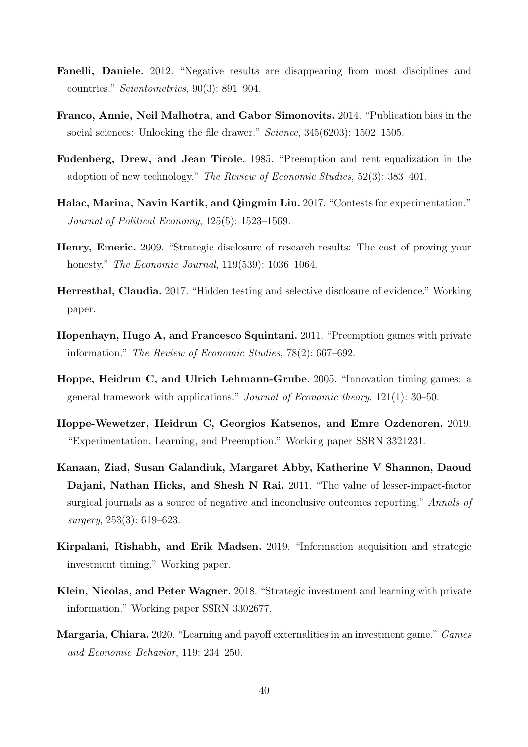**Fanelli, Daniele.** 2012. "Negative results are disappearing from most disciplines and countries." *Scientometrics*, 90(3): 891–904.

**Franco, Annie, Neil Malhotra, and Gabor Simonovits.** 2014. "Publication bias in the social sciences: Unlocking the file drawer." *Science*, 345(6203): 1502–1505.

**Fudenberg, Drew, and Jean Tirole.** 1985. "Preemption and rent equalization in the adoption of new technology." *The Review of Economic Studies*, 52(3): 383–401.

**Halac, Marina, Navin Kartik, and Qingmin Liu.** 2017. "Contests for experimentation." *Journal of Political Economy*, 125(5): 1523–1569.

**Henry, Emeric.** 2009. "Strategic disclosure of research results: The cost of proving your honesty." *The Economic Journal*, 119(539): 1036–1064.

**Herresthal, Claudia.** 2017. "Hidden testing and selective disclosure of evidence." Working paper.

**Hopenhayn, Hugo A, and Francesco Squintani.** 2011. "Preemption games with private information." *The Review of Economic Studies*, 78(2): 667–692.

**Hoppe, Heidrun C, and Ulrich Lehmann-Grube.** 2005. "Innovation timing games: a general framework with applications." *Journal of Economic theory*, 121(1): 30–50.

**Hoppe-Wewetzer, Heidrun C, Georgios Katsenos, and Emre Ozdenoren.** 2019. "Experimentation, Learning, and Preemption." Working paper SSRN 3321231.

**Kanaan, Ziad, Susan Galandiuk, Margaret Abby, Katherine V Shannon, Daoud Dajani, Nathan Hicks, and Shesh N Rai.** 2011. "The value of lesser-impact-factor surgical journals as a source of negative and inconclusive outcomes reporting." *Annals of surgery*, 253(3): 619–623.

**Kirpalani, Rishabh, and Erik Madsen.** 2019. "Information acquisition and strategic investment timing." Working paper.

**Klein, Nicolas, and Peter Wagner.** 2018. "Strategic investment and learning with private information." Working paper SSRN 3302677.

**Margaria, Chiara.** 2020. "Learning and payoff externalities in an investment game." *Games and Economic Behavior*, 119: 234–250.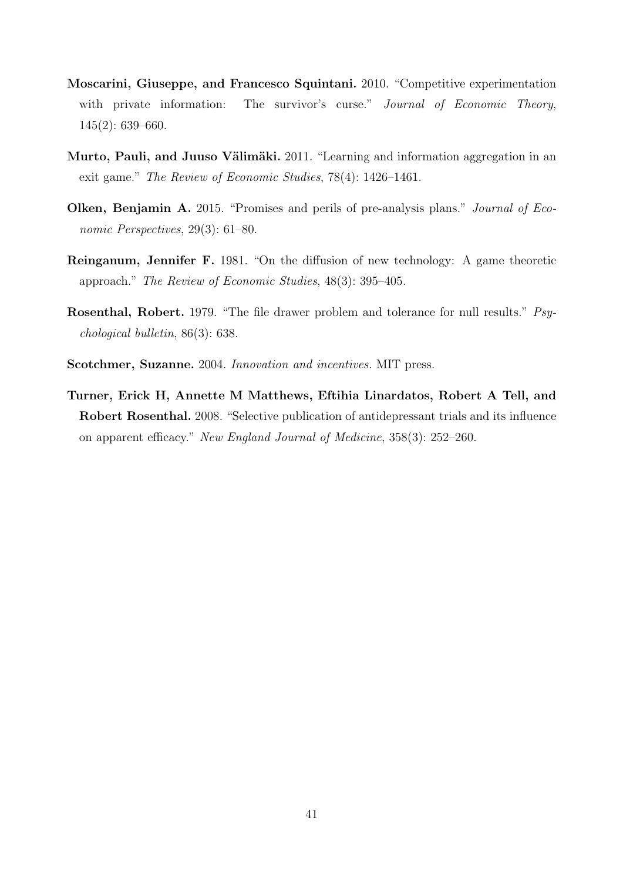**Moscarini, Giuseppe, and Francesco Squintani.** 2010. "Competitive experimentation with private information: The survivor's curse." *Journal of Economic Theory*, 145(2): 639–660.

**Murto, Pauli, and Juuso Välimäki.** 2011. "Learning and information aggregation in an exit game." *The Review of Economic Studies*, 78(4): 1426–1461.

**Olken, Benjamin A.** 2015. "Promises and perils of pre-analysis plans." *Journal of Economic Perspectives*, 29(3): 61–80.

**Reinganum, Jennifer F.** 1981. "On the diffusion of new technology: A game theoretic approach." *The Review of Economic Studies*, 48(3): 395–405.

**Rosenthal, Robert.** 1979. "The file drawer problem and tolerance for null results." *Psychological bulletin*, 86(3): 638.

**Scotchmer, Suzanne.** 2004. *Innovation and incentives.* MIT press.

**Turner, Erick H, Annette M Matthews, Eftihia Linardatos, Robert A Tell, and Robert Rosenthal.** 2008. "Selective publication of antidepressant trials and its influence on apparent efficacy." *New England Journal of Medicine*, 358(3): 252–260.